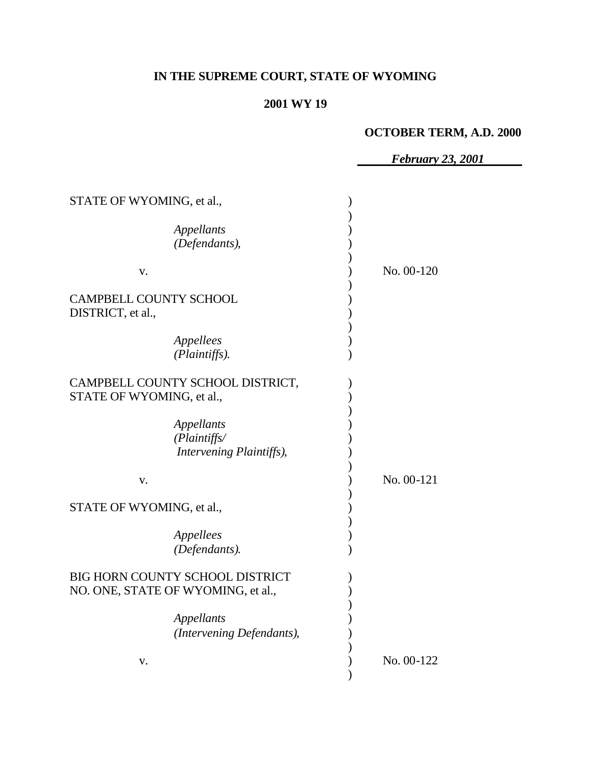**IN THE SUPREME COURT, STATE OF WYOMING**

**2001 WY 19**

**OCTOBER TERM, A.D. 2000**

***February 23, 2001***

| | |
|---|---|
| STATE OF WYOMING, et al., *Appellants (Defendants)*, v. CAMPBELL COUNTY SCHOOL DISTRICT, et al., *Appellees (Plaintiffs).* | No. 00-120 |
| CAMPBELL COUNTY SCHOOL DISTRICT, STATE OF WYOMING, et al., *Appellants (Plaintiffs/ Intervening Plaintiffs)*, v. STATE OF WYOMING, et al., *Appellees (Defendants).* | No. 00-121 |
| BIG HORN COUNTY SCHOOL DISTRICT NO. ONE, STATE OF WYOMING, et al., *Appellants (Intervening Defendants)*, v. | No. 00-122 |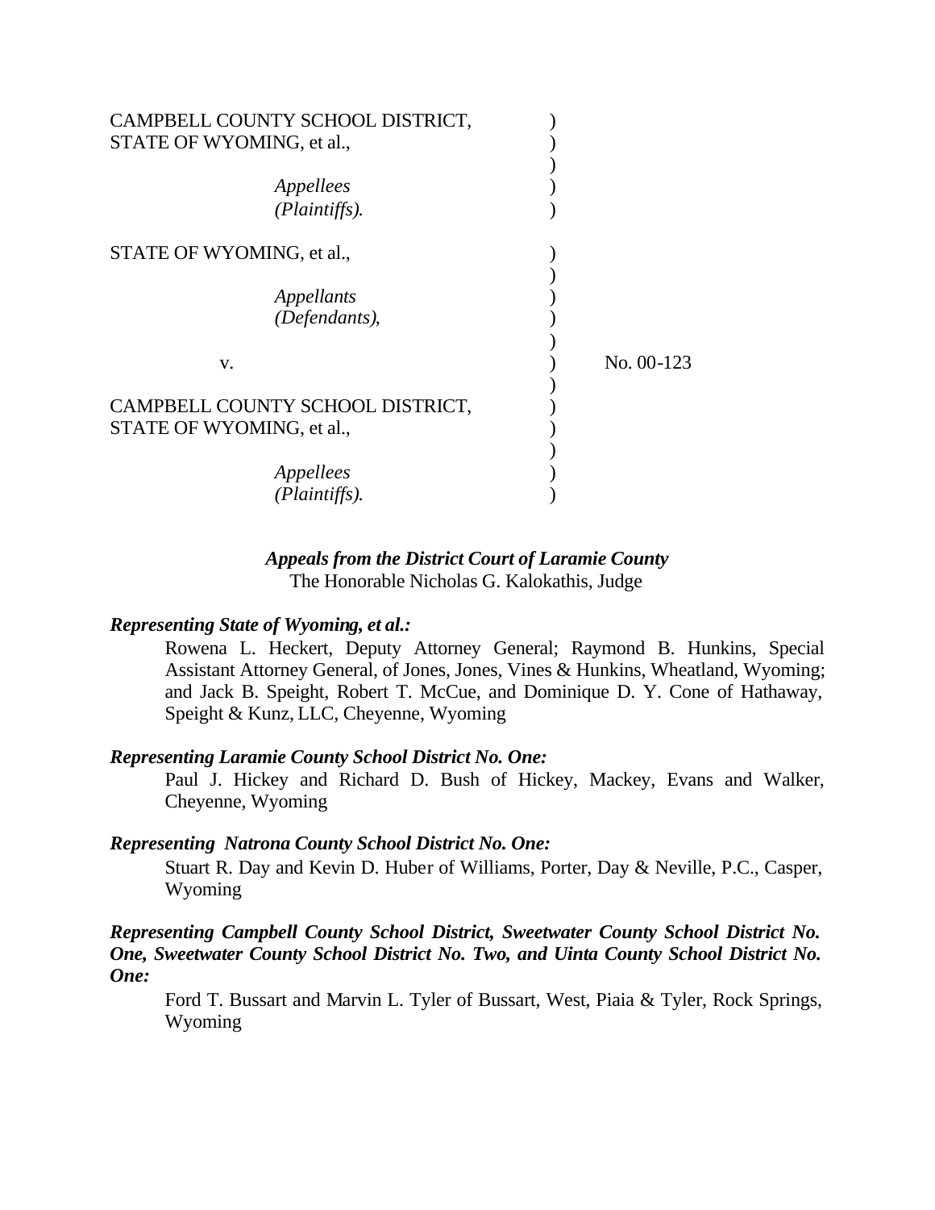CAMPBELL COUNTY SCHOOL DISTRICT,
STATE OF WYOMING, et al.,

*Appellees*
*(Plaintiffs).*

STATE OF WYOMING, et al.,

*Appellants*
*(Defendants),*

v.

No. 00-123

CAMPBELL COUNTY SCHOOL DISTRICT,
STATE OF WYOMING, et al.,

*Appellees*
*(Plaintiffs).*

***Appeals from the District Court of Laramie County***
The Honorable Nicholas G. Kalokathis, Judge

***Representing State of Wyoming, et al.:***

Rowena L. Heckert, Deputy Attorney General; Raymond B. Hunkins, Special Assistant Attorney General, of Jones, Jones, Vines & Hunkins, Wheatland, Wyoming; and Jack B. Speight, Robert T. McCue, and Dominique D. Y. Cone of Hathaway, Speight & Kunz, LLC, Cheyenne, Wyoming

***Representing Laramie County School District No. One:***

Paul J. Hickey and Richard D. Bush of Hickey, Mackey, Evans and Walker, Cheyenne, Wyoming

***Representing Natrona County School District No. One:***

Stuart R. Day and Kevin D. Huber of Williams, Porter, Day & Neville, P.C., Casper, Wyoming

***Representing Campbell County School District, Sweetwater County School District No. One, Sweetwater County School District No. Two, and Uinta County School District No. One:***

Ford T. Bussart and Marvin L. Tyler of Bussart, West, Piaia & Tyler, Rock Springs, Wyoming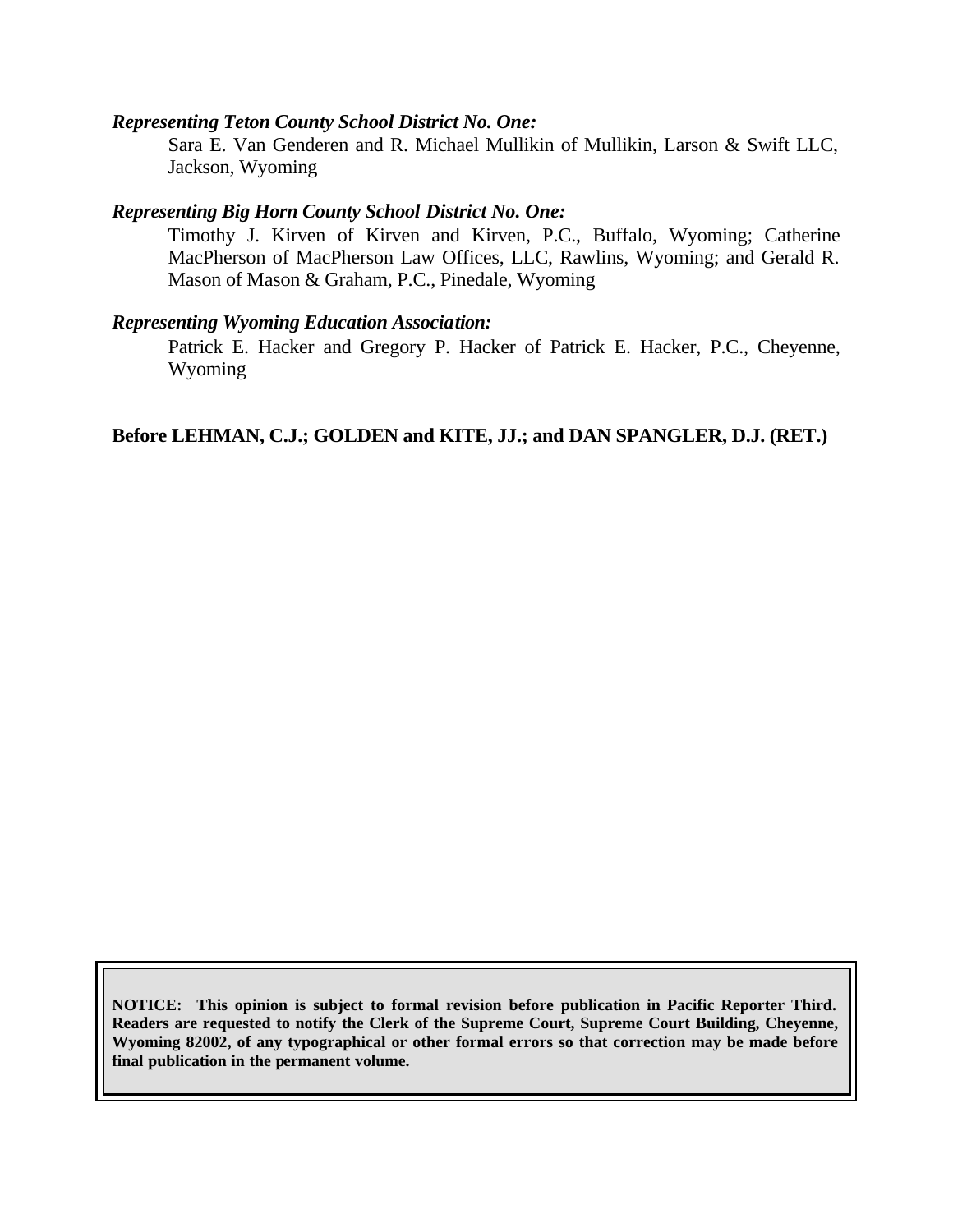***Representing Teton County School District No. One:***

Sara E. Van Genderen and R. Michael Mullikin of Mullikin, Larson & Swift LLC, Jackson, Wyoming

***Representing Big Horn County School District No. One:***

Timothy J. Kirven of Kirven and Kirven, P.C., Buffalo, Wyoming; Catherine MacPherson of MacPherson Law Offices, LLC, Rawlins, Wyoming; and Gerald R. Mason of Mason & Graham, P.C., Pinedale, Wyoming

***Representing Wyoming Education Association:***

Patrick E. Hacker and Gregory P. Hacker of Patrick E. Hacker, P.C., Cheyenne, Wyoming

**Before LEHMAN, C.J.; GOLDEN and KITE, JJ.; and DAN SPANGLER, D.J. (RET.)**

**NOTICE: This opinion is subject to formal revision before publication in Pacific Reporter Third. Readers are requested to notify the Clerk of the Supreme Court, Supreme Court Building, Cheyenne, Wyoming 82002, of any typographical or other formal errors so that correction may be made before final publication in the permanent volume.**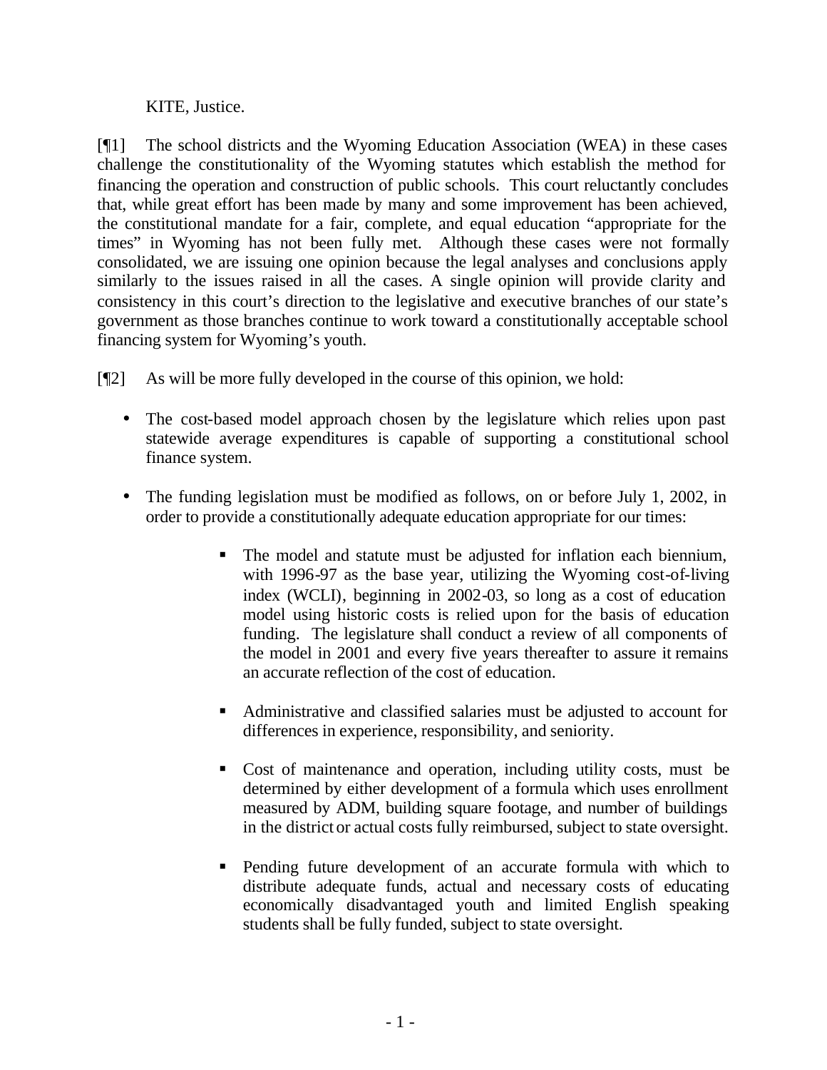KITE, Justice.

[¶1] The school districts and the Wyoming Education Association (WEA) in these cases challenge the constitutionality of the Wyoming statutes which establish the method for financing the operation and construction of public schools. This court reluctantly concludes that, while great effort has been made by many and some improvement has been achieved, the constitutional mandate for a fair, complete, and equal education "appropriate for the times" in Wyoming has not been fully met. Although these cases were not formally consolidated, we are issuing one opinion because the legal analyses and conclusions apply similarly to the issues raised in all the cases. A single opinion will provide clarity and consistency in this court's direction to the legislative and executive branches of our state's government as those branches continue to work toward a constitutionally acceptable school financing system for Wyoming's youth.

[¶2] As will be more fully developed in the course of this opinion, we hold:

- The cost-based model approach chosen by the legislature which relies upon past statewide average expenditures is capable of supporting a constitutional school finance system.

- The funding legislation must be modified as follows, on or before July 1, 2002, in order to provide a constitutionally adequate education appropriate for our times:

    - The model and statute must be adjusted for inflation each biennium, with 1996-97 as the base year, utilizing the Wyoming cost-of-living index (WCLI), beginning in 2002-03, so long as a cost of education model using historic costs is relied upon for the basis of education funding. The legislature shall conduct a review of all components of the model in 2001 and every five years thereafter to assure it remains an accurate reflection of the cost of education.

    - Administrative and classified salaries must be adjusted to account for differences in experience, responsibility, and seniority.

    - Cost of maintenance and operation, including utility costs, must be determined by either development of a formula which uses enrollment measured by ADM, building square footage, and number of buildings in the district or actual costs fully reimbursed, subject to state oversight.

    - Pending future development of an accurate formula with which to distribute adequate funds, actual and necessary costs of educating economically disadvantaged youth and limited English speaking students shall be fully funded, subject to state oversight.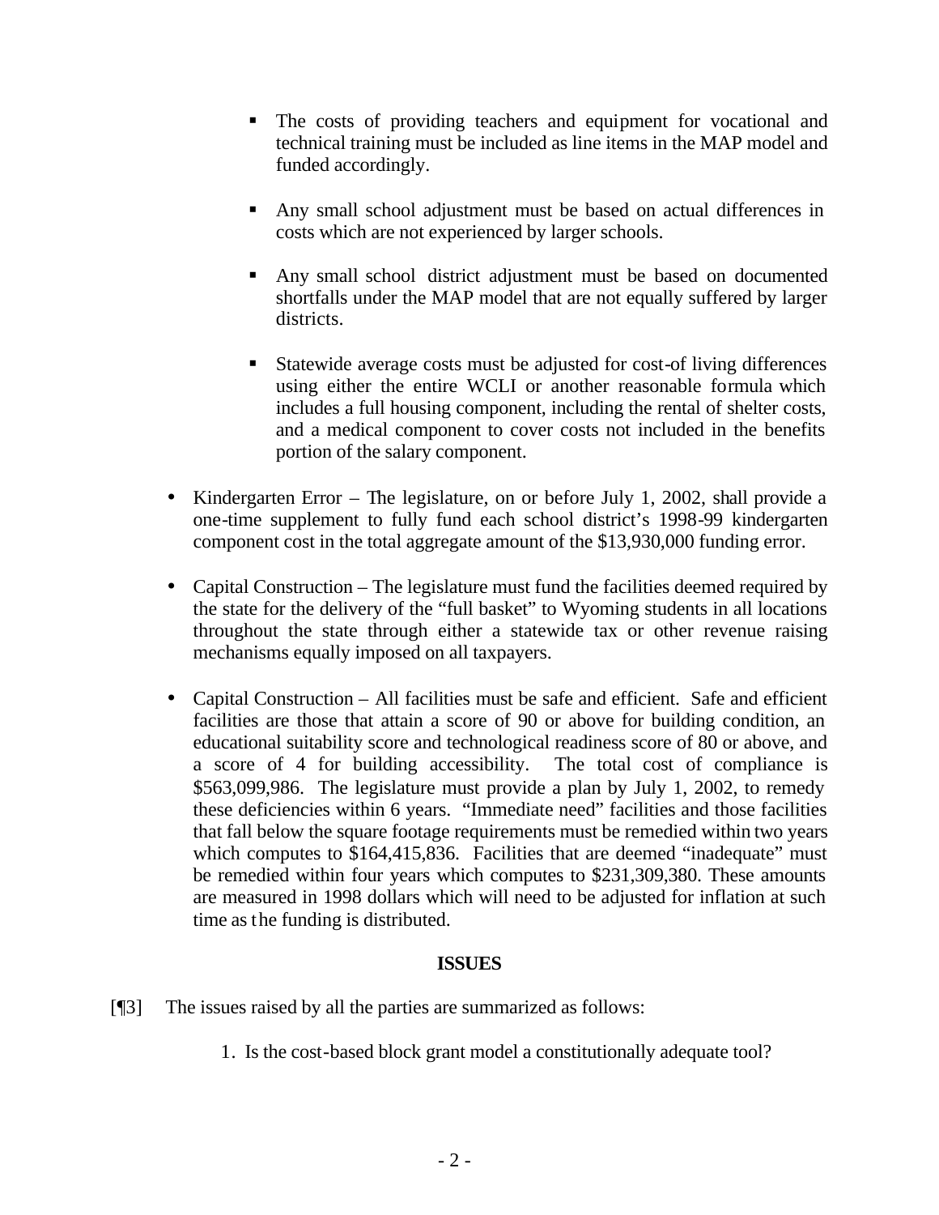- The costs of providing teachers and equipment for vocational and technical training must be included as line items in the MAP model and funded accordingly.

   - Any small school adjustment must be based on actual differences in costs which are not experienced by larger schools.

   - Any small school district adjustment must be based on documented shortfalls under the MAP model that are not equally suffered by larger districts.

   - Statewide average costs must be adjusted for cost-of living differences using either the entire WCLI or another reasonable formula which includes a full housing component, including the rental of shelter costs, and a medical component to cover costs not included in the benefits portion of the salary component.

- Kindergarten Error – The legislature, on or before July 1, 2002, shall provide a one-time supplement to fully fund each school district's 1998-99 kindergarten component cost in the total aggregate amount of the $13,930,000 funding error.

- Capital Construction – The legislature must fund the facilities deemed required by the state for the delivery of the "full basket" to Wyoming students in all locations throughout the state through either a statewide tax or other revenue raising mechanisms equally imposed on all taxpayers.

- Capital Construction – All facilities must be safe and efficient. Safe and efficient facilities are those that attain a score of 90 or above for building condition, an educational suitability score and technological readiness score of 80 or above, and a score of 4 for building accessibility. The total cost of compliance is $563,099,986. The legislature must provide a plan by July 1, 2002, to remedy these deficiencies within 6 years. "Immediate need" facilities and those facilities that fall below the square footage requirements must be remedied within two years which computes to $164,415,836. Facilities that are deemed "inadequate" must be remedied within four years which computes to $231,309,380. These amounts are measured in 1998 dollars which will need to be adjusted for inflation at such time as the funding is distributed.

**ISSUES**

[¶3] The issues raised by all the parties are summarized as follows:

1. Is the cost-based block grant model a constitutionally adequate tool?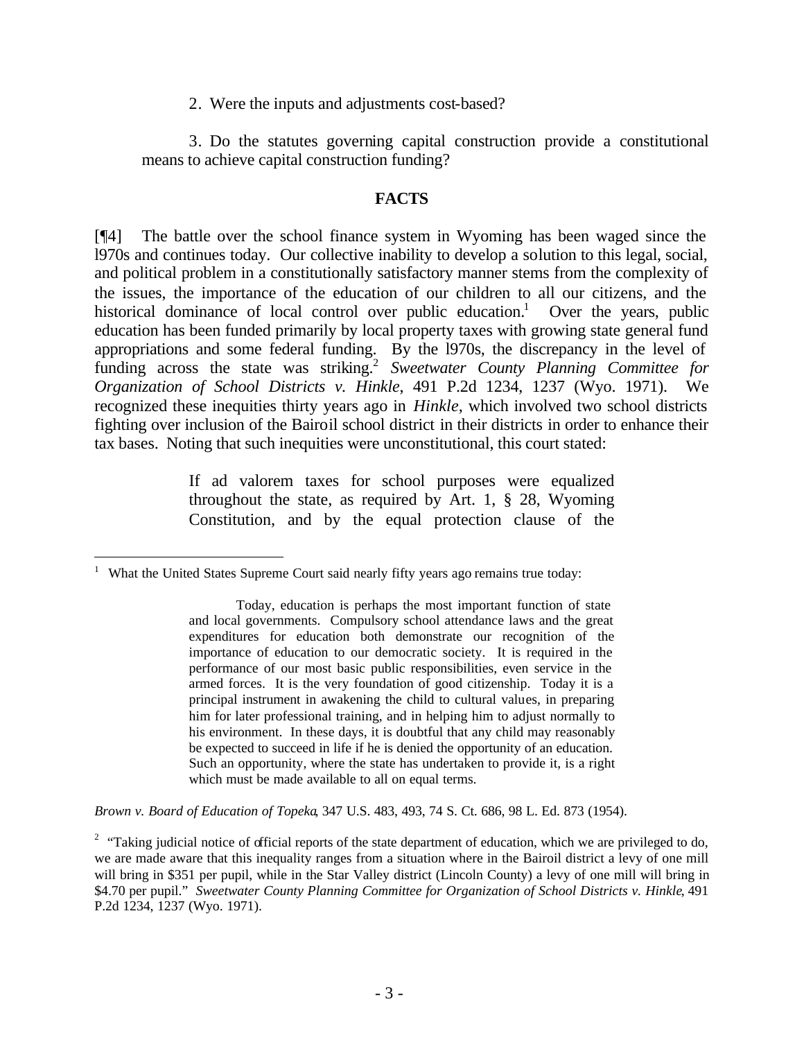2. Were the inputs and adjustments cost-based?

3. Do the statutes governing capital construction provide a constitutional means to achieve capital construction funding?

## FACTS

[¶4] The battle over the school finance system in Wyoming has been waged since the l970s and continues today. Our collective inability to develop a solution to this legal, social, and political problem in a constitutionally satisfactory manner stems from the complexity of the issues, the importance of the education of our children to all our citizens, and the historical dominance of local control over public education.[1] Over the years, public education has been funded primarily by local property taxes with growing state general fund appropriations and some federal funding. By the l970s, the discrepancy in the level of funding across the state was striking.[2] *Sweetwater County Planning Committee for Organization of School Districts v. Hinkle*, 491 P.2d 1234, 1237 (Wyo. 1971). We recognized these inequities thirty years ago in *Hinkle*, which involved two school districts fighting over inclusion of the Bairoil school district in their districts in order to enhance their tax bases. Noting that such inequities were unconstitutional, this court stated:

> If ad valorem taxes for school purposes were equalized throughout the state, as required by Art. 1, § 28, Wyoming Constitution, and by the equal protection clause of the

---

[1] What the United States Supreme Court said nearly fifty years ago remains true today:

> Today, education is perhaps the most important function of state and local governments. Compulsory school attendance laws and the great expenditures for education both demonstrate our recognition of the importance of education to our democratic society. It is required in the performance of our most basic public responsibilities, even service in the armed forces. It is the very foundation of good citizenship. Today it is a principal instrument in awakening the child to cultural values, in preparing him for later professional training, and in helping him to adjust normally to his environment. In these days, it is doubtful that any child may reasonably be expected to succeed in life if he is denied the opportunity of an education. Such an opportunity, where the state has undertaken to provide it, is a right which must be made available to all on equal terms.

*Brown v. Board of Education of Topeka*, 347 U.S. 483, 493, 74 S. Ct. 686, 98 L. Ed. 873 (1954).

[2] "Taking judicial notice of official reports of the state department of education, which we are privileged to do, we are made aware that this inequality ranges from a situation where in the Bairoil district a levy of one mill will bring in $351 per pupil, while in the Star Valley district (Lincoln County) a levy of one mill will bring in $4.70 per pupil." *Sweetwater County Planning Committee for Organization of School Districts v. Hinkle*, 491 P.2d 1234, 1237 (Wyo. 1971).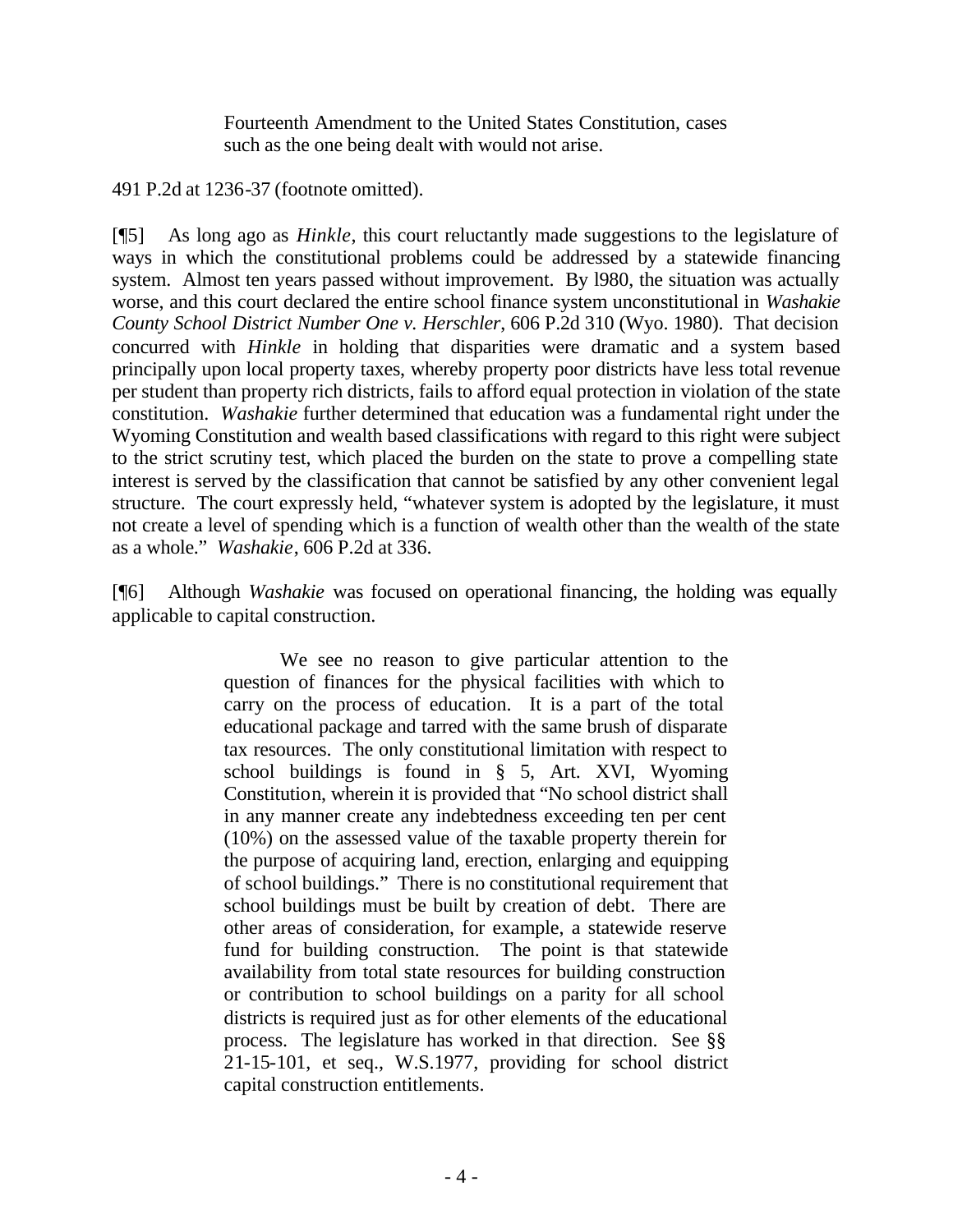> Fourteenth Amendment to the United States Constitution, cases such as the one being dealt with would not arise.

491 P.2d at 1236-37 (footnote omitted).

[¶5] As long ago as *Hinkle*, this court reluctantly made suggestions to the legislature of ways in which the constitutional problems could be addressed by a statewide financing system. Almost ten years passed without improvement. By l980, the situation was actually worse, and this court declared the entire school finance system unconstitutional in *Washakie County School District Number One v. Herschler*, 606 P.2d 310 (Wyo. 1980). That decision concurred with *Hinkle* in holding that disparities were dramatic and a system based principally upon local property taxes, whereby property poor districts have less total revenue per student than property rich districts, fails to afford equal protection in violation of the state constitution. *Washakie* further determined that education was a fundamental right under the Wyoming Constitution and wealth based classifications with regard to this right were subject to the strict scrutiny test, which placed the burden on the state to prove a compelling state interest is served by the classification that cannot be satisfied by any other convenient legal structure. The court expressly held, "whatever system is adopted by the legislature, it must not create a level of spending which is a function of wealth other than the wealth of the state as a whole." *Washakie*, 606 P.2d at 336.

[¶6] Although *Washakie* was focused on operational financing, the holding was equally applicable to capital construction.

> We see no reason to give particular attention to the question of finances for the physical facilities with which to carry on the process of education. It is a part of the total educational package and tarred with the same brush of disparate tax resources. The only constitutional limitation with respect to school buildings is found in § 5, Art. XVI, Wyoming Constitution, wherein it is provided that "No school district shall in any manner create any indebtedness exceeding ten per cent (10%) on the assessed value of the taxable property therein for the purpose of acquiring land, erection, enlarging and equipping of school buildings." There is no constitutional requirement that school buildings must be built by creation of debt. There are other areas of consideration, for example, a statewide reserve fund for building construction. The point is that statewide availability from total state resources for building construction or contribution to school buildings on a parity for all school districts is required just as for other elements of the educational process. The legislature has worked in that direction. See §§ 21-15-101, et seq., W.S.1977, providing for school district capital construction entitlements.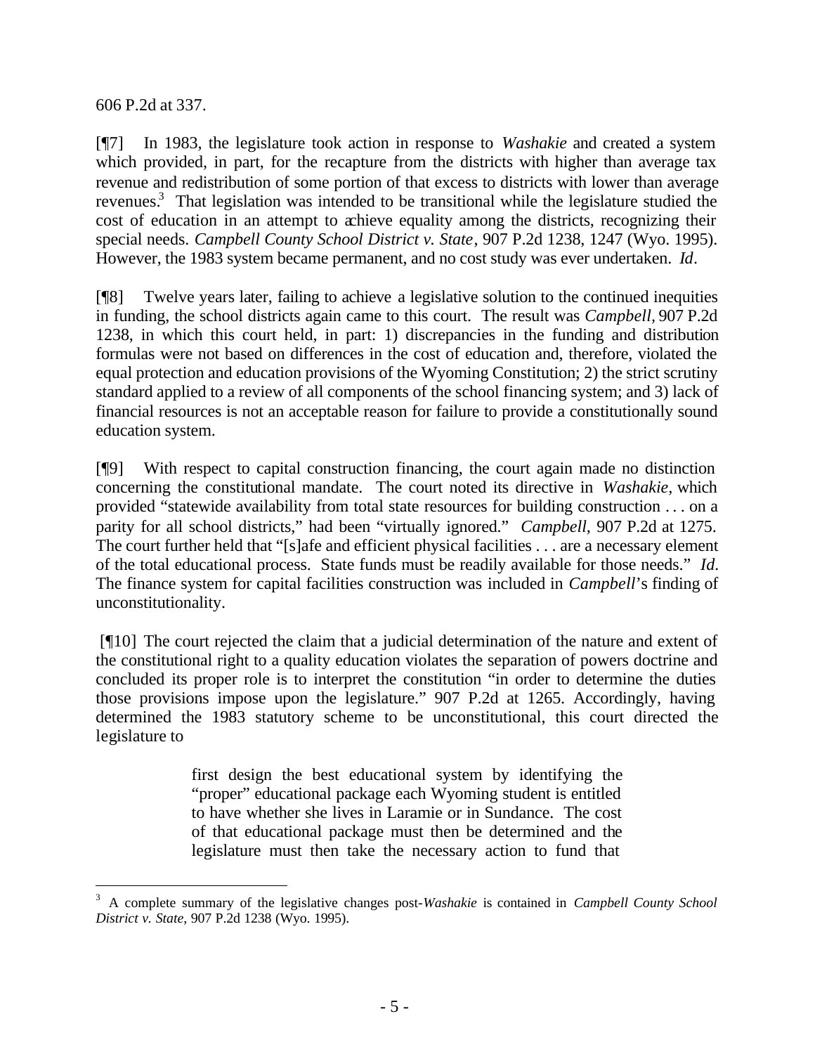606 P.2d at 337.

[¶7] In 1983, the legislature took action in response to *Washakie* and created a system which provided, in part, for the recapture from the districts with higher than average tax revenue and redistribution of some portion of that excess to districts with lower than average revenues.[3] That legislation was intended to be transitional while the legislature studied the cost of education in an attempt to achieve equality among the districts, recognizing their special needs. *Campbell County School District v. State*, 907 P.2d 1238, 1247 (Wyo. 1995). However, the 1983 system became permanent, and no cost study was ever undertaken. *Id*.

[¶8] Twelve years later, failing to achieve a legislative solution to the continued inequities in funding, the school districts again came to this court. The result was *Campbell*, 907 P.2d 1238, in which this court held, in part: 1) discrepancies in the funding and distribution formulas were not based on differences in the cost of education and, therefore, violated the equal protection and education provisions of the Wyoming Constitution; 2) the strict scrutiny standard applied to a review of all components of the school financing system; and 3) lack of financial resources is not an acceptable reason for failure to provide a constitutionally sound education system.

[¶9] With respect to capital construction financing, the court again made no distinction concerning the constitutional mandate. The court noted its directive in *Washakie*, which provided "statewide availability from total state resources for building construction . . . on a parity for all school districts," had been "virtually ignored." *Campbell*, 907 P.2d at 1275. The court further held that "[s]afe and efficient physical facilities . . . are a necessary element of the total educational process. State funds must be readily available for those needs." *Id*. The finance system for capital facilities construction was included in *Campbell*'s finding of unconstitutionality.

[¶10] The court rejected the claim that a judicial determination of the nature and extent of the constitutional right to a quality education violates the separation of powers doctrine and concluded its proper role is to interpret the constitution "in order to determine the duties those provisions impose upon the legislature." 907 P.2d at 1265. Accordingly, having determined the 1983 statutory scheme to be unconstitutional, this court directed the legislature to

> first design the best educational system by identifying the "proper" educational package each Wyoming student is entitled to have whether she lives in Laramie or in Sundance. The cost of that educational package must then be determined and the legislature must then take the necessary action to fund that

---

[3] A complete summary of the legislative changes post-*Washakie* is contained in *Campbell County School District v. State*, 907 P.2d 1238 (Wyo. 1995).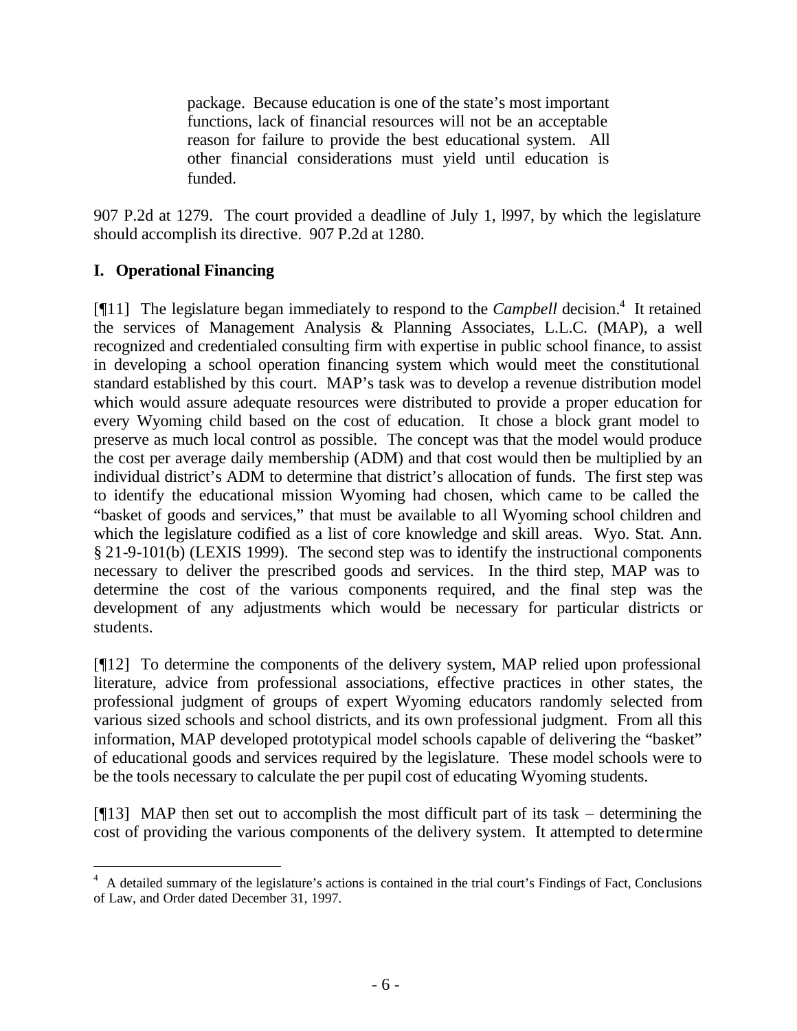> package. Because education is one of the state's most important functions, lack of financial resources will not be an acceptable reason for failure to provide the best educational system. All other financial considerations must yield until education is funded.

907 P.2d at 1279. The court provided a deadline of July 1, l997, by which the legislature should accomplish its directive. 907 P.2d at 1280.

## I. Operational Financing

[¶11] The legislature began immediately to respond to the *Campbell* decision.[4] It retained the services of Management Analysis & Planning Associates, L.L.C. (MAP), a well recognized and credentialed consulting firm with expertise in public school finance, to assist in developing a school operation financing system which would meet the constitutional standard established by this court. MAP's task was to develop a revenue distribution model which would assure adequate resources were distributed to provide a proper education for every Wyoming child based on the cost of education. It chose a block grant model to preserve as much local control as possible. The concept was that the model would produce the cost per average daily membership (ADM) and that cost would then be multiplied by an individual district's ADM to determine that district's allocation of funds. The first step was to identify the educational mission Wyoming had chosen, which came to be called the "basket of goods and services," that must be available to all Wyoming school children and which the legislature codified as a list of core knowledge and skill areas. Wyo. Stat. Ann. § 21-9-101(b) (LEXIS 1999). The second step was to identify the instructional components necessary to deliver the prescribed goods and services. In the third step, MAP was to determine the cost of the various components required, and the final step was the development of any adjustments which would be necessary for particular districts or students.

[¶12] To determine the components of the delivery system, MAP relied upon professional literature, advice from professional associations, effective practices in other states, the professional judgment of groups of expert Wyoming educators randomly selected from various sized schools and school districts, and its own professional judgment. From all this information, MAP developed prototypical model schools capable of delivering the "basket" of educational goods and services required by the legislature. These model schools were to be the tools necessary to calculate the per pupil cost of educating Wyoming students.

[¶13] MAP then set out to accomplish the most difficult part of its task – determining the cost of providing the various components of the delivery system. It attempted to determine

[4] A detailed summary of the legislature's actions is contained in the trial court's Findings of Fact, Conclusions of Law, and Order dated December 31, 1997.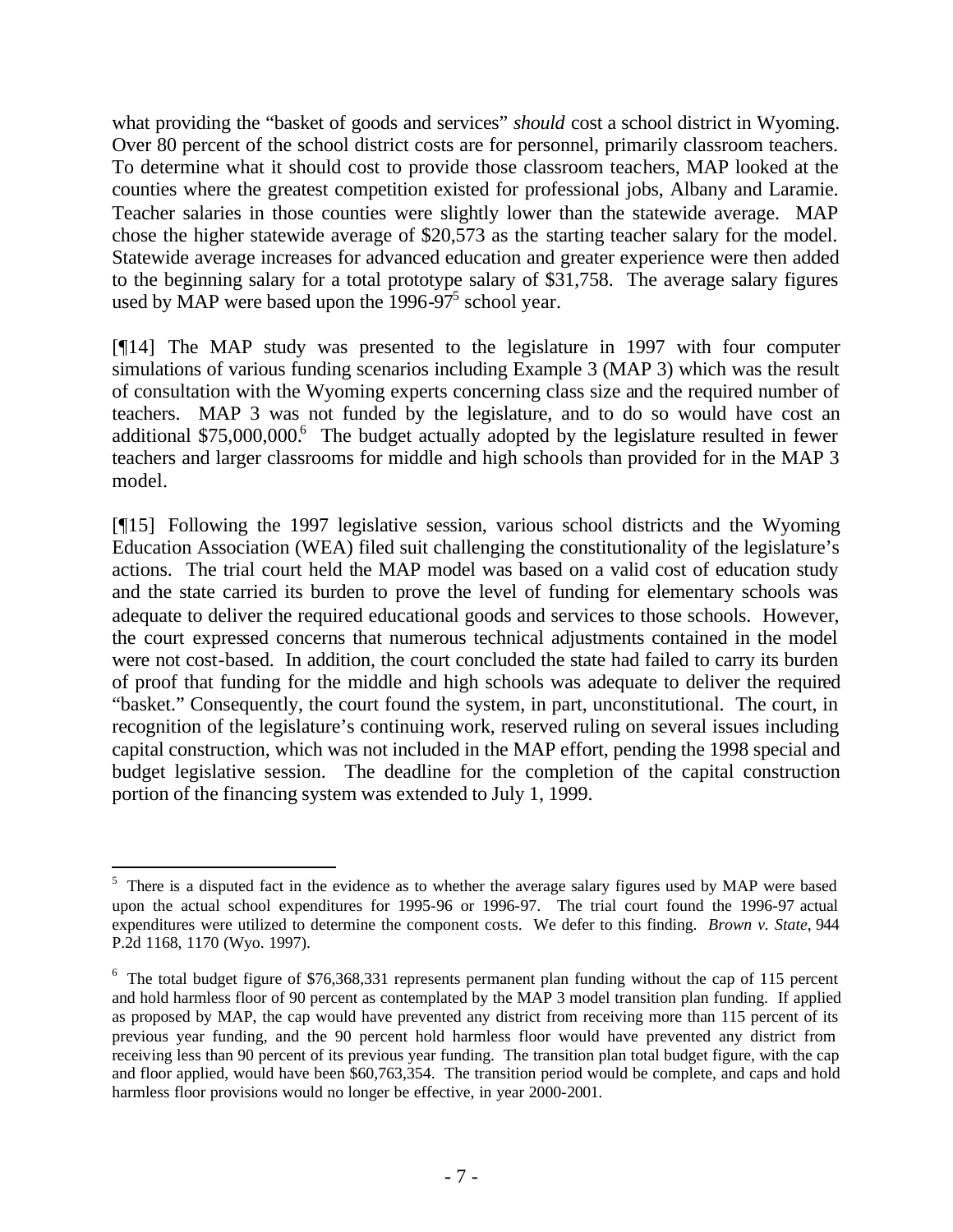what providing the "basket of goods and services" *should* cost a school district in Wyoming. Over 80 percent of the school district costs are for personnel, primarily classroom teachers. To determine what it should cost to provide those classroom teachers, MAP looked at the counties where the greatest competition existed for professional jobs, Albany and Laramie. Teacher salaries in those counties were slightly lower than the statewide average. MAP chose the higher statewide average of $20,573 as the starting teacher salary for the model. Statewide average increases for advanced education and greater experience were then added to the beginning salary for a total prototype salary of $31,758. The average salary figures used by MAP were based upon the 1996-97[5] school year.

[¶14] The MAP study was presented to the legislature in 1997 with four computer simulations of various funding scenarios including Example 3 (MAP 3) which was the result of consultation with the Wyoming experts concerning class size and the required number of teachers. MAP 3 was not funded by the legislature, and to do so would have cost an additional $75,000,000.[6] The budget actually adopted by the legislature resulted in fewer teachers and larger classrooms for middle and high schools than provided for in the MAP 3 model.

[¶15] Following the 1997 legislative session, various school districts and the Wyoming Education Association (WEA) filed suit challenging the constitutionality of the legislature's actions. The trial court held the MAP model was based on a valid cost of education study and the state carried its burden to prove the level of funding for elementary schools was adequate to deliver the required educational goods and services to those schools. However, the court expressed concerns that numerous technical adjustments contained in the model were not cost-based. In addition, the court concluded the state had failed to carry its burden of proof that funding for the middle and high schools was adequate to deliver the required "basket." Consequently, the court found the system, in part, unconstitutional. The court, in recognition of the legislature's continuing work, reserved ruling on several issues including capital construction, which was not included in the MAP effort, pending the 1998 special and budget legislative session. The deadline for the completion of the capital construction portion of the financing system was extended to July 1, 1999.

---

[5] There is a disputed fact in the evidence as to whether the average salary figures used by MAP were based upon the actual school expenditures for 1995-96 or 1996-97. The trial court found the 1996-97 actual expenditures were utilized to determine the component costs. We defer to this finding. *Brown v. State*, 944 P.2d 1168, 1170 (Wyo. 1997).

[6] The total budget figure of $76,368,331 represents permanent plan funding without the cap of 115 percent and hold harmless floor of 90 percent as contemplated by the MAP 3 model transition plan funding. If applied as proposed by MAP, the cap would have prevented any district from receiving more than 115 percent of its previous year funding, and the 90 percent hold harmless floor would have prevented any district from receiving less than 90 percent of its previous year funding. The transition plan total budget figure, with the cap and floor applied, would have been $60,763,354. The transition period would be complete, and caps and hold harmless floor provisions would no longer be effective, in year 2000-2001.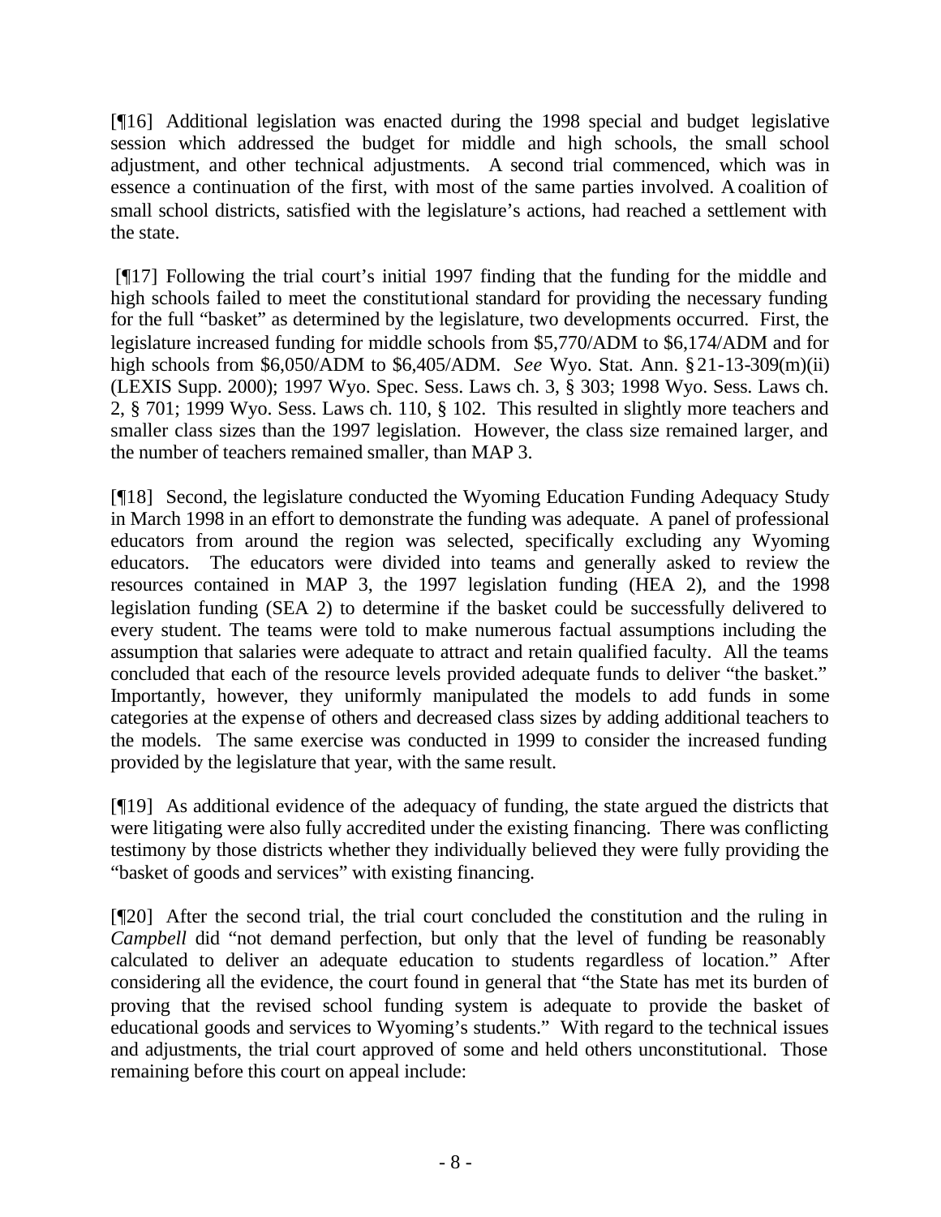[¶16] Additional legislation was enacted during the 1998 special and budget legislative session which addressed the budget for middle and high schools, the small school adjustment, and other technical adjustments. A second trial commenced, which was in essence a continuation of the first, with most of the same parties involved. A coalition of small school districts, satisfied with the legislature's actions, had reached a settlement with the state.

[¶17] Following the trial court's initial 1997 finding that the funding for the middle and high schools failed to meet the constitutional standard for providing the necessary funding for the full "basket" as determined by the legislature, two developments occurred. First, the legislature increased funding for middle schools from $5,770/ADM to $6,174/ADM and for high schools from $6,050/ADM to $6,405/ADM. *See* Wyo. Stat. Ann. § 21-13-309(m)(ii) (LEXIS Supp. 2000); 1997 Wyo. Spec. Sess. Laws ch. 3, § 303; 1998 Wyo. Sess. Laws ch. 2, § 701; 1999 Wyo. Sess. Laws ch. 110, § 102. This resulted in slightly more teachers and smaller class sizes than the 1997 legislation. However, the class size remained larger, and the number of teachers remained smaller, than MAP 3.

[¶18] Second, the legislature conducted the Wyoming Education Funding Adequacy Study in March 1998 in an effort to demonstrate the funding was adequate. A panel of professional educators from around the region was selected, specifically excluding any Wyoming educators. The educators were divided into teams and generally asked to review the resources contained in MAP 3, the 1997 legislation funding (HEA 2), and the 1998 legislation funding (SEA 2) to determine if the basket could be successfully delivered to every student. The teams were told to make numerous factual assumptions including the assumption that salaries were adequate to attract and retain qualified faculty. All the teams concluded that each of the resource levels provided adequate funds to deliver "the basket." Importantly, however, they uniformly manipulated the models to add funds in some categories at the expense of others and decreased class sizes by adding additional teachers to the models. The same exercise was conducted in 1999 to consider the increased funding provided by the legislature that year, with the same result.

[¶19] As additional evidence of the adequacy of funding, the state argued the districts that were litigating were also fully accredited under the existing financing. There was conflicting testimony by those districts whether they individually believed they were fully providing the "basket of goods and services" with existing financing.

[¶20] After the second trial, the trial court concluded the constitution and the ruling in *Campbell* did "not demand perfection, but only that the level of funding be reasonably calculated to deliver an adequate education to students regardless of location." After considering all the evidence, the court found in general that "the State has met its burden of proving that the revised school funding system is adequate to provide the basket of educational goods and services to Wyoming's students." With regard to the technical issues and adjustments, the trial court approved of some and held others unconstitutional. Those remaining before this court on appeal include: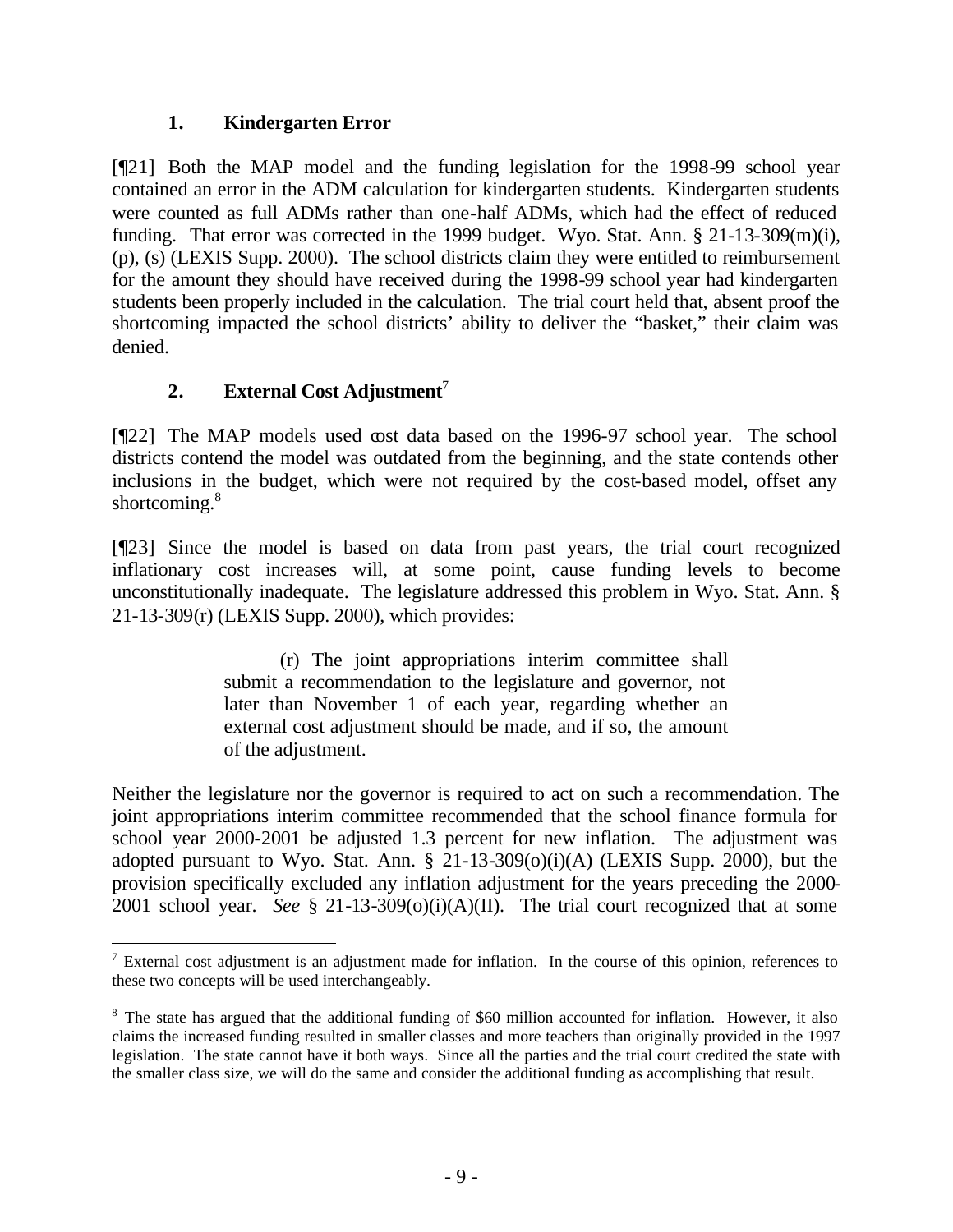### 1. Kindergarten Error

[¶21] Both the MAP model and the funding legislation for the 1998-99 school year contained an error in the ADM calculation for kindergarten students. Kindergarten students were counted as full ADMs rather than one-half ADMs, which had the effect of reduced funding. That error was corrected in the 1999 budget. Wyo. Stat. Ann. § 21-13-309(m)(i), (p), (s) (LEXIS Supp. 2000). The school districts claim they were entitled to reimbursement for the amount they should have received during the 1998-99 school year had kindergarten students been properly included in the calculation. The trial court held that, absent proof the shortcoming impacted the school districts' ability to deliver the "basket," their claim was denied.

### 2. External Cost Adjustment[7]

[¶22] The MAP models used cost data based on the 1996-97 school year. The school districts contend the model was outdated from the beginning, and the state contends other inclusions in the budget, which were not required by the cost-based model, offset any shortcoming.[8]

[¶23] Since the model is based on data from past years, the trial court recognized inflationary cost increases will, at some point, cause funding levels to become unconstitutionally inadequate. The legislature addressed this problem in Wyo. Stat. Ann. § 21-13-309(r) (LEXIS Supp. 2000), which provides:

> (r) The joint appropriations interim committee shall submit a recommendation to the legislature and governor, not later than November 1 of each year, regarding whether an external cost adjustment should be made, and if so, the amount of the adjustment.

Neither the legislature nor the governor is required to act on such a recommendation. The joint appropriations interim committee recommended that the school finance formula for school year 2000-2001 be adjusted 1.3 percent for new inflation. The adjustment was adopted pursuant to Wyo. Stat. Ann. § 21-13-309(o)(i)(A) (LEXIS Supp. 2000), but the provision specifically excluded any inflation adjustment for the years preceding the 2000-2001 school year. *See* § 21-13-309(o)(i)(A)(II). The trial court recognized that at some

---

[7] External cost adjustment is an adjustment made for inflation. In the course of this opinion, references to these two concepts will be used interchangeably.

[8] The state has argued that the additional funding of $60 million accounted for inflation. However, it also claims the increased funding resulted in smaller classes and more teachers than originally provided in the 1997 legislation. The state cannot have it both ways. Since all the parties and the trial court credited the state with the smaller class size, we will do the same and consider the additional funding as accomplishing that result.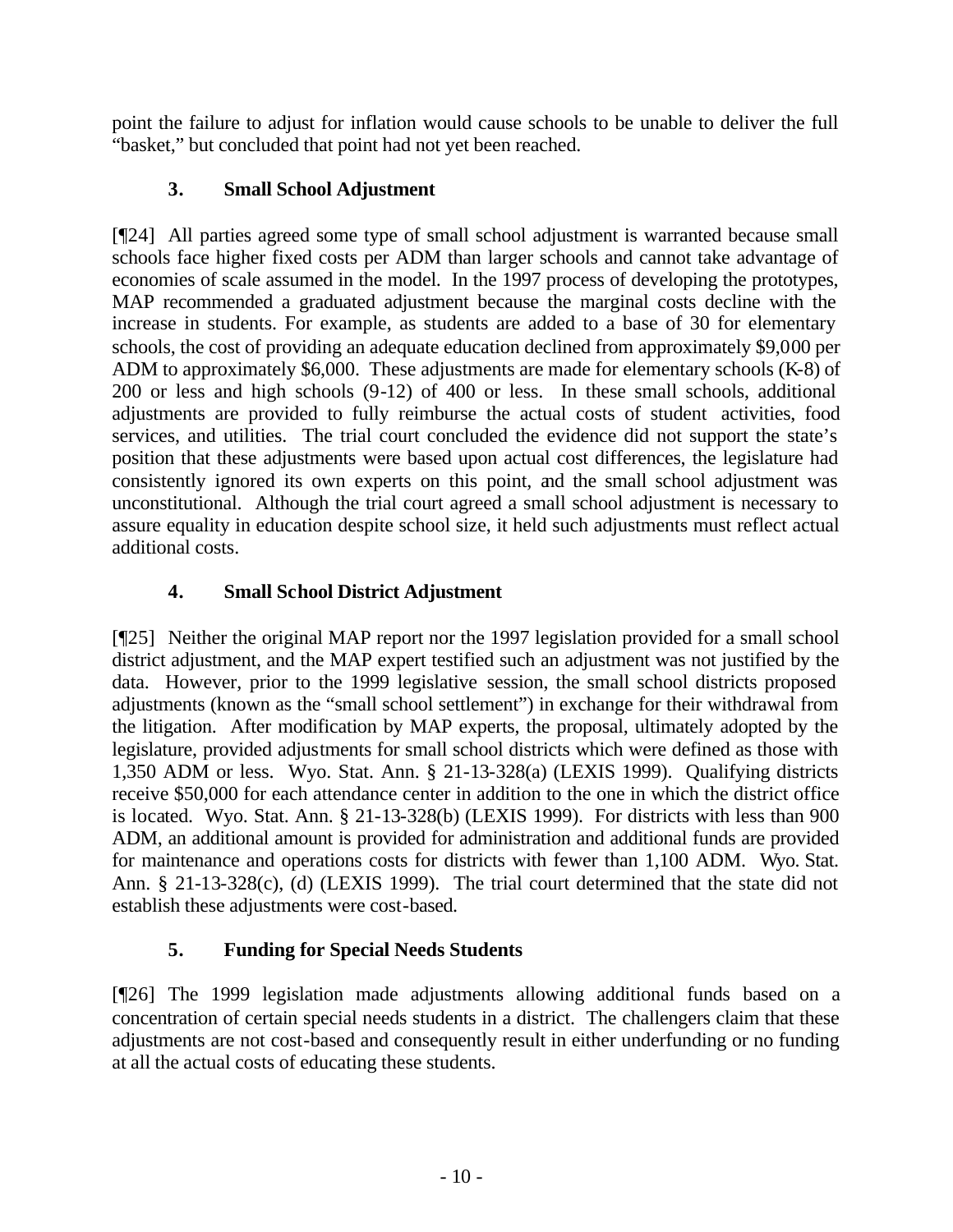point the failure to adjust for inflation would cause schools to be unable to deliver the full "basket," but concluded that point had not yet been reached.

### 3. Small School Adjustment

[¶24] All parties agreed some type of small school adjustment is warranted because small schools face higher fixed costs per ADM than larger schools and cannot take advantage of economies of scale assumed in the model. In the 1997 process of developing the prototypes, MAP recommended a graduated adjustment because the marginal costs decline with the increase in students. For example, as students are added to a base of 30 for elementary schools, the cost of providing an adequate education declined from approximately $9,000 per ADM to approximately $6,000. These adjustments are made for elementary schools (K-8) of 200 or less and high schools (9-12) of 400 or less. In these small schools, additional adjustments are provided to fully reimburse the actual costs of student activities, food services, and utilities. The trial court concluded the evidence did not support the state's position that these adjustments were based upon actual cost differences, the legislature had consistently ignored its own experts on this point, and the small school adjustment was unconstitutional. Although the trial court agreed a small school adjustment is necessary to assure equality in education despite school size, it held such adjustments must reflect actual additional costs.

### 4. Small School District Adjustment

[¶25] Neither the original MAP report nor the 1997 legislation provided for a small school district adjustment, and the MAP expert testified such an adjustment was not justified by the data. However, prior to the 1999 legislative session, the small school districts proposed adjustments (known as the "small school settlement") in exchange for their withdrawal from the litigation. After modification by MAP experts, the proposal, ultimately adopted by the legislature, provided adjustments for small school districts which were defined as those with 1,350 ADM or less. Wyo. Stat. Ann. § 21-13-328(a) (LEXIS 1999). Qualifying districts receive $50,000 for each attendance center in addition to the one in which the district office is located. Wyo. Stat. Ann. § 21-13-328(b) (LEXIS 1999). For districts with less than 900 ADM, an additional amount is provided for administration and additional funds are provided for maintenance and operations costs for districts with fewer than 1,100 ADM. Wyo. Stat. Ann. § 21-13-328(c), (d) (LEXIS 1999). The trial court determined that the state did not establish these adjustments were cost-based.

### 5. Funding for Special Needs Students

[¶26] The 1999 legislation made adjustments allowing additional funds based on a concentration of certain special needs students in a district. The challengers claim that these adjustments are not cost-based and consequently result in either underfunding or no funding at all the actual costs of educating these students.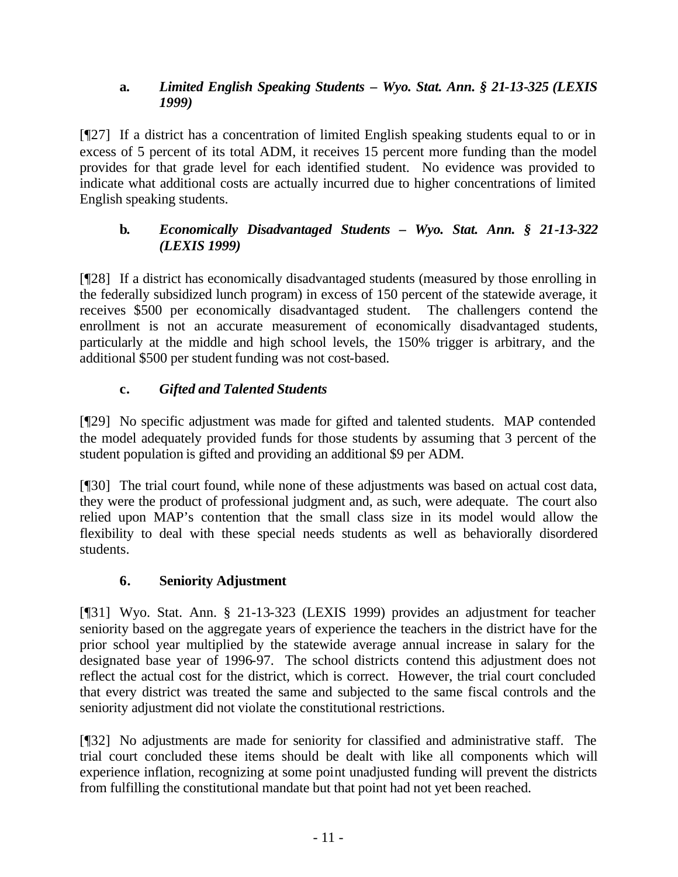#### a. *Limited English Speaking Students – Wyo. Stat. Ann. § 21-13-325 (LEXIS 1999)*

[¶27] If a district has a concentration of limited English speaking students equal to or in excess of 5 percent of its total ADM, it receives 15 percent more funding than the model provides for that grade level for each identified student. No evidence was provided to indicate what additional costs are actually incurred due to higher concentrations of limited English speaking students.

#### b. *Economically Disadvantaged Students – Wyo. Stat. Ann. § 21-13-322 (LEXIS 1999)*

[¶28] If a district has economically disadvantaged students (measured by those enrolling in the federally subsidized lunch program) in excess of 150 percent of the statewide average, it receives $500 per economically disadvantaged student. The challengers contend the enrollment is not an accurate measurement of economically disadvantaged students, particularly at the middle and high school levels, the 150% trigger is arbitrary, and the additional $500 per student funding was not cost-based.

#### c. *Gifted and Talented Students*

[¶29] No specific adjustment was made for gifted and talented students. MAP contended the model adequately provided funds for those students by assuming that 3 percent of the student population is gifted and providing an additional $9 per ADM.

[¶30] The trial court found, while none of these adjustments was based on actual cost data, they were the product of professional judgment and, as such, were adequate. The court also relied upon MAP's contention that the small class size in its model would allow the flexibility to deal with these special needs students as well as behaviorally disordered students.

### 6. Seniority Adjustment

[¶31] Wyo. Stat. Ann. § 21-13-323 (LEXIS 1999) provides an adjustment for teacher seniority based on the aggregate years of experience the teachers in the district have for the prior school year multiplied by the statewide average annual increase in salary for the designated base year of 1996-97. The school districts contend this adjustment does not reflect the actual cost for the district, which is correct. However, the trial court concluded that every district was treated the same and subjected to the same fiscal controls and the seniority adjustment did not violate the constitutional restrictions.

[¶32] No adjustments are made for seniority for classified and administrative staff. The trial court concluded these items should be dealt with like all components which will experience inflation, recognizing at some point unadjusted funding will prevent the districts from fulfilling the constitutional mandate but that point had not yet been reached.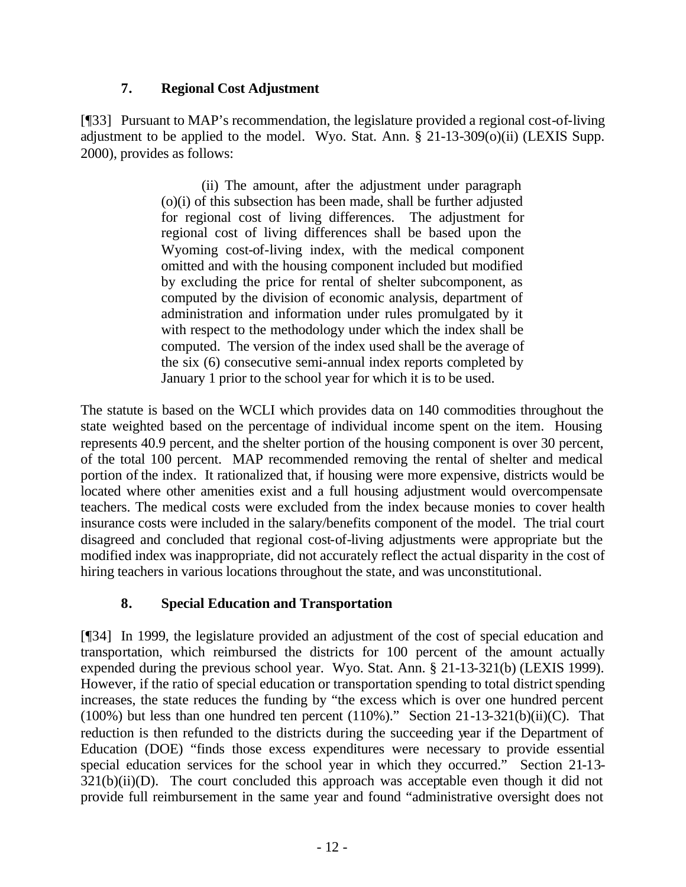### 7. Regional Cost Adjustment

[¶33] Pursuant to MAP's recommendation, the legislature provided a regional cost-of-living adjustment to be applied to the model. Wyo. Stat. Ann. § 21-13-309(o)(ii) (LEXIS Supp. 2000), provides as follows:

> (ii) The amount, after the adjustment under paragraph (o)(i) of this subsection has been made, shall be further adjusted for regional cost of living differences. The adjustment for regional cost of living differences shall be based upon the Wyoming cost-of-living index, with the medical component omitted and with the housing component included but modified by excluding the price for rental of shelter subcomponent, as computed by the division of economic analysis, department of administration and information under rules promulgated by it with respect to the methodology under which the index shall be computed. The version of the index used shall be the average of the six (6) consecutive semi-annual index reports completed by January 1 prior to the school year for which it is to be used.

The statute is based on the WCLI which provides data on 140 commodities throughout the state weighted based on the percentage of individual income spent on the item. Housing represents 40.9 percent, and the shelter portion of the housing component is over 30 percent, of the total 100 percent. MAP recommended removing the rental of shelter and medical portion of the index. It rationalized that, if housing were more expensive, districts would be located where other amenities exist and a full housing adjustment would overcompensate teachers. The medical costs were excluded from the index because monies to cover health insurance costs were included in the salary/benefits component of the model. The trial court disagreed and concluded that regional cost-of-living adjustments were appropriate but the modified index was inappropriate, did not accurately reflect the actual disparity in the cost of hiring teachers in various locations throughout the state, and was unconstitutional.

### 8. Special Education and Transportation

[¶34] In 1999, the legislature provided an adjustment of the cost of special education and transportation, which reimbursed the districts for 100 percent of the amount actually expended during the previous school year. Wyo. Stat. Ann. § 21-13-321(b) (LEXIS 1999). However, if the ratio of special education or transportation spending to total district spending increases, the state reduces the funding by "the excess which is over one hundred percent (100%) but less than one hundred ten percent (110%)." Section 21-13-321(b)(ii)(C). That reduction is then refunded to the districts during the succeeding year if the Department of Education (DOE) "finds those excess expenditures were necessary to provide essential special education services for the school year in which they occurred." Section 21-13-321(b)(ii)(D). The court concluded this approach was acceptable even though it did not provide full reimbursement in the same year and found "administrative oversight does not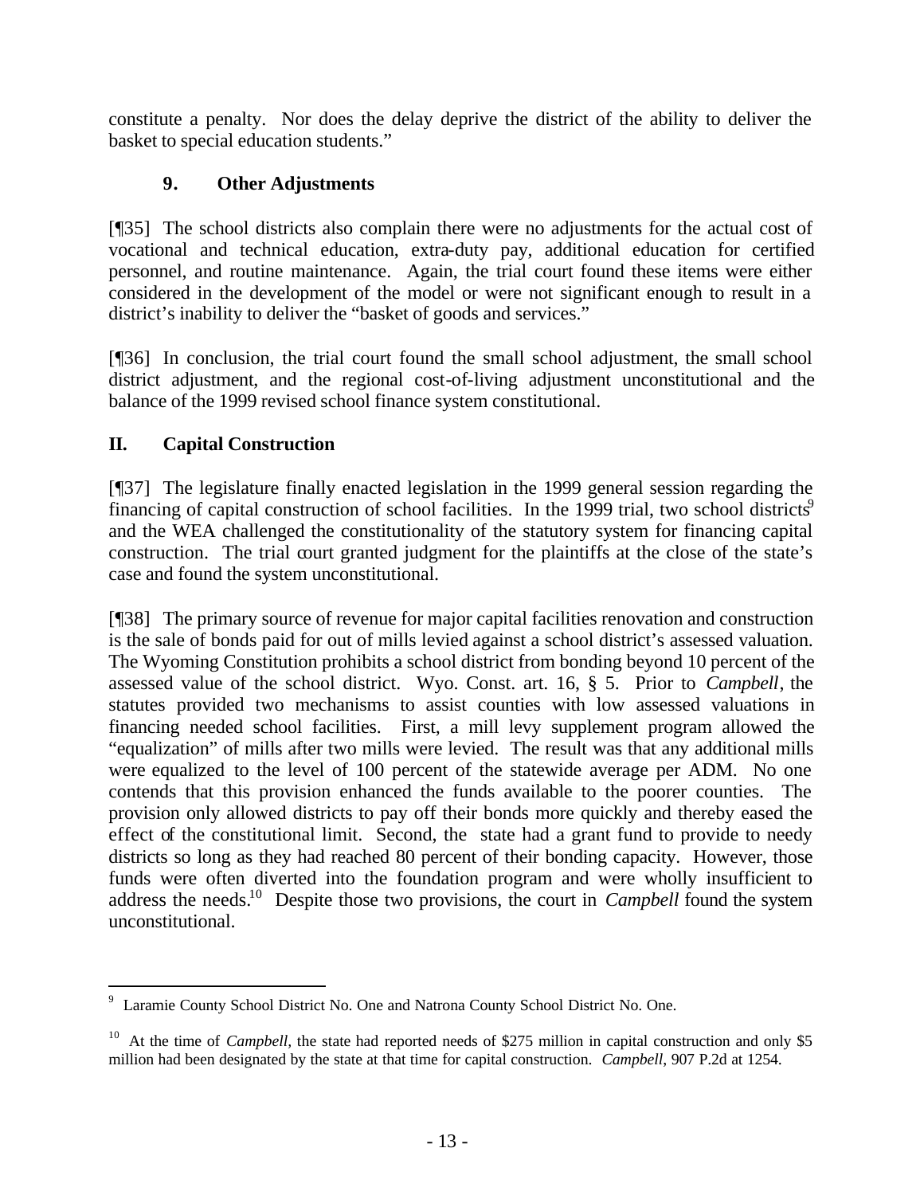constitute a penalty. Nor does the delay deprive the district of the ability to deliver the basket to special education students."

### 9. Other Adjustments

[¶35] The school districts also complain there were no adjustments for the actual cost of vocational and technical education, extra-duty pay, additional education for certified personnel, and routine maintenance. Again, the trial court found these items were either considered in the development of the model or were not significant enough to result in a district's inability to deliver the "basket of goods and services."

[¶36] In conclusion, the trial court found the small school adjustment, the small school district adjustment, and the regional cost-of-living adjustment unconstitutional and the balance of the 1999 revised school finance system constitutional.

## II. Capital Construction

[¶37] The legislature finally enacted legislation in the 1999 general session regarding the financing of capital construction of school facilities. In the 1999 trial, two school districts[9] and the WEA challenged the constitutionality of the statutory system for financing capital construction. The trial court granted judgment for the plaintiffs at the close of the state's case and found the system unconstitutional.

[¶38] The primary source of revenue for major capital facilities renovation and construction is the sale of bonds paid for out of mills levied against a school district's assessed valuation. The Wyoming Constitution prohibits a school district from bonding beyond 10 percent of the assessed value of the school district. Wyo. Const. art. 16, § 5. Prior to *Campbell*, the statutes provided two mechanisms to assist counties with low assessed valuations in financing needed school facilities. First, a mill levy supplement program allowed the "equalization" of mills after two mills were levied. The result was that any additional mills were equalized to the level of 100 percent of the statewide average per ADM. No one contends that this provision enhanced the funds available to the poorer counties. The provision only allowed districts to pay off their bonds more quickly and thereby eased the effect of the constitutional limit. Second, the state had a grant fund to provide to needy districts so long as they had reached 80 percent of their bonding capacity. However, those funds were often diverted into the foundation program and were wholly insufficient to address the needs.[10] Despite those two provisions, the court in *Campbell* found the system unconstitutional.

---

[9] Laramie County School District No. One and Natrona County School District No. One.

[10] At the time of *Campbell*, the state had reported needs of $275 million in capital construction and only $5 million had been designated by the state at that time for capital construction. *Campbell*, 907 P.2d at 1254.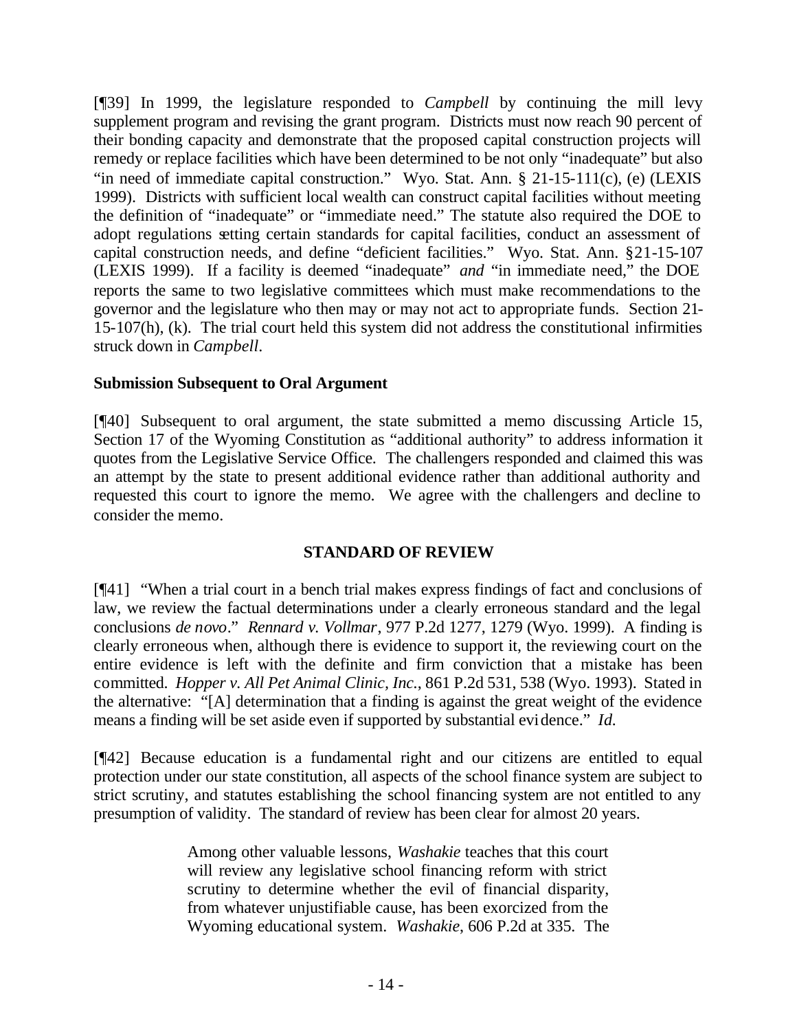[¶39] In 1999, the legislature responded to *Campbell* by continuing the mill levy supplement program and revising the grant program. Districts must now reach 90 percent of their bonding capacity and demonstrate that the proposed capital construction projects will remedy or replace facilities which have been determined to be not only "inadequate" but also "in need of immediate capital construction." Wyo. Stat. Ann. § 21-15-111(c), (e) (LEXIS 1999). Districts with sufficient local wealth can construct capital facilities without meeting the definition of "inadequate" or "immediate need." The statute also required the DOE to adopt regulations setting certain standards for capital facilities, conduct an assessment of capital construction needs, and define "deficient facilities." Wyo. Stat. Ann. §21-15-107 (LEXIS 1999). If a facility is deemed "inadequate" *and* "in immediate need," the DOE reports the same to two legislative committees which must make recommendations to the governor and the legislature who then may or may not act to appropriate funds. Section 21-15-107(h), (k). The trial court held this system did not address the constitutional infirmities struck down in *Campbell*.

**Submission Subsequent to Oral Argument**

[¶40] Subsequent to oral argument, the state submitted a memo discussing Article 15, Section 17 of the Wyoming Constitution as "additional authority" to address information it quotes from the Legislative Service Office. The challengers responded and claimed this was an attempt by the state to present additional evidence rather than additional authority and requested this court to ignore the memo. We agree with the challengers and decline to consider the memo.

## STANDARD OF REVIEW

[¶41] "When a trial court in a bench trial makes express findings of fact and conclusions of law, we review the factual determinations under a clearly erroneous standard and the legal conclusions *de novo*." *Rennard v. Vollmar*, 977 P.2d 1277, 1279 (Wyo. 1999). A finding is clearly erroneous when, although there is evidence to support it, the reviewing court on the entire evidence is left with the definite and firm conviction that a mistake has been committed. *Hopper v. All Pet Animal Clinic, Inc.*, 861 P.2d 531, 538 (Wyo. 1993). Stated in the alternative: "[A] determination that a finding is against the great weight of the evidence means a finding will be set aside even if supported by substantial evidence." *Id.*

[¶42] Because education is a fundamental right and our citizens are entitled to equal protection under our state constitution, all aspects of the school finance system are subject to strict scrutiny, and statutes establishing the school financing system are not entitled to any presumption of validity. The standard of review has been clear for almost 20 years.

> Among other valuable lessons, *Washakie* teaches that this court will review any legislative school financing reform with strict scrutiny to determine whether the evil of financial disparity, from whatever unjustifiable cause, has been exorcized from the Wyoming educational system. *Washakie*, 606 P.2d at 335. The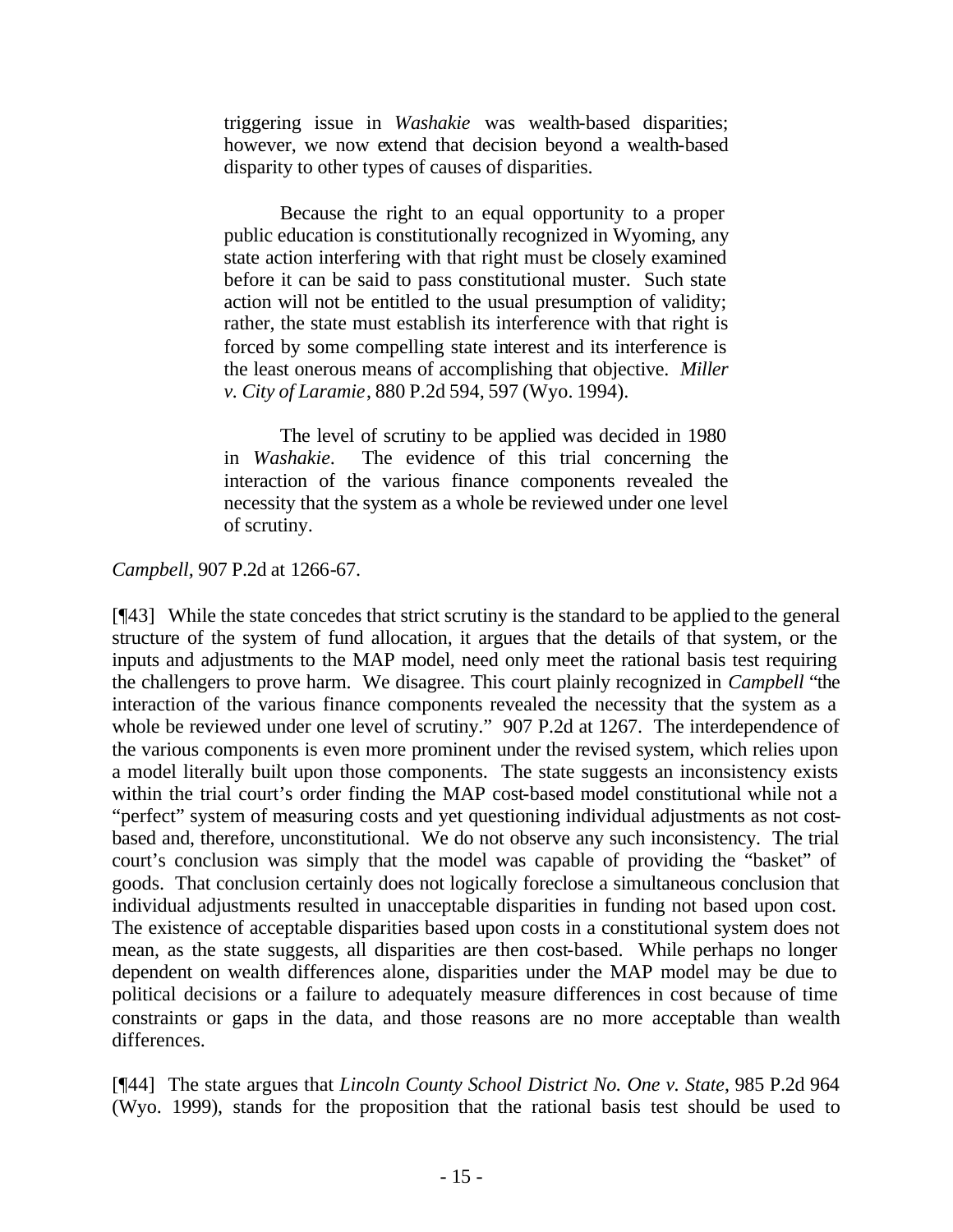> triggering issue in *Washakie* was wealth-based disparities; however, we now extend that decision beyond a wealth-based disparity to other types of causes of disparities.
>
> Because the right to an equal opportunity to a proper public education is constitutionally recognized in Wyoming, any state action interfering with that right must be closely examined before it can be said to pass constitutional muster. Such state action will not be entitled to the usual presumption of validity; rather, the state must establish its interference with that right is forced by some compelling state interest and its interference is the least onerous means of accomplishing that objective. *Miller v. City of Laramie*, 880 P.2d 594, 597 (Wyo. 1994).
>
> The level of scrutiny to be applied was decided in 1980 in *Washakie*. The evidence of this trial concerning the interaction of the various finance components revealed the necessity that the system as a whole be reviewed under one level of scrutiny.

*Campbell,* 907 P.2d at 1266-67.

[¶43] While the state concedes that strict scrutiny is the standard to be applied to the general structure of the system of fund allocation, it argues that the details of that system, or the inputs and adjustments to the MAP model, need only meet the rational basis test requiring the challengers to prove harm. We disagree. This court plainly recognized in *Campbell* "the interaction of the various finance components revealed the necessity that the system as a whole be reviewed under one level of scrutiny." 907 P.2d at 1267. The interdependence of the various components is even more prominent under the revised system, which relies upon a model literally built upon those components. The state suggests an inconsistency exists within the trial court's order finding the MAP cost-based model constitutional while not a "perfect" system of measuring costs and yet questioning individual adjustments as not cost-based and, therefore, unconstitutional. We do not observe any such inconsistency. The trial court's conclusion was simply that the model was capable of providing the "basket" of goods. That conclusion certainly does not logically foreclose a simultaneous conclusion that individual adjustments resulted in unacceptable disparities in funding not based upon cost. The existence of acceptable disparities based upon costs in a constitutional system does not mean, as the state suggests, all disparities are then cost-based. While perhaps no longer dependent on wealth differences alone, disparities under the MAP model may be due to political decisions or a failure to adequately measure differences in cost because of time constraints or gaps in the data, and those reasons are no more acceptable than wealth differences.

[¶44] The state argues that *Lincoln County School District No. One v. State*, 985 P.2d 964 (Wyo. 1999), stands for the proposition that the rational basis test should be used to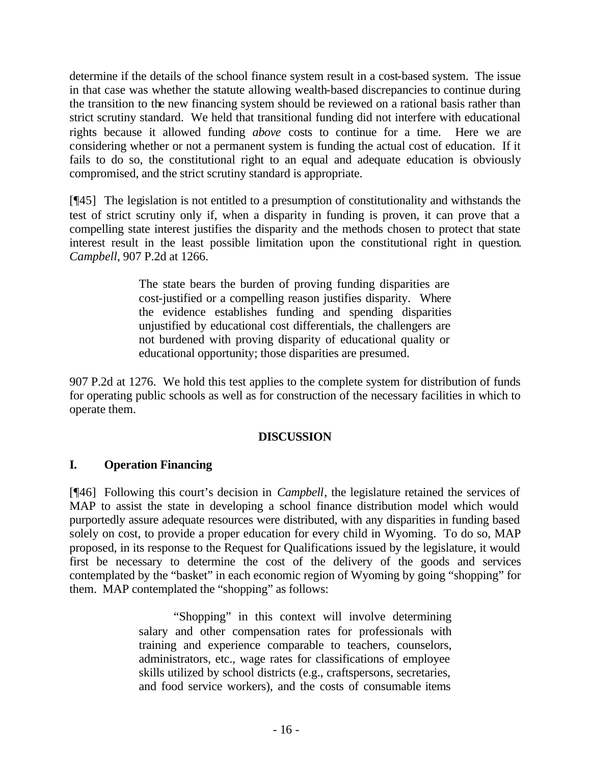determine if the details of the school finance system result in a cost-based system. The issue in that case was whether the statute allowing wealth-based discrepancies to continue during the transition to the new financing system should be reviewed on a rational basis rather than strict scrutiny standard. We held that transitional funding did not interfere with educational rights because it allowed funding *above* costs to continue for a time. Here we are considering whether or not a permanent system is funding the actual cost of education. If it fails to do so, the constitutional right to an equal and adequate education is obviously compromised, and the strict scrutiny standard is appropriate.

[¶45] The legislation is not entitled to a presumption of constitutionality and withstands the test of strict scrutiny only if, when a disparity in funding is proven, it can prove that a compelling state interest justifies the disparity and the methods chosen to protect that state interest result in the least possible limitation upon the constitutional right in question. *Campbell*, 907 P.2d at 1266.

> The state bears the burden of proving funding disparities are cost-justified or a compelling reason justifies disparity. Where the evidence establishes funding and spending disparities unjustified by educational cost differentials, the challengers are not burdened with proving disparity of educational quality or educational opportunity; those disparities are presumed.

907 P.2d at 1276. We hold this test applies to the complete system for distribution of funds for operating public schools as well as for construction of the necessary facilities in which to operate them.

## DISCUSSION

### I. Operation Financing

[¶46] Following this court's decision in *Campbell*, the legislature retained the services of MAP to assist the state in developing a school finance distribution model which would purportedly assure adequate resources were distributed, with any disparities in funding based solely on cost, to provide a proper education for every child in Wyoming. To do so, MAP proposed, in its response to the Request for Qualifications issued by the legislature, it would first be necessary to determine the cost of the delivery of the goods and services contemplated by the "basket" in each economic region of Wyoming by going "shopping" for them. MAP contemplated the "shopping" as follows:

> "Shopping" in this context will involve determining salary and other compensation rates for professionals with training and experience comparable to teachers, counselors, administrators, etc., wage rates for classifications of employee skills utilized by school districts (e.g., craftspersons, secretaries, and food service workers), and the costs of consumable items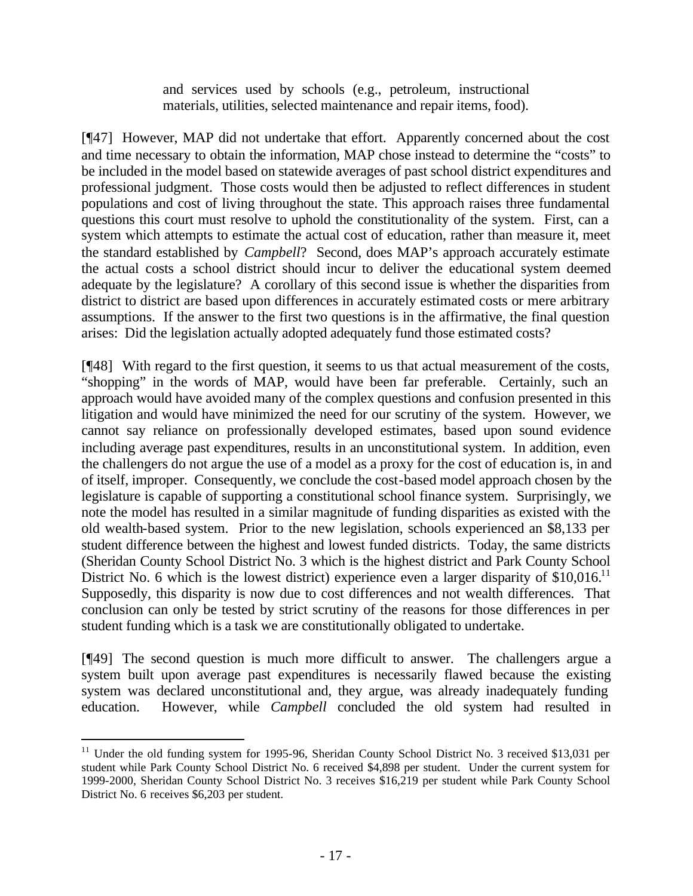> and services used by schools (e.g., petroleum, instructional materials, utilities, selected maintenance and repair items, food).

[¶47] However, MAP did not undertake that effort. Apparently concerned about the cost and time necessary to obtain the information, MAP chose instead to determine the "costs" to be included in the model based on statewide averages of past school district expenditures and professional judgment. Those costs would then be adjusted to reflect differences in student populations and cost of living throughout the state. This approach raises three fundamental questions this court must resolve to uphold the constitutionality of the system. First, can a system which attempts to estimate the actual cost of education, rather than measure it, meet the standard established by *Campbell*? Second, does MAP's approach accurately estimate the actual costs a school district should incur to deliver the educational system deemed adequate by the legislature? A corollary of this second issue is whether the disparities from district to district are based upon differences in accurately estimated costs or mere arbitrary assumptions. If the answer to the first two questions is in the affirmative, the final question arises: Did the legislation actually adopted adequately fund those estimated costs?

[¶48] With regard to the first question, it seems to us that actual measurement of the costs, "shopping" in the words of MAP, would have been far preferable. Certainly, such an approach would have avoided many of the complex questions and confusion presented in this litigation and would have minimized the need for our scrutiny of the system. However, we cannot say reliance on professionally developed estimates, based upon sound evidence including average past expenditures, results in an unconstitutional system. In addition, even the challengers do not argue the use of a model as a proxy for the cost of education is, in and of itself, improper. Consequently, we conclude the cost-based model approach chosen by the legislature is capable of supporting a constitutional school finance system. Surprisingly, we note the model has resulted in a similar magnitude of funding disparities as existed with the old wealth-based system. Prior to the new legislation, schools experienced an $8,133 per student difference between the highest and lowest funded districts. Today, the same districts (Sheridan County School District No. 3 which is the highest district and Park County School District No. 6 which is the lowest district) experience even a larger disparity of $10,016.[11] Supposedly, this disparity is now due to cost differences and not wealth differences. That conclusion can only be tested by strict scrutiny of the reasons for those differences in per student funding which is a task we are constitutionally obligated to undertake.

[¶49] The second question is much more difficult to answer. The challengers argue a system built upon average past expenditures is necessarily flawed because the existing system was declared unconstitutional and, they argue, was already inadequately funding education. However, while *Campbell* concluded the old system had resulted in

---

[11] Under the old funding system for 1995-96, Sheridan County School District No. 3 received $13,031 per student while Park County School District No. 6 received $4,898 per student. Under the current system for 1999-2000, Sheridan County School District No. 3 receives $16,219 per student while Park County School District No. 6 receives $6,203 per student.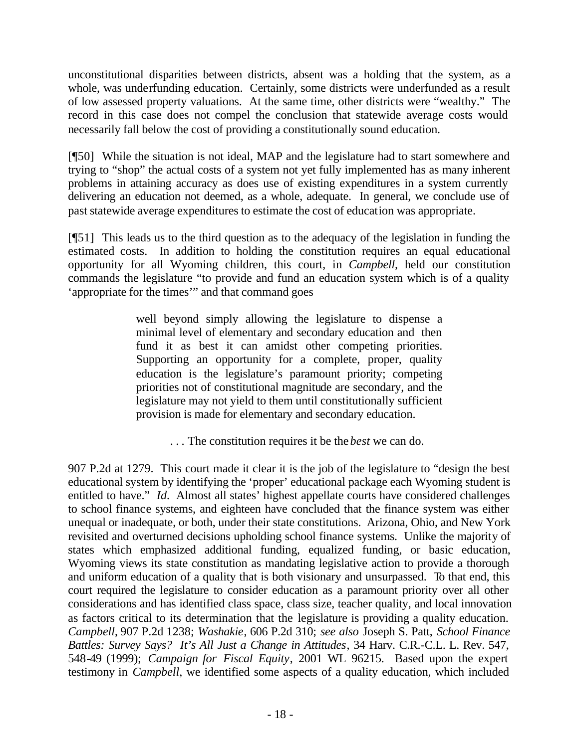unconstitutional disparities between districts, absent was a holding that the system, as a whole, was underfunding education. Certainly, some districts were underfunded as a result of low assessed property valuations. At the same time, other districts were "wealthy." The record in this case does not compel the conclusion that statewide average costs would necessarily fall below the cost of providing a constitutionally sound education.

[¶50] While the situation is not ideal, MAP and the legislature had to start somewhere and trying to "shop" the actual costs of a system not yet fully implemented has as many inherent problems in attaining accuracy as does use of existing expenditures in a system currently delivering an education not deemed, as a whole, adequate. In general, we conclude use of past statewide average expenditures to estimate the cost of education was appropriate.

[¶51] This leads us to the third question as to the adequacy of the legislation in funding the estimated costs. In addition to holding the constitution requires an equal educational opportunity for all Wyoming children, this court, in *Campbell*, held our constitution commands the legislature "to provide and fund an education system which is of a quality 'appropriate for the times'" and that command goes

> well beyond simply allowing the legislature to dispense a minimal level of elementary and secondary education and then fund it as best it can amidst other competing priorities. Supporting an opportunity for a complete, proper, quality education is the legislature's paramount priority; competing priorities not of constitutional magnitude are secondary, and the legislature may not yield to them until constitutionally sufficient provision is made for elementary and secondary education.
>
> . . . The constitution requires it be the *best* we can do.

907 P.2d at 1279. This court made it clear it is the job of the legislature to "design the best educational system by identifying the 'proper' educational package each Wyoming student is entitled to have." *Id.* Almost all states' highest appellate courts have considered challenges to school finance systems, and eighteen have concluded that the finance system was either unequal or inadequate, or both, under their state constitutions. Arizona, Ohio, and New York revisited and overturned decisions upholding school finance systems. Unlike the majority of states which emphasized additional funding, equalized funding, or basic education, Wyoming views its state constitution as mandating legislative action to provide a thorough and uniform education of a quality that is both visionary and unsurpassed. To that end, this court required the legislature to consider education as a paramount priority over all other considerations and has identified class space, class size, teacher quality, and local innovation as factors critical to its determination that the legislature is providing a quality education. *Campbell*, 907 P.2d 1238; *Washakie*, 606 P.2d 310; *see also* Joseph S. Patt, *School Finance Battles: Survey Says? It's All Just a Change in Attitudes*, 34 Harv. C.R.-C.L. L. Rev. 547, 548-49 (1999); *Campaign for Fiscal Equity*, 2001 WL 96215. Based upon the expert testimony in *Campbell*, we identified some aspects of a quality education, which included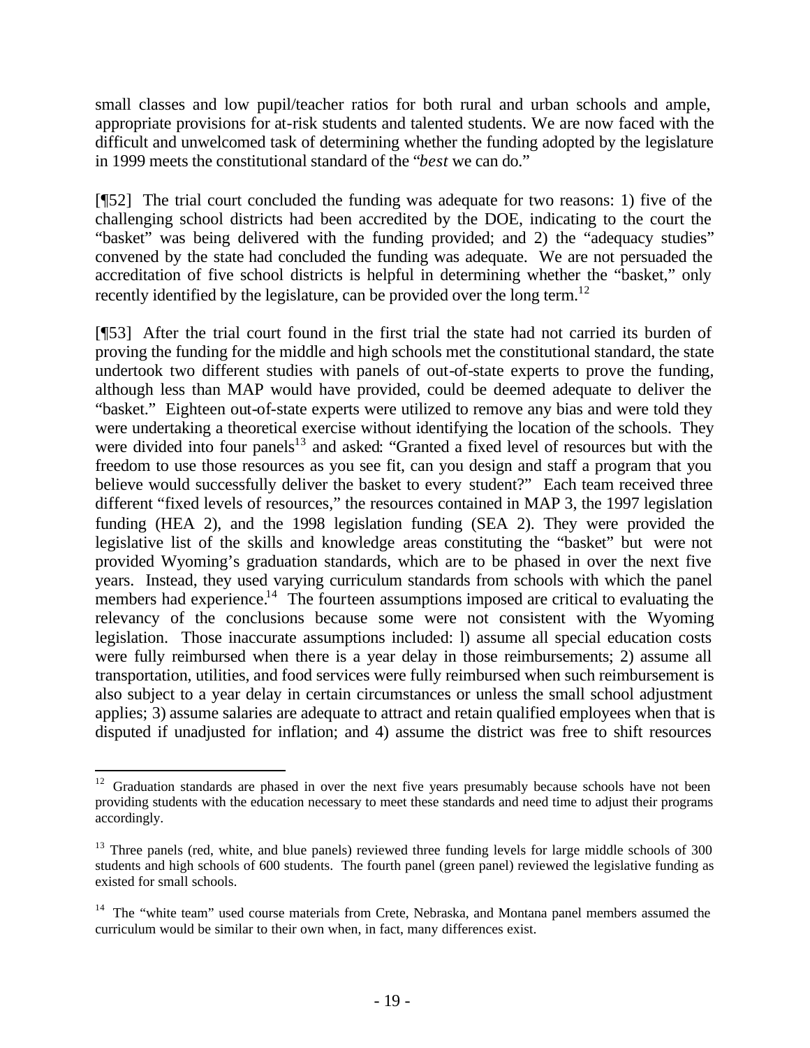small classes and low pupil/teacher ratios for both rural and urban schools and ample, appropriate provisions for at-risk students and talented students. We are now faced with the difficult and unwelcomed task of determining whether the funding adopted by the legislature in 1999 meets the constitutional standard of the "*best* we can do."

[¶52] The trial court concluded the funding was adequate for two reasons: 1) five of the challenging school districts had been accredited by the DOE, indicating to the court the "basket" was being delivered with the funding provided; and 2) the "adequacy studies" convened by the state had concluded the funding was adequate. We are not persuaded the accreditation of five school districts is helpful in determining whether the "basket," only recently identified by the legislature, can be provided over the long term.[12]

[¶53] After the trial court found in the first trial the state had not carried its burden of proving the funding for the middle and high schools met the constitutional standard, the state undertook two different studies with panels of out-of-state experts to prove the funding, although less than MAP would have provided, could be deemed adequate to deliver the "basket." Eighteen out-of-state experts were utilized to remove any bias and were told they were undertaking a theoretical exercise without identifying the location of the schools. They were divided into four panels[13] and asked: "Granted a fixed level of resources but with the freedom to use those resources as you see fit, can you design and staff a program that you believe would successfully deliver the basket to every student?" Each team received three different "fixed levels of resources," the resources contained in MAP 3, the 1997 legislation funding (HEA 2), and the 1998 legislation funding (SEA 2). They were provided the legislative list of the skills and knowledge areas constituting the "basket" but were not provided Wyoming's graduation standards, which are to be phased in over the next five years. Instead, they used varying curriculum standards from schools with which the panel members had experience.[14] The fourteen assumptions imposed are critical to evaluating the relevancy of the conclusions because some were not consistent with the Wyoming legislation. Those inaccurate assumptions included: l) assume all special education costs were fully reimbursed when there is a year delay in those reimbursements; 2) assume all transportation, utilities, and food services were fully reimbursed when such reimbursement is also subject to a year delay in certain circumstances or unless the small school adjustment applies; 3) assume salaries are adequate to attract and retain qualified employees when that is disputed if unadjusted for inflation; and 4) assume the district was free to shift resources

---

[12] Graduation standards are phased in over the next five years presumably because schools have not been providing students with the education necessary to meet these standards and need time to adjust their programs accordingly.

[13] Three panels (red, white, and blue panels) reviewed three funding levels for large middle schools of 300 students and high schools of 600 students. The fourth panel (green panel) reviewed the legislative funding as existed for small schools.

[14] The "white team" used course materials from Crete, Nebraska, and Montana panel members assumed the curriculum would be similar to their own when, in fact, many differences exist.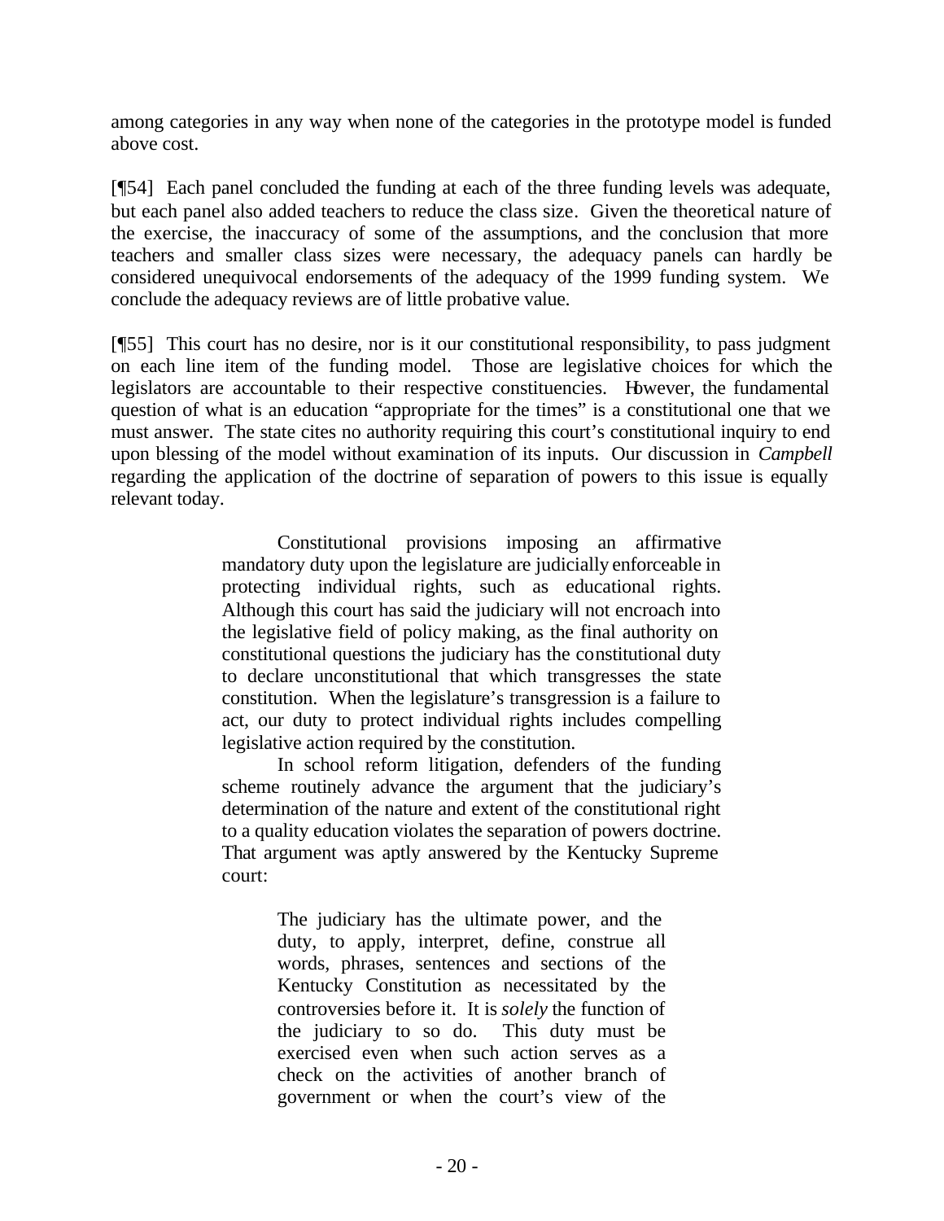among categories in any way when none of the categories in the prototype model is funded above cost.

[¶54] Each panel concluded the funding at each of the three funding levels was adequate, but each panel also added teachers to reduce the class size. Given the theoretical nature of the exercise, the inaccuracy of some of the assumptions, and the conclusion that more teachers and smaller class sizes were necessary, the adequacy panels can hardly be considered unequivocal endorsements of the adequacy of the 1999 funding system. We conclude the adequacy reviews are of little probative value.

[¶55] This court has no desire, nor is it our constitutional responsibility, to pass judgment on each line item of the funding model. Those are legislative choices for which the legislators are accountable to their respective constituencies. However, the fundamental question of what is an education "appropriate for the times" is a constitutional one that we must answer. The state cites no authority requiring this court's constitutional inquiry to end upon blessing of the model without examination of its inputs. Our discussion in *Campbell* regarding the application of the doctrine of separation of powers to this issue is equally relevant today.

> Constitutional provisions imposing an affirmative mandatory duty upon the legislature are judicially enforceable in protecting individual rights, such as educational rights. Although this court has said the judiciary will not encroach into the legislative field of policy making, as the final authority on constitutional questions the judiciary has the constitutional duty to declare unconstitutional that which transgresses the state constitution. When the legislature's transgression is a failure to act, our duty to protect individual rights includes compelling legislative action required by the constitution.
>
> In school reform litigation, defenders of the funding scheme routinely advance the argument that the judiciary's determination of the nature and extent of the constitutional right to a quality education violates the separation of powers doctrine. That argument was aptly answered by the Kentucky Supreme court:
>
> > The judiciary has the ultimate power, and the duty, to apply, interpret, define, construe all words, phrases, sentences and sections of the Kentucky Constitution as necessitated by the controversies before it. It is *solely* the function of the judiciary to so do. This duty must be exercised even when such action serves as a check on the activities of another branch of government or when the court's view of the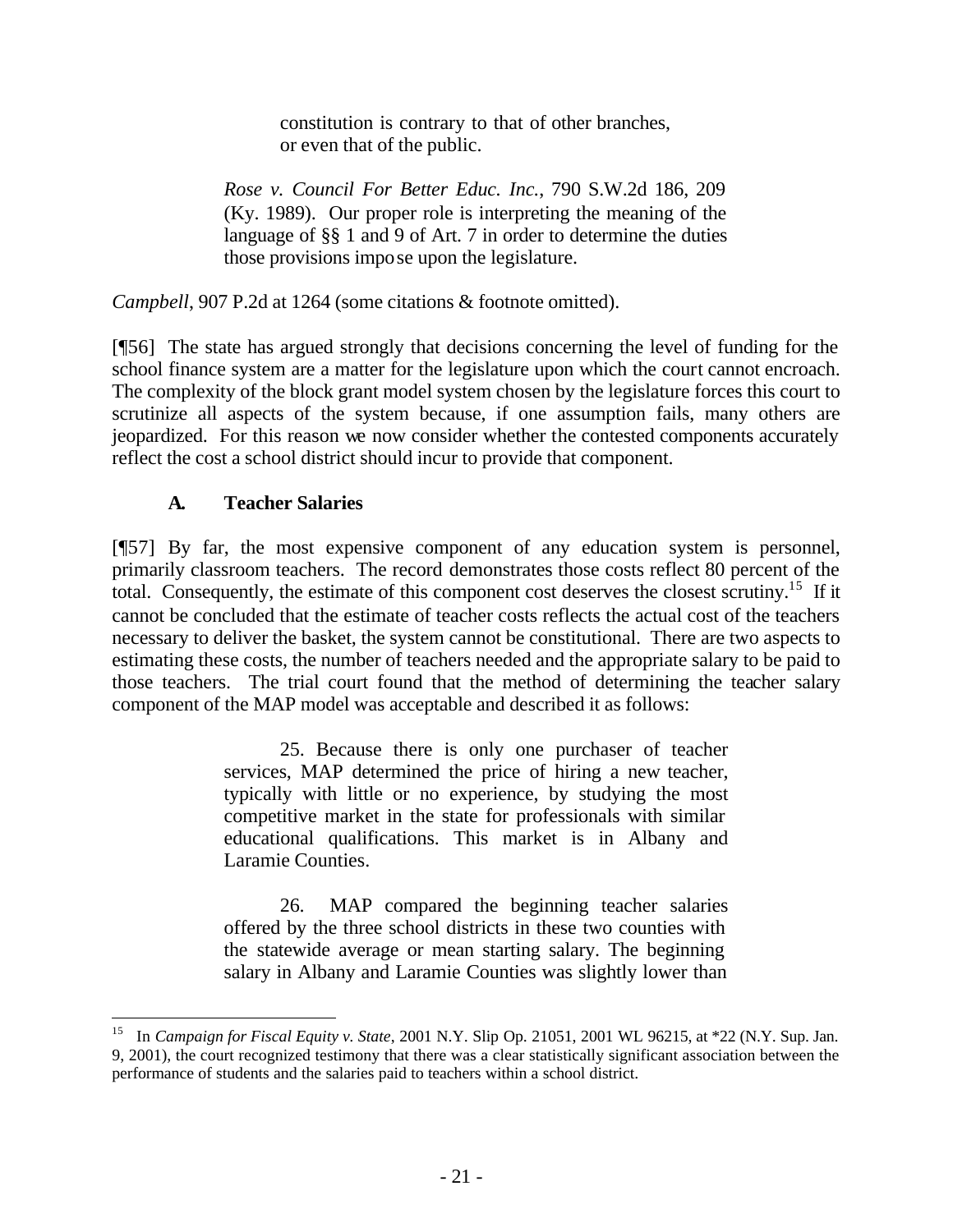> > constitution is contrary to that of other branches, or even that of the public.
>
> *Rose v. Council For Better Educ. Inc.*, 790 S.W.2d 186, 209 (Ky. 1989). Our proper role is interpreting the meaning of the language of §§ 1 and 9 of Art. 7 in order to determine the duties those provisions impose upon the legislature.

*Campbell*, 907 P.2d at 1264 (some citations & footnote omitted).

[¶56] The state has argued strongly that decisions concerning the level of funding for the school finance system are a matter for the legislature upon which the court cannot encroach. The complexity of the block grant model system chosen by the legislature forces this court to scrutinize all aspects of the system because, if one assumption fails, many others are jeopardized. For this reason we now consider whether the contested components accurately reflect the cost a school district should incur to provide that component.

### A. Teacher Salaries

[¶57] By far, the most expensive component of any education system is personnel, primarily classroom teachers. The record demonstrates those costs reflect 80 percent of the total. Consequently, the estimate of this component cost deserves the closest scrutiny.[15] If it cannot be concluded that the estimate of teacher costs reflects the actual cost of the teachers necessary to deliver the basket, the system cannot be constitutional. There are two aspects to estimating these costs, the number of teachers needed and the appropriate salary to be paid to those teachers. The trial court found that the method of determining the teacher salary component of the MAP model was acceptable and described it as follows:

> 25. Because there is only one purchaser of teacher services, MAP determined the price of hiring a new teacher, typically with little or no experience, by studying the most competitive market in the state for professionals with similar educational qualifications. This market is in Albany and Laramie Counties.
>
> 26. MAP compared the beginning teacher salaries offered by the three school districts in these two counties with the statewide average or mean starting salary. The beginning salary in Albany and Laramie Counties was slightly lower than

---

[15] In *Campaign for Fiscal Equity v. State*, 2001 N.Y. Slip Op. 21051, 2001 WL 96215, at *22 (N.Y. Sup. Jan. 9, 2001), the court recognized testimony that there was a clear statistically significant association between the performance of students and the salaries paid to teachers within a school district.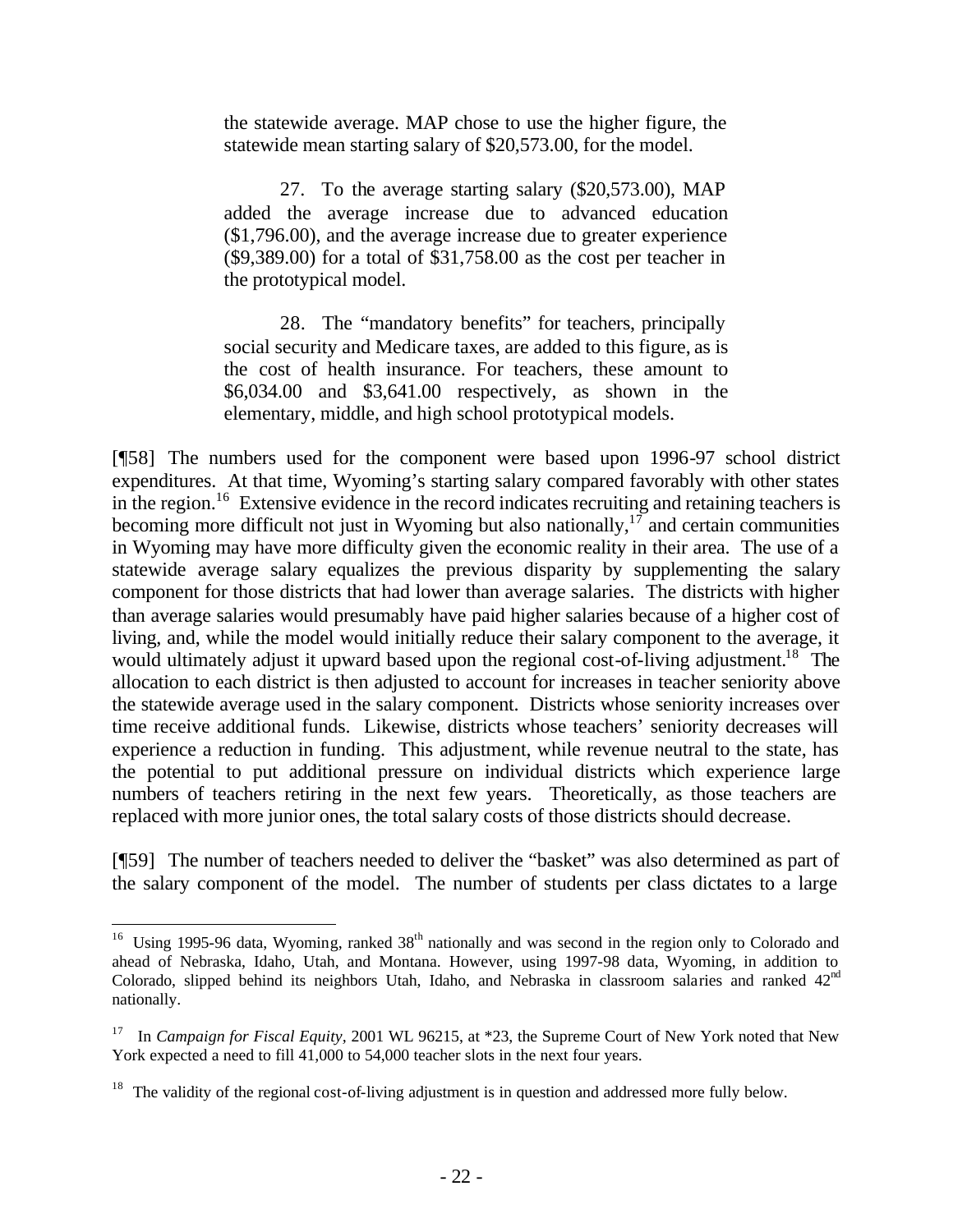the statewide average. MAP chose to use the higher figure, the statewide mean starting salary of $20,573.00, for the model.

> 27. To the average starting salary ($20,573.00), MAP added the average increase due to advanced education ($1,796.00), and the average increase due to greater experience ($9,389.00) for a total of $31,758.00 as the cost per teacher in the prototypical model.
>
> 28. The "mandatory benefits" for teachers, principally social security and Medicare taxes, are added to this figure, as is the cost of health insurance. For teachers, these amount to $6,034.00 and $3,641.00 respectively, as shown in the elementary, middle, and high school prototypical models.

[¶58] The numbers used for the component were based upon 1996-97 school district expenditures. At that time, Wyoming's starting salary compared favorably with other states in the region.[16] Extensive evidence in the record indicates recruiting and retaining teachers is becoming more difficult not just in Wyoming but also nationally,[17] and certain communities in Wyoming may have more difficulty given the economic reality in their area. The use of a statewide average salary equalizes the previous disparity by supplementing the salary component for those districts that had lower than average salaries. The districts with higher than average salaries would presumably have paid higher salaries because of a higher cost of living, and, while the model would initially reduce their salary component to the average, it would ultimately adjust it upward based upon the regional cost-of-living adjustment.[18] The allocation to each district is then adjusted to account for increases in teacher seniority above the statewide average used in the salary component. Districts whose seniority increases over time receive additional funds. Likewise, districts whose teachers' seniority decreases will experience a reduction in funding. This adjustment, while revenue neutral to the state, has the potential to put additional pressure on individual districts which experience large numbers of teachers retiring in the next few years. Theoretically, as those teachers are replaced with more junior ones, the total salary costs of those districts should decrease.

[¶59] The number of teachers needed to deliver the "basket" was also determined as part of the salary component of the model. The number of students per class dictates to a large

---

[16] Using 1995-96 data, Wyoming, ranked 38th nationally and was second in the region only to Colorado and ahead of Nebraska, Idaho, Utah, and Montana. However, using 1997-98 data, Wyoming, in addition to Colorado, slipped behind its neighbors Utah, Idaho, and Nebraska in classroom salaries and ranked 42nd nationally.

[17] In *Campaign for Fiscal Equity*, 2001 WL 96215, at *23, the Supreme Court of New York noted that New York expected a need to fill 41,000 to 54,000 teacher slots in the next four years.

[18] The validity of the regional cost-of-living adjustment is in question and addressed more fully below.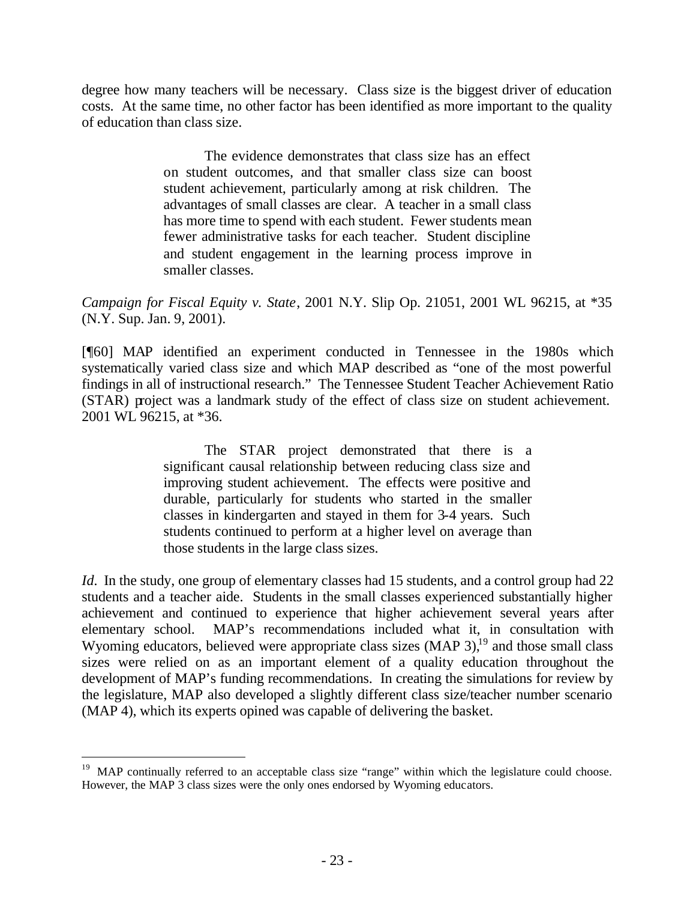degree how many teachers will be necessary. Class size is the biggest driver of education costs. At the same time, no other factor has been identified as more important to the quality of education than class size.

> The evidence demonstrates that class size has an effect on student outcomes, and that smaller class size can boost student achievement, particularly among at risk children. The advantages of small classes are clear. A teacher in a small class has more time to spend with each student. Fewer students mean fewer administrative tasks for each teacher. Student discipline and student engagement in the learning process improve in smaller classes.

*Campaign for Fiscal Equity v. State*, 2001 N.Y. Slip Op. 21051, 2001 WL 96215, at *35 (N.Y. Sup. Jan. 9, 2001).

[¶60] MAP identified an experiment conducted in Tennessee in the 1980s which systematically varied class size and which MAP described as "one of the most powerful findings in all of instructional research." The Tennessee Student Teacher Achievement Ratio (STAR) project was a landmark study of the effect of class size on student achievement. 2001 WL 96215, at *36.

> The STAR project demonstrated that there is a significant causal relationship between reducing class size and improving student achievement. The effects were positive and durable, particularly for students who started in the smaller classes in kindergarten and stayed in them for 3-4 years. Such students continued to perform at a higher level on average than those students in the large class sizes.

*Id*. In the study, one group of elementary classes had 15 students, and a control group had 22 students and a teacher aide. Students in the small classes experienced substantially higher achievement and continued to experience that higher achievement several years after elementary school. MAP's recommendations included what it, in consultation with Wyoming educators, believed were appropriate class sizes (MAP 3),[19] and those small class sizes were relied on as an important element of a quality education throughout the development of MAP's funding recommendations. In creating the simulations for review by the legislature, MAP also developed a slightly different class size/teacher number scenario (MAP 4), which its experts opined was capable of delivering the basket.

[19] MAP continually referred to an acceptable class size "range" within which the legislature could choose. However, the MAP 3 class sizes were the only ones endorsed by Wyoming educators.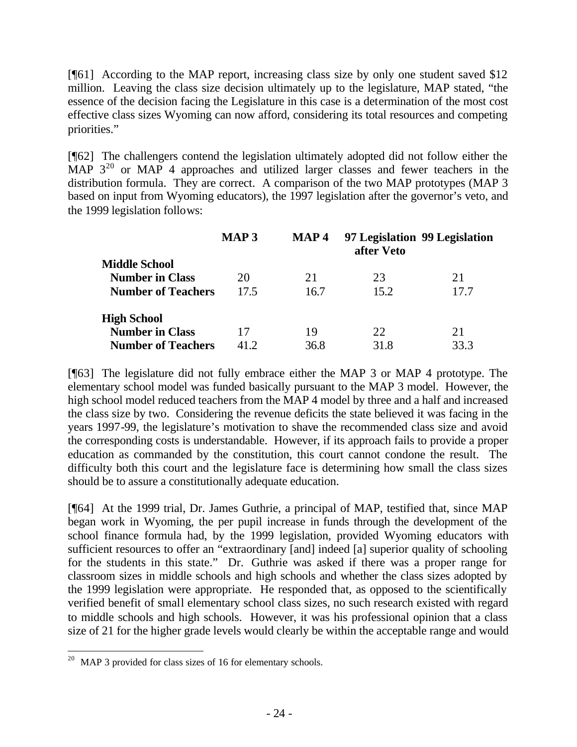[¶61] According to the MAP report, increasing class size by only one student saved $12 million. Leaving the class size decision ultimately up to the legislature, MAP stated, "the essence of the decision facing the Legislature in this case is a determination of the most cost effective class sizes Wyoming can now afford, considering its total resources and competing priorities."

[¶62] The challengers contend the legislation ultimately adopted did not follow either the MAP 3[20] or MAP 4 approaches and utilized larger classes and fewer teachers in the distribution formula. They are correct. A comparison of the two MAP prototypes (MAP 3 based on input from Wyoming educators), the 1997 legislation after the governor's veto, and the 1999 legislation follows:

| | **MAP 3** | **MAP 4** | **97 Legislation after Veto** | **99 Legislation** |
|---|---|---|---|---|
| **Middle School** | | | | |
| **Number in Class** | 20 | 21 | 23 | 21 |
| **Number of Teachers** | 17.5 | 16.7 | 15.2 | 17.7 |
| **High School** | | | | |
| **Number in Class** | 17 | 19 | 22 | 21 |
| **Number of Teachers** | 41.2 | 36.8 | 31.8 | 33.3 |

[¶63] The legislature did not fully embrace either the MAP 3 or MAP 4 prototype. The elementary school model was funded basically pursuant to the MAP 3 model. However, the high school model reduced teachers from the MAP 4 model by three and a half and increased the class size by two. Considering the revenue deficits the state believed it was facing in the years 1997-99, the legislature's motivation to shave the recommended class size and avoid the corresponding costs is understandable. However, if its approach fails to provide a proper education as commanded by the constitution, this court cannot condone the result. The difficulty both this court and the legislature face is determining how small the class sizes should be to assure a constitutionally adequate education.

[¶64] At the 1999 trial, Dr. James Guthrie, a principal of MAP, testified that, since MAP began work in Wyoming, the per pupil increase in funds through the development of the school finance formula had, by the 1999 legislation, provided Wyoming educators with sufficient resources to offer an "extraordinary [and] indeed [a] superior quality of schooling for the students in this state." Dr. Guthrie was asked if there was a proper range for classroom sizes in middle schools and high schools and whether the class sizes adopted by the 1999 legislation were appropriate. He responded that, as opposed to the scientifically verified benefit of small elementary school class sizes, no such research existed with regard to middle schools and high schools. However, it was his professional opinion that a class size of 21 for the higher grade levels would clearly be within the acceptable range and would

---

[20] MAP 3 provided for class sizes of 16 for elementary schools.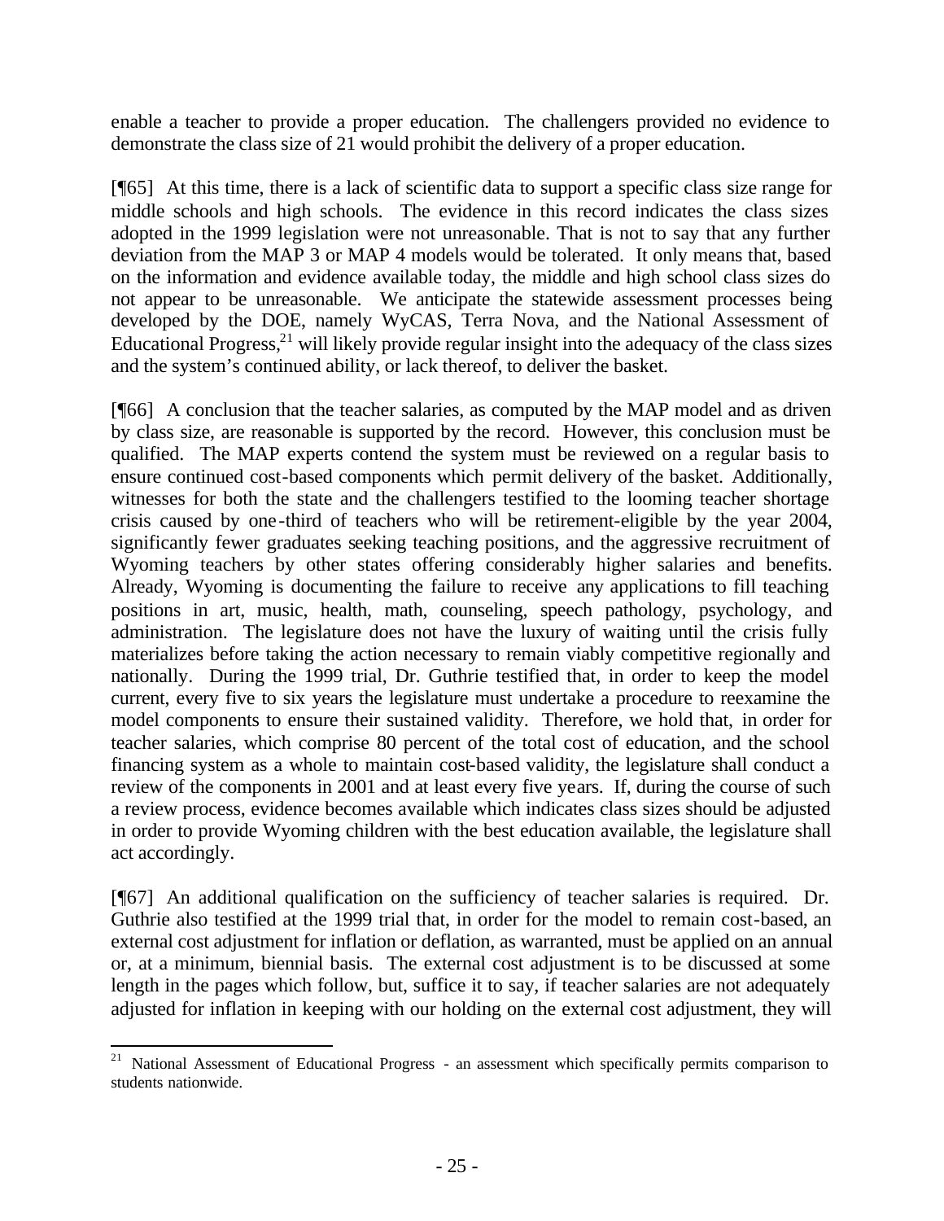enable a teacher to provide a proper education. The challengers provided no evidence to demonstrate the class size of 21 would prohibit the delivery of a proper education.

[¶65] At this time, there is a lack of scientific data to support a specific class size range for middle schools and high schools. The evidence in this record indicates the class sizes adopted in the 1999 legislation were not unreasonable. That is not to say that any further deviation from the MAP 3 or MAP 4 models would be tolerated. It only means that, based on the information and evidence available today, the middle and high school class sizes do not appear to be unreasonable. We anticipate the statewide assessment processes being developed by the DOE, namely WyCAS, Terra Nova, and the National Assessment of Educational Progress,[21] will likely provide regular insight into the adequacy of the class sizes and the system's continued ability, or lack thereof, to deliver the basket.

[¶66] A conclusion that the teacher salaries, as computed by the MAP model and as driven by class size, are reasonable is supported by the record. However, this conclusion must be qualified. The MAP experts contend the system must be reviewed on a regular basis to ensure continued cost-based components which permit delivery of the basket. Additionally, witnesses for both the state and the challengers testified to the looming teacher shortage crisis caused by one-third of teachers who will be retirement-eligible by the year 2004, significantly fewer graduates seeking teaching positions, and the aggressive recruitment of Wyoming teachers by other states offering considerably higher salaries and benefits. Already, Wyoming is documenting the failure to receive any applications to fill teaching positions in art, music, health, math, counseling, speech pathology, psychology, and administration. The legislature does not have the luxury of waiting until the crisis fully materializes before taking the action necessary to remain viably competitive regionally and nationally. During the 1999 trial, Dr. Guthrie testified that, in order to keep the model current, every five to six years the legislature must undertake a procedure to reexamine the model components to ensure their sustained validity. Therefore, we hold that, in order for teacher salaries, which comprise 80 percent of the total cost of education, and the school financing system as a whole to maintain cost-based validity, the legislature shall conduct a review of the components in 2001 and at least every five years. If, during the course of such a review process, evidence becomes available which indicates class sizes should be adjusted in order to provide Wyoming children with the best education available, the legislature shall act accordingly.

[¶67] An additional qualification on the sufficiency of teacher salaries is required. Dr. Guthrie also testified at the 1999 trial that, in order for the model to remain cost-based, an external cost adjustment for inflation or deflation, as warranted, must be applied on an annual or, at a minimum, biennial basis. The external cost adjustment is to be discussed at some length in the pages which follow, but, suffice it to say, if teacher salaries are not adequately adjusted for inflation in keeping with our holding on the external cost adjustment, they will

---

[21] National Assessment of Educational Progress - an assessment which specifically permits comparison to students nationwide.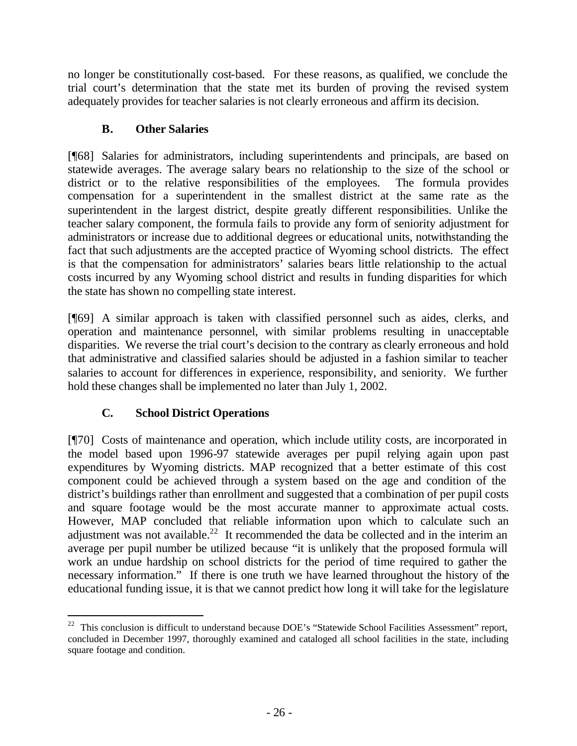no longer be constitutionally cost-based. For these reasons, as qualified, we conclude the trial court's determination that the state met its burden of proving the revised system adequately provides for teacher salaries is not clearly erroneous and affirm its decision.

### B. Other Salaries

[¶68] Salaries for administrators, including superintendents and principals, are based on statewide averages. The average salary bears no relationship to the size of the school or district or to the relative responsibilities of the employees. The formula provides compensation for a superintendent in the smallest district at the same rate as the superintendent in the largest district, despite greatly different responsibilities. Unlike the teacher salary component, the formula fails to provide any form of seniority adjustment for administrators or increase due to additional degrees or educational units, notwithstanding the fact that such adjustments are the accepted practice of Wyoming school districts. The effect is that the compensation for administrators' salaries bears little relationship to the actual costs incurred by any Wyoming school district and results in funding disparities for which the state has shown no compelling state interest.

[¶69] A similar approach is taken with classified personnel such as aides, clerks, and operation and maintenance personnel, with similar problems resulting in unacceptable disparities. We reverse the trial court's decision to the contrary as clearly erroneous and hold that administrative and classified salaries should be adjusted in a fashion similar to teacher salaries to account for differences in experience, responsibility, and seniority. We further hold these changes shall be implemented no later than July 1, 2002.

### C. School District Operations

[¶70] Costs of maintenance and operation, which include utility costs, are incorporated in the model based upon 1996-97 statewide averages per pupil relying again upon past expenditures by Wyoming districts. MAP recognized that a better estimate of this cost component could be achieved through a system based on the age and condition of the district's buildings rather than enrollment and suggested that a combination of per pupil costs and square footage would be the most accurate manner to approximate actual costs. However, MAP concluded that reliable information upon which to calculate such an adjustment was not available.[22] It recommended the data be collected and in the interim an average per pupil number be utilized because "it is unlikely that the proposed formula will work an undue hardship on school districts for the period of time required to gather the necessary information." If there is one truth we have learned throughout the history of the educational funding issue, it is that we cannot predict how long it will take for the legislature

---

[22] This conclusion is difficult to understand because DOE's "Statewide School Facilities Assessment" report, concluded in December 1997, thoroughly examined and cataloged all school facilities in the state, including square footage and condition.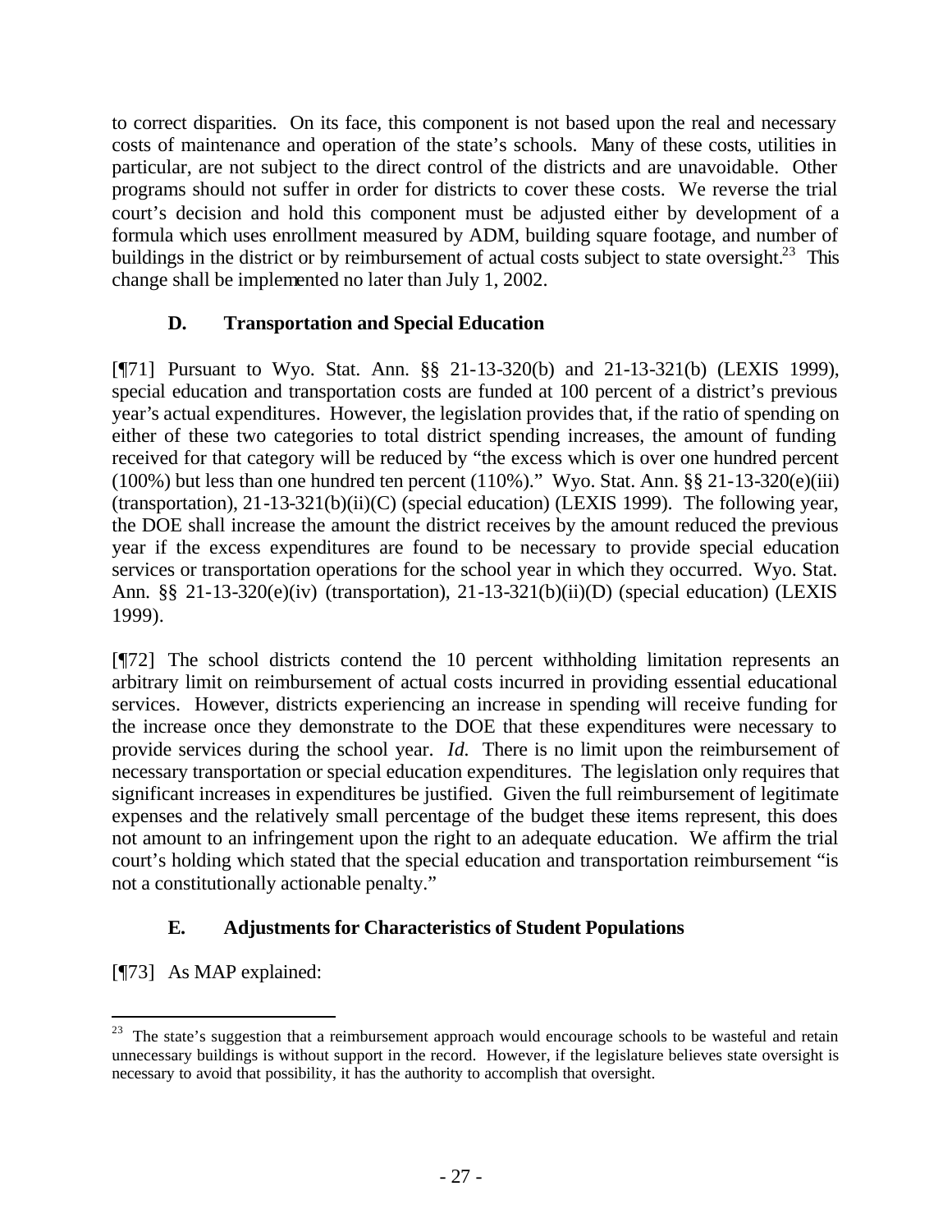to correct disparities. On its face, this component is not based upon the real and necessary costs of maintenance and operation of the state's schools. Many of these costs, utilities in particular, are not subject to the direct control of the districts and are unavoidable. Other programs should not suffer in order for districts to cover these costs. We reverse the trial court's decision and hold this component must be adjusted either by development of a formula which uses enrollment measured by ADM, building square footage, and number of buildings in the district or by reimbursement of actual costs subject to state oversight.[23] This change shall be implemented no later than July 1, 2002.

### D. Transportation and Special Education

[¶71] Pursuant to Wyo. Stat. Ann. §§ 21-13-320(b) and 21-13-321(b) (LEXIS 1999), special education and transportation costs are funded at 100 percent of a district's previous year's actual expenditures. However, the legislation provides that, if the ratio of spending on either of these two categories to total district spending increases, the amount of funding received for that category will be reduced by "the excess which is over one hundred percent (100%) but less than one hundred ten percent (110%)." Wyo. Stat. Ann. §§ 21-13-320(e)(iii) (transportation), 21-13-321(b)(ii)(C) (special education) (LEXIS 1999). The following year, the DOE shall increase the amount the district receives by the amount reduced the previous year if the excess expenditures are found to be necessary to provide special education services or transportation operations for the school year in which they occurred. Wyo. Stat. Ann. §§ 21-13-320(e)(iv) (transportation), 21-13-321(b)(ii)(D) (special education) (LEXIS 1999).

[¶72] The school districts contend the 10 percent withholding limitation represents an arbitrary limit on reimbursement of actual costs incurred in providing essential educational services. However, districts experiencing an increase in spending will receive funding for the increase once they demonstrate to the DOE that these expenditures were necessary to provide services during the school year. *Id.* There is no limit upon the reimbursement of necessary transportation or special education expenditures. The legislation only requires that significant increases in expenditures be justified. Given the full reimbursement of legitimate expenses and the relatively small percentage of the budget these items represent, this does not amount to an infringement upon the right to an adequate education. We affirm the trial court's holding which stated that the special education and transportation reimbursement "is not a constitutionally actionable penalty."

### E. Adjustments for Characteristics of Student Populations

[¶73] As MAP explained:

---

[23] The state's suggestion that a reimbursement approach would encourage schools to be wasteful and retain unnecessary buildings is without support in the record. However, if the legislature believes state oversight is necessary to avoid that possibility, it has the authority to accomplish that oversight.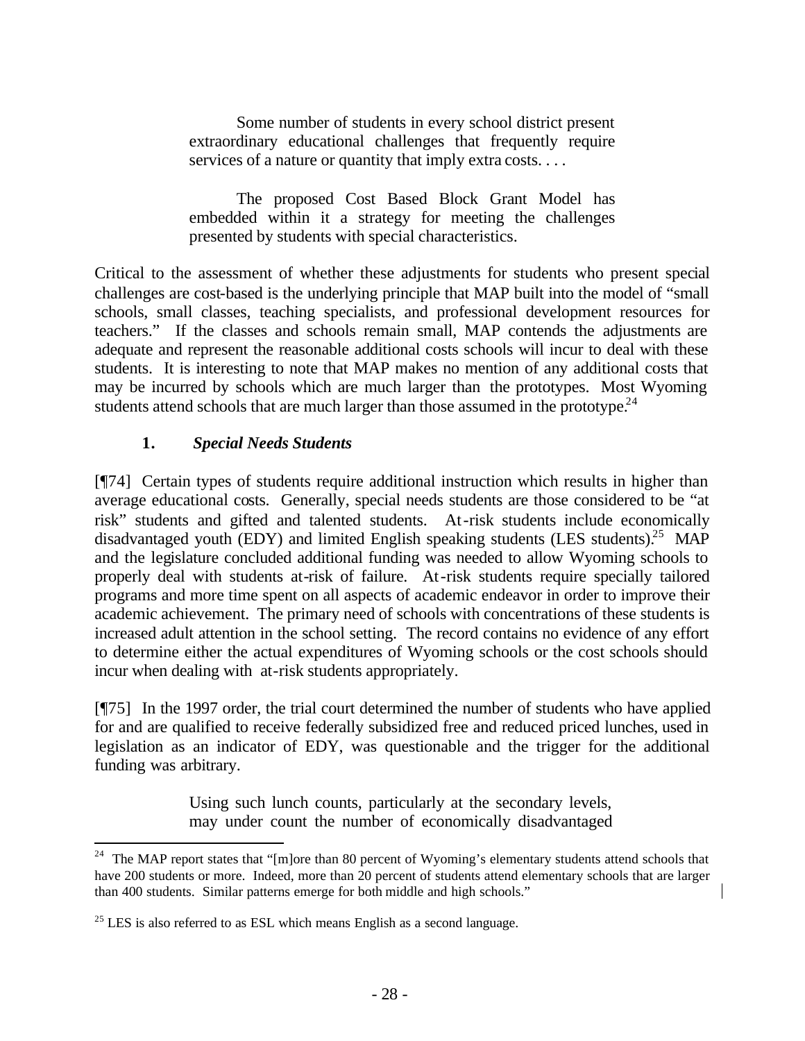> Some number of students in every school district present extraordinary educational challenges that frequently require services of a nature or quantity that imply extra costs. . . .
>
> The proposed Cost Based Block Grant Model has embedded within it a strategy for meeting the challenges presented by students with special characteristics.

Critical to the assessment of whether these adjustments for students who present special challenges are cost-based is the underlying principle that MAP built into the model of "small schools, small classes, teaching specialists, and professional development resources for teachers." If the classes and schools remain small, MAP contends the adjustments are adequate and represent the reasonable additional costs schools will incur to deal with these students. It is interesting to note that MAP makes no mention of any additional costs that may be incurred by schools which are much larger than the prototypes. Most Wyoming students attend schools that are much larger than those assumed in the prototype.[24]

### 1. *Special Needs Students*

[¶74] Certain types of students require additional instruction which results in higher than average educational costs. Generally, special needs students are those considered to be "at risk" students and gifted and talented students. At-risk students include economically disadvantaged youth (EDY) and limited English speaking students (LES students).[25] MAP and the legislature concluded additional funding was needed to allow Wyoming schools to properly deal with students at-risk of failure. At-risk students require specially tailored programs and more time spent on all aspects of academic endeavor in order to improve their academic achievement. The primary need of schools with concentrations of these students is increased adult attention in the school setting. The record contains no evidence of any effort to determine either the actual expenditures of Wyoming schools or the cost schools should incur when dealing with at-risk students appropriately.

[¶75] In the 1997 order, the trial court determined the number of students who have applied for and are qualified to receive federally subsidized free and reduced priced lunches, used in legislation as an indicator of EDY, was questionable and the trigger for the additional funding was arbitrary.

> Using such lunch counts, particularly at the secondary levels, may under count the number of economically disadvantaged

---

[24] The MAP report states that "[m]ore than 80 percent of Wyoming's elementary students attend schools that have 200 students or more. Indeed, more than 20 percent of students attend elementary schools that are larger than 400 students. Similar patterns emerge for both middle and high schools."

[25] LES is also referred to as ESL which means English as a second language.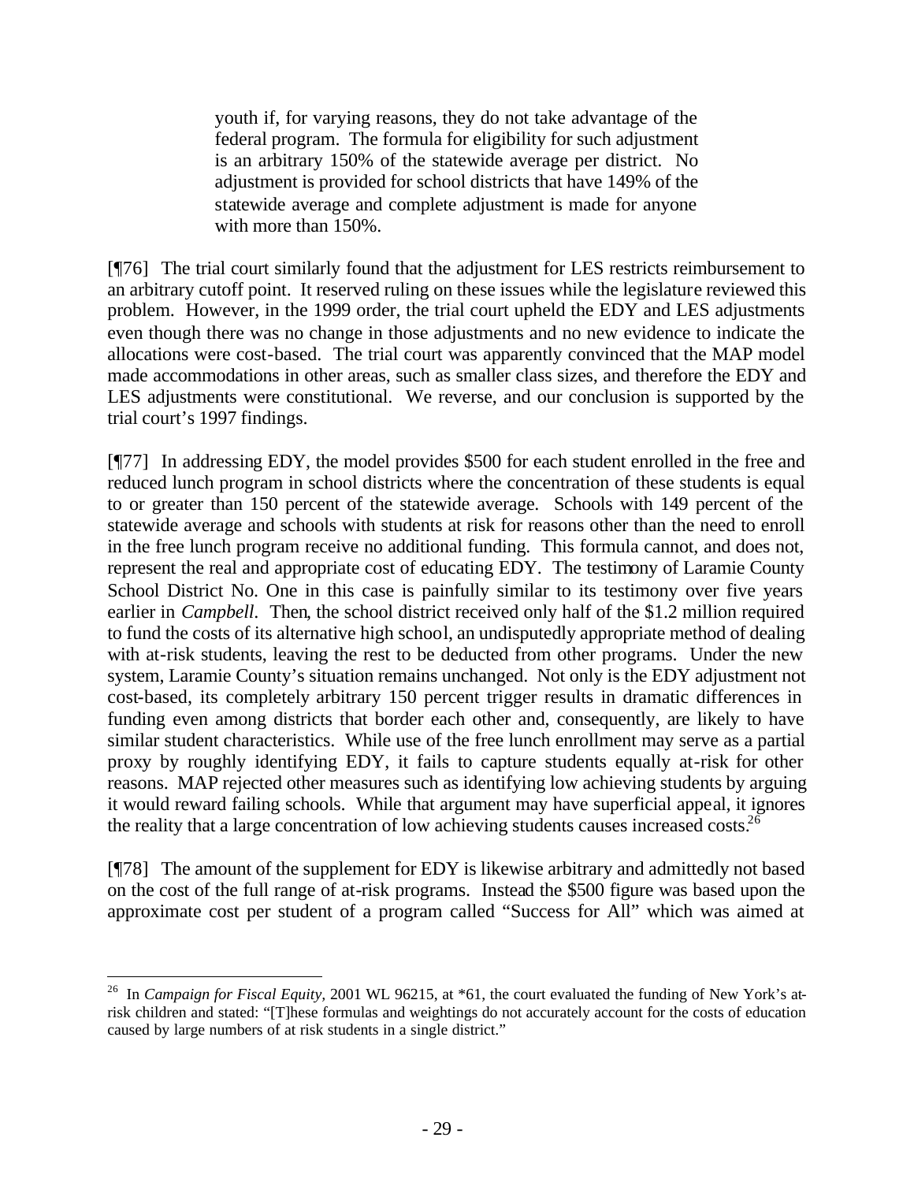> youth if, for varying reasons, they do not take advantage of the federal program. The formula for eligibility for such adjustment is an arbitrary 150% of the statewide average per district. No adjustment is provided for school districts that have 149% of the statewide average and complete adjustment is made for anyone with more than 150%.

[¶76] The trial court similarly found that the adjustment for LES restricts reimbursement to an arbitrary cutoff point. It reserved ruling on these issues while the legislature reviewed this problem. However, in the 1999 order, the trial court upheld the EDY and LES adjustments even though there was no change in those adjustments and no new evidence to indicate the allocations were cost-based. The trial court was apparently convinced that the MAP model made accommodations in other areas, such as smaller class sizes, and therefore the EDY and LES adjustments were constitutional. We reverse, and our conclusion is supported by the trial court's 1997 findings.

[¶77] In addressing EDY, the model provides $500 for each student enrolled in the free and reduced lunch program in school districts where the concentration of these students is equal to or greater than 150 percent of the statewide average. Schools with 149 percent of the statewide average and schools with students at risk for reasons other than the need to enroll in the free lunch program receive no additional funding. This formula cannot, and does not, represent the real and appropriate cost of educating EDY. The testimony of Laramie County School District No. One in this case is painfully similar to its testimony over five years earlier in *Campbell*. Then, the school district received only half of the $1.2 million required to fund the costs of its alternative high school, an undisputedly appropriate method of dealing with at-risk students, leaving the rest to be deducted from other programs. Under the new system, Laramie County's situation remains unchanged. Not only is the EDY adjustment not cost-based, its completely arbitrary 150 percent trigger results in dramatic differences in funding even among districts that border each other and, consequently, are likely to have similar student characteristics. While use of the free lunch enrollment may serve as a partial proxy by roughly identifying EDY, it fails to capture students equally at-risk for other reasons. MAP rejected other measures such as identifying low achieving students by arguing it would reward failing schools. While that argument may have superficial appeal, it ignores the reality that a large concentration of low achieving students causes increased costs.[26]

[¶78] The amount of the supplement for EDY is likewise arbitrary and admittedly not based on the cost of the full range of at-risk programs. Instead the $500 figure was based upon the approximate cost per student of a program called "Success for All" which was aimed at

---

[26] In *Campaign for Fiscal Equity*, 2001 WL 96215, at *61, the court evaluated the funding of New York's at-risk children and stated: "[T]hese formulas and weightings do not accurately account for the costs of education caused by large numbers of at risk students in a single district."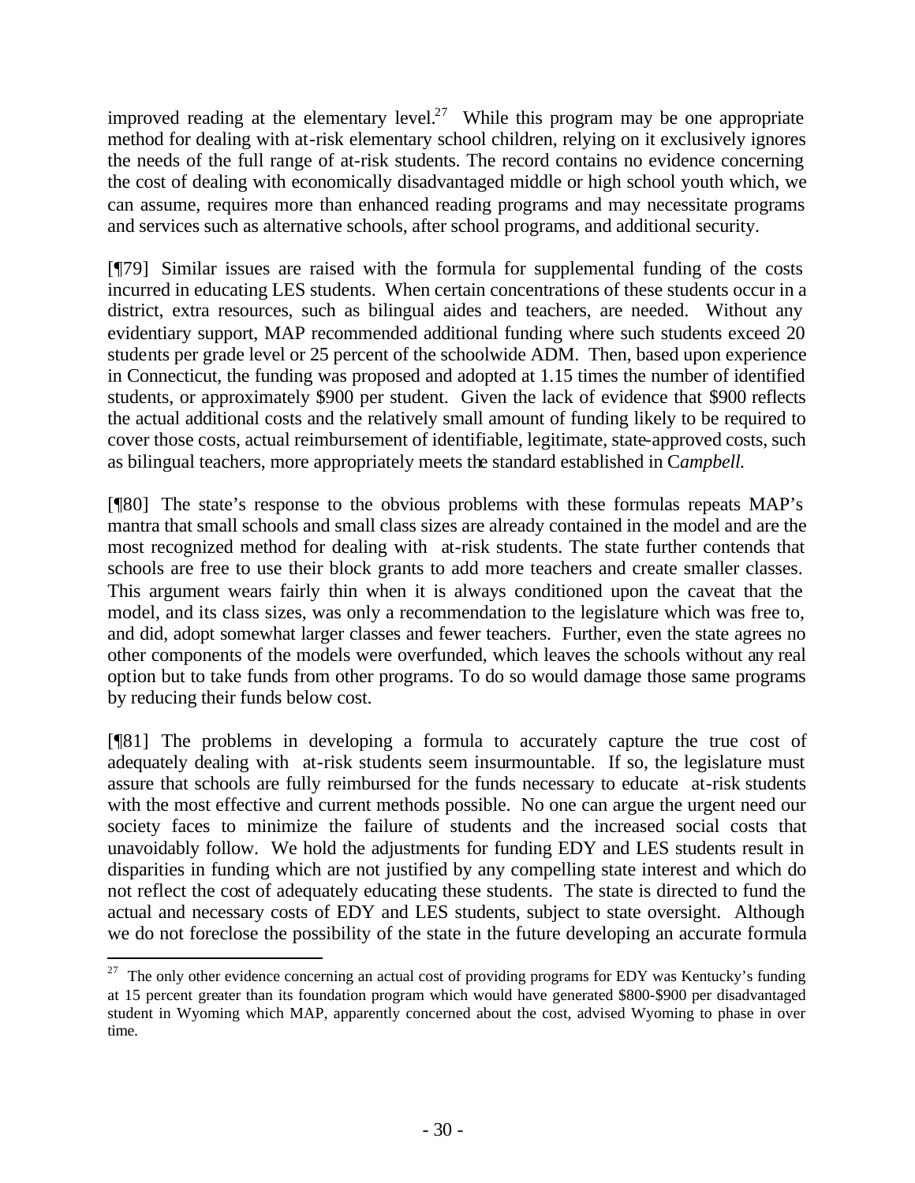improved reading at the elementary level.[27] While this program may be one appropriate method for dealing with at-risk elementary school children, relying on it exclusively ignores the needs of the full range of at-risk students. The record contains no evidence concerning the cost of dealing with economically disadvantaged middle or high school youth which, we can assume, requires more than enhanced reading programs and may necessitate programs and services such as alternative schools, after school programs, and additional security.

[¶79] Similar issues are raised with the formula for supplemental funding of the costs incurred in educating LES students. When certain concentrations of these students occur in a district, extra resources, such as bilingual aides and teachers, are needed. Without any evidentiary support, MAP recommended additional funding where such students exceed 20 students per grade level or 25 percent of the schoolwide ADM. Then, based upon experience in Connecticut, the funding was proposed and adopted at 1.15 times the number of identified students, or approximately $900 per student. Given the lack of evidence that $900 reflects the actual additional costs and the relatively small amount of funding likely to be required to cover those costs, actual reimbursement of identifiable, legitimate, state-approved costs, such as bilingual teachers, more appropriately meets the standard established in *Campbell*.

[¶80] The state's response to the obvious problems with these formulas repeats MAP's mantra that small schools and small class sizes are already contained in the model and are the most recognized method for dealing with at-risk students. The state further contends that schools are free to use their block grants to add more teachers and create smaller classes. This argument wears fairly thin when it is always conditioned upon the caveat that the model, and its class sizes, was only a recommendation to the legislature which was free to, and did, adopt somewhat larger classes and fewer teachers. Further, even the state agrees no other components of the models were overfunded, which leaves the schools without any real option but to take funds from other programs. To do so would damage those same programs by reducing their funds below cost.

[¶81] The problems in developing a formula to accurately capture the true cost of adequately dealing with at-risk students seem insurmountable. If so, the legislature must assure that schools are fully reimbursed for the funds necessary to educate at-risk students with the most effective and current methods possible. No one can argue the urgent need our society faces to minimize the failure of students and the increased social costs that unavoidably follow. We hold the adjustments for funding EDY and LES students result in disparities in funding which are not justified by any compelling state interest and which do not reflect the cost of adequately educating these students. The state is directed to fund the actual and necessary costs of EDY and LES students, subject to state oversight. Although we do not foreclose the possibility of the state in the future developing an accurate formula

---

[27] The only other evidence concerning an actual cost of providing programs for EDY was Kentucky's funding at 15 percent greater than its foundation program which would have generated $800-$900 per disadvantaged student in Wyoming which MAP, apparently concerned about the cost, advised Wyoming to phase in over time.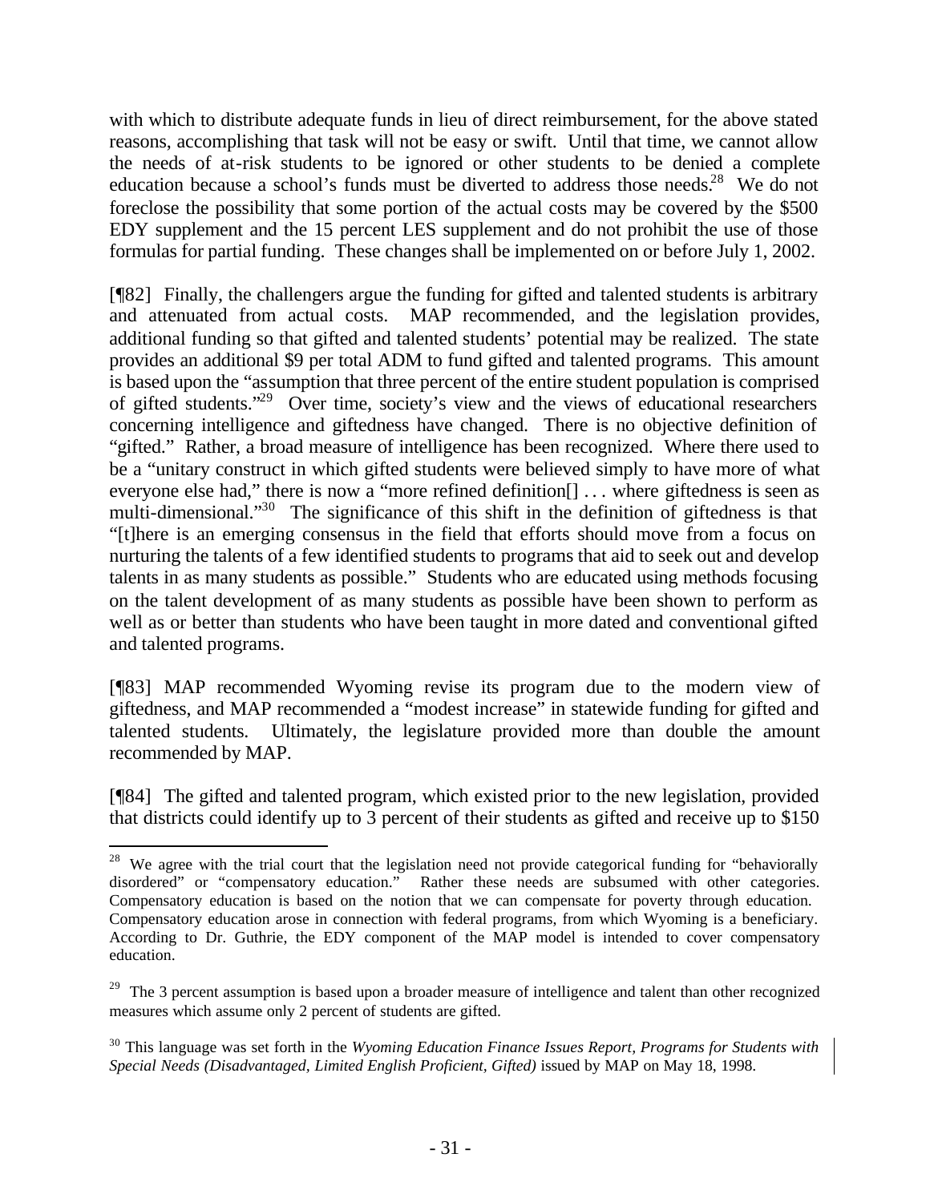with which to distribute adequate funds in lieu of direct reimbursement, for the above stated reasons, accomplishing that task will not be easy or swift. Until that time, we cannot allow the needs of at-risk students to be ignored or other students to be denied a complete education because a school's funds must be diverted to address those needs.[28] We do not foreclose the possibility that some portion of the actual costs may be covered by the $500 EDY supplement and the 15 percent LES supplement and do not prohibit the use of those formulas for partial funding. These changes shall be implemented on or before July 1, 2002.

[¶82] Finally, the challengers argue the funding for gifted and talented students is arbitrary and attenuated from actual costs. MAP recommended, and the legislation provides, additional funding so that gifted and talented students' potential may be realized. The state provides an additional $9 per total ADM to fund gifted and talented programs. This amount is based upon the "assumption that three percent of the entire student population is comprised of gifted students."[29] Over time, society's view and the views of educational researchers concerning intelligence and giftedness have changed. There is no objective definition of "gifted." Rather, a broad measure of intelligence has been recognized. Where there used to be a "unitary construct in which gifted students were believed simply to have more of what everyone else had," there is now a "more refined definition[] . . . where giftedness is seen as multi-dimensional."[30] The significance of this shift in the definition of giftedness is that "[t]here is an emerging consensus in the field that efforts should move from a focus on nurturing the talents of a few identified students to programs that aid to seek out and develop talents in as many students as possible." Students who are educated using methods focusing on the talent development of as many students as possible have been shown to perform as well as or better than students who have been taught in more dated and conventional gifted and talented programs.

[¶83] MAP recommended Wyoming revise its program due to the modern view of giftedness, and MAP recommended a "modest increase" in statewide funding for gifted and talented students. Ultimately, the legislature provided more than double the amount recommended by MAP.

[¶84] The gifted and talented program, which existed prior to the new legislation, provided that districts could identify up to 3 percent of their students as gifted and receive up to $150

---

[28] We agree with the trial court that the legislation need not provide categorical funding for "behaviorally disordered" or "compensatory education." Rather these needs are subsumed with other categories. Compensatory education is based on the notion that we can compensate for poverty through education. Compensatory education arose in connection with federal programs, from which Wyoming is a beneficiary. According to Dr. Guthrie, the EDY component of the MAP model is intended to cover compensatory education.

[29] The 3 percent assumption is based upon a broader measure of intelligence and talent than other recognized measures which assume only 2 percent of students are gifted.

[30] This language was set forth in the *Wyoming Education Finance Issues Report, Programs for Students with Special Needs (Disadvantaged, Limited English Proficient, Gifted)* issued by MAP on May 18, 1998.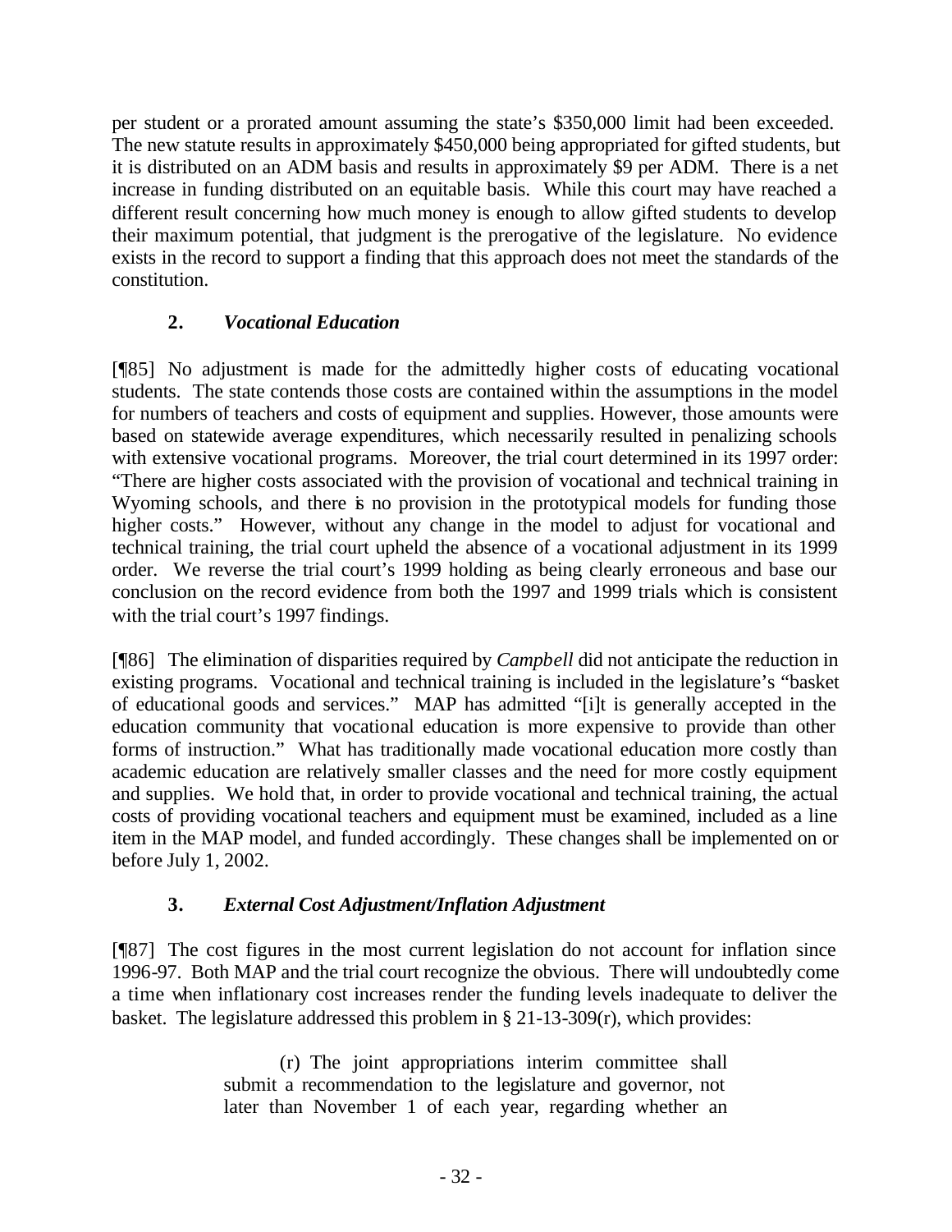per student or a prorated amount assuming the state's $350,000 limit had been exceeded. The new statute results in approximately $450,000 being appropriated for gifted students, but it is distributed on an ADM basis and results in approximately $9 per ADM. There is a net increase in funding distributed on an equitable basis. While this court may have reached a different result concerning how much money is enough to allow gifted students to develop their maximum potential, that judgment is the prerogative of the legislature. No evidence exists in the record to support a finding that this approach does not meet the standards of the constitution.

### 2. *Vocational Education*

[¶85] No adjustment is made for the admittedly higher costs of educating vocational students. The state contends those costs are contained within the assumptions in the model for numbers of teachers and costs of equipment and supplies. However, those amounts were based on statewide average expenditures, which necessarily resulted in penalizing schools with extensive vocational programs. Moreover, the trial court determined in its 1997 order: "There are higher costs associated with the provision of vocational and technical training in Wyoming schools, and there is no provision in the prototypical models for funding those higher costs." However, without any change in the model to adjust for vocational and technical training, the trial court upheld the absence of a vocational adjustment in its 1999 order. We reverse the trial court's 1999 holding as being clearly erroneous and base our conclusion on the record evidence from both the 1997 and 1999 trials which is consistent with the trial court's 1997 findings.

[¶86] The elimination of disparities required by *Campbell* did not anticipate the reduction in existing programs. Vocational and technical training is included in the legislature's "basket of educational goods and services." MAP has admitted "[i]t is generally accepted in the education community that vocational education is more expensive to provide than other forms of instruction." What has traditionally made vocational education more costly than academic education are relatively smaller classes and the need for more costly equipment and supplies. We hold that, in order to provide vocational and technical training, the actual costs of providing vocational teachers and equipment must be examined, included as a line item in the MAP model, and funded accordingly. These changes shall be implemented on or before July 1, 2002.

### 3. *External Cost Adjustment/Inflation Adjustment*

[¶87] The cost figures in the most current legislation do not account for inflation since 1996-97. Both MAP and the trial court recognize the obvious. There will undoubtedly come a time when inflationary cost increases render the funding levels inadequate to deliver the basket. The legislature addressed this problem in § 21-13-309(r), which provides:

> (r) The joint appropriations interim committee shall submit a recommendation to the legislature and governor, not later than November 1 of each year, regarding whether an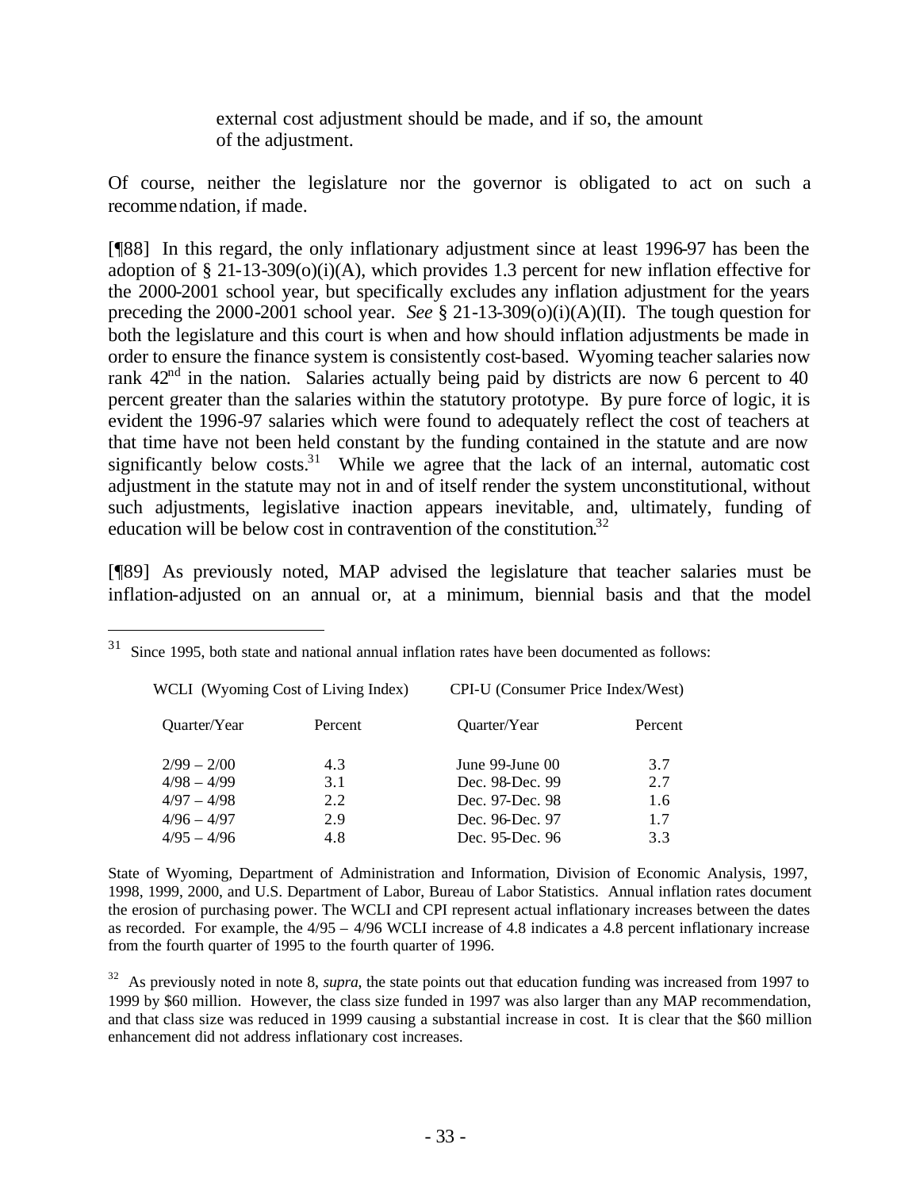external cost adjustment should be made, and if so, the amount of the adjustment.

Of course, neither the legislature nor the governor is obligated to act on such a recommendation, if made.

[¶88] In this regard, the only inflationary adjustment since at least 1996-97 has been the adoption of § 21-13-309(o)(i)(A), which provides 1.3 percent for new inflation effective for the 2000-2001 school year, but specifically excludes any inflation adjustment for the years preceding the 2000-2001 school year. *See* § 21-13-309(o)(i)(A)(II). The tough question for both the legislature and this court is when and how should inflation adjustments be made in order to ensure the finance system is consistently cost-based. Wyoming teacher salaries now rank 42nd in the nation. Salaries actually being paid by districts are now 6 percent to 40 percent greater than the salaries within the statutory prototype. By pure force of logic, it is evident the 1996-97 salaries which were found to adequately reflect the cost of teachers at that time have not been held constant by the funding contained in the statute and are now significantly below costs.[31] While we agree that the lack of an internal, automatic cost adjustment in the statute may not in and of itself render the system unconstitutional, without such adjustments, legislative inaction appears inevitable, and, ultimately, funding of education will be below cost in contravention of the constitution.[32]

[¶89] As previously noted, MAP advised the legislature that teacher salaries must be inflation-adjusted on an annual or, at a minimum, biennial basis and that the model

---

[31] Since 1995, both state and national annual inflation rates have been documented as follows:

| WCLI (Wyoming Cost of Living Index) | | CPI-U (Consumer Price Index/West) | |
|---|---|---|---|
| Quarter/Year | Percent | Quarter/Year | Percent |
| 2/99 – 2/00 | 4.3 | June 99-June 00 | 3.7 |
| 4/98 – 4/99 | 3.1 | Dec. 98-Dec. 99 | 2.7 |
| 4/97 – 4/98 | 2.2 | Dec. 97-Dec. 98 | 1.6 |
| 4/96 – 4/97 | 2.9 | Dec. 96-Dec. 97 | 1.7 |
| 4/95 – 4/96 | 4.8 | Dec. 95-Dec. 96 | 3.3 |

State of Wyoming, Department of Administration and Information, Division of Economic Analysis, 1997, 1998, 1999, 2000, and U.S. Department of Labor, Bureau of Labor Statistics. Annual inflation rates document the erosion of purchasing power. The WCLI and CPI represent actual inflationary increases between the dates as recorded. For example, the 4/95 – 4/96 WCLI increase of 4.8 indicates a 4.8 percent inflationary increase from the fourth quarter of 1995 to the fourth quarter of 1996.

[32] As previously noted in note 8, *supra*, the state points out that education funding was increased from 1997 to 1999 by $60 million. However, the class size funded in 1997 was also larger than any MAP recommendation, and that class size was reduced in 1999 causing a substantial increase in cost. It is clear that the $60 million enhancement did not address inflationary cost increases.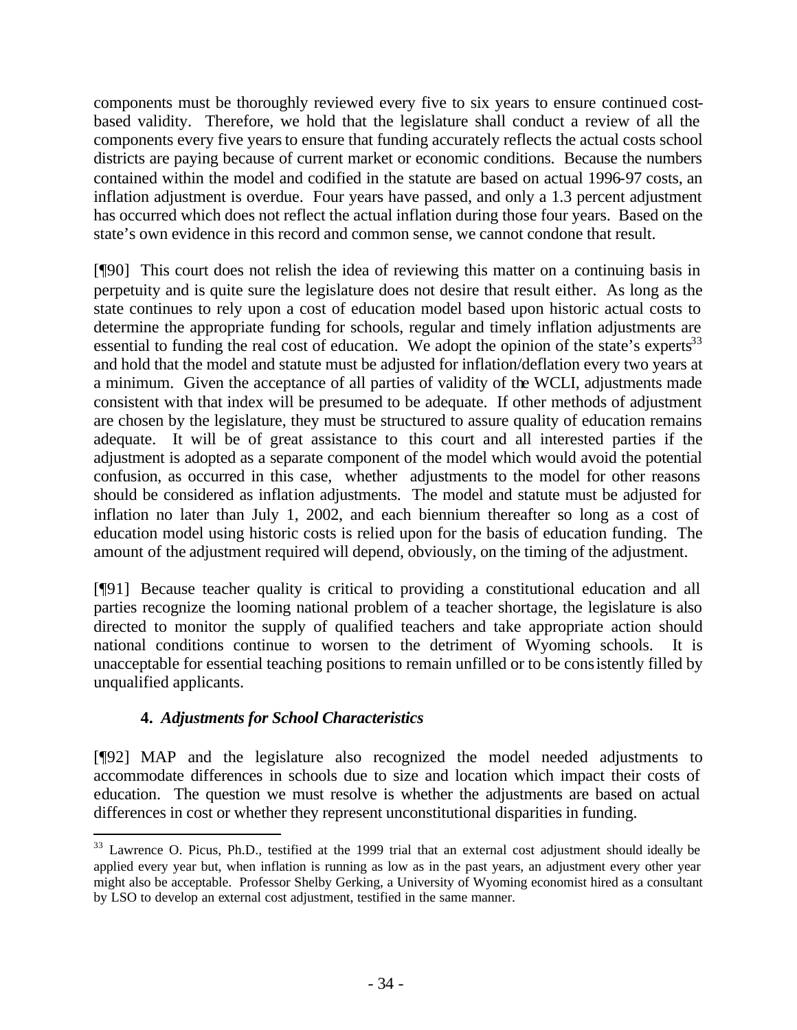components must be thoroughly reviewed every five to six years to ensure continued cost-based validity. Therefore, we hold that the legislature shall conduct a review of all the components every five years to ensure that funding accurately reflects the actual costs school districts are paying because of current market or economic conditions. Because the numbers contained within the model and codified in the statute are based on actual 1996-97 costs, an inflation adjustment is overdue. Four years have passed, and only a 1.3 percent adjustment has occurred which does not reflect the actual inflation during those four years. Based on the state's own evidence in this record and common sense, we cannot condone that result.

[¶90] This court does not relish the idea of reviewing this matter on a continuing basis in perpetuity and is quite sure the legislature does not desire that result either. As long as the state continues to rely upon a cost of education model based upon historic actual costs to determine the appropriate funding for schools, regular and timely inflation adjustments are essential to funding the real cost of education. We adopt the opinion of the state's experts[33] and hold that the model and statute must be adjusted for inflation/deflation every two years at a minimum. Given the acceptance of all parties of validity of the WCLI, adjustments made consistent with that index will be presumed to be adequate. If other methods of adjustment are chosen by the legislature, they must be structured to assure quality of education remains adequate. It will be of great assistance to this court and all interested parties if the adjustment is adopted as a separate component of the model which would avoid the potential confusion, as occurred in this case, whether adjustments to the model for other reasons should be considered as inflation adjustments. The model and statute must be adjusted for inflation no later than July 1, 2002, and each biennium thereafter so long as a cost of education model using historic costs is relied upon for the basis of education funding. The amount of the adjustment required will depend, obviously, on the timing of the adjustment.

[¶91] Because teacher quality is critical to providing a constitutional education and all parties recognize the looming national problem of a teacher shortage, the legislature is also directed to monitor the supply of qualified teachers and take appropriate action should national conditions continue to worsen to the detriment of Wyoming schools. It is unacceptable for essential teaching positions to remain unfilled or to be consistently filled by unqualified applicants.

### 4. *Adjustments for School Characteristics*

[¶92] MAP and the legislature also recognized the model needed adjustments to accommodate differences in schools due to size and location which impact their costs of education. The question we must resolve is whether the adjustments are based on actual differences in cost or whether they represent unconstitutional disparities in funding.

---

[33] Lawrence O. Picus, Ph.D., testified at the 1999 trial that an external cost adjustment should ideally be applied every year but, when inflation is running as low as in the past years, an adjustment every other year might also be acceptable. Professor Shelby Gerking, a University of Wyoming economist hired as a consultant by LSO to develop an external cost adjustment, testified in the same manner.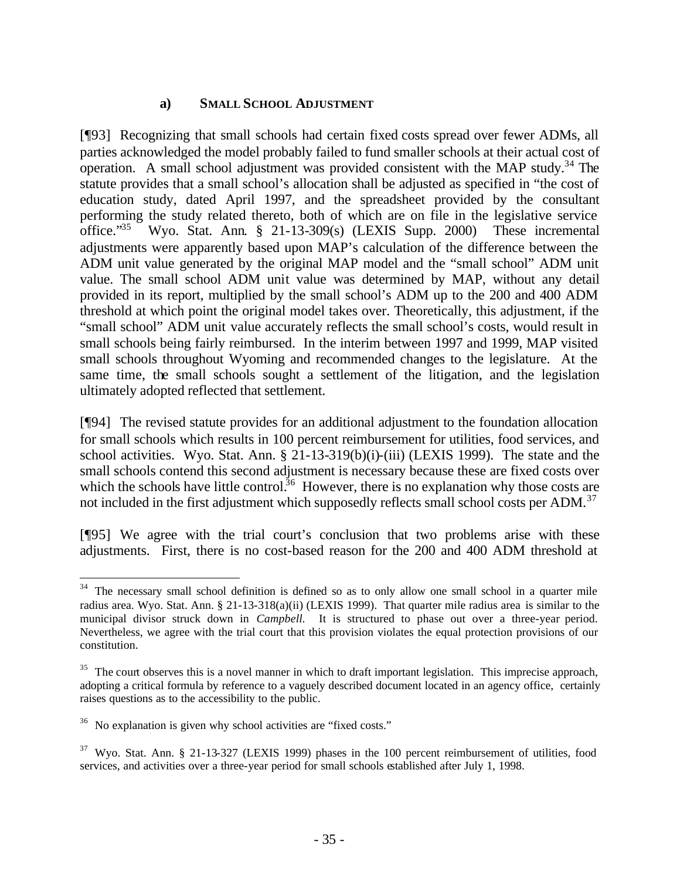### a) **SMALL SCHOOL ADJUSTMENT**

[¶93] Recognizing that small schools had certain fixed costs spread over fewer ADMs, all parties acknowledged the model probably failed to fund smaller schools at their actual cost of operation. A small school adjustment was provided consistent with the MAP study.[34] The statute provides that a small school's allocation shall be adjusted as specified in "the cost of education study, dated April 1997, and the spreadsheet provided by the consultant performing the study related thereto, both of which are on file in the legislative service office."[35] Wyo. Stat. Ann. § 21-13-309(s) (LEXIS Supp. 2000) These incremental adjustments were apparently based upon MAP's calculation of the difference between the ADM unit value generated by the original MAP model and the "small school" ADM unit value. The small school ADM unit value was determined by MAP, without any detail provided in its report, multiplied by the small school's ADM up to the 200 and 400 ADM threshold at which point the original model takes over. Theoretically, this adjustment, if the "small school" ADM unit value accurately reflects the small school's costs, would result in small schools being fairly reimbursed. In the interim between 1997 and 1999, MAP visited small schools throughout Wyoming and recommended changes to the legislature. At the same time, the small schools sought a settlement of the litigation, and the legislation ultimately adopted reflected that settlement.

[¶94] The revised statute provides for an additional adjustment to the foundation allocation for small schools which results in 100 percent reimbursement for utilities, food services, and school activities. Wyo. Stat. Ann. § 21-13-319(b)(i)-(iii) (LEXIS 1999). The state and the small schools contend this second adjustment is necessary because these are fixed costs over which the schools have little control.[36] However, there is no explanation why those costs are not included in the first adjustment which supposedly reflects small school costs per ADM.[37]

[¶95] We agree with the trial court's conclusion that two problems arise with these adjustments. First, there is no cost-based reason for the 200 and 400 ADM threshold at

---

[34] The necessary small school definition is defined so as to only allow one small school in a quarter mile radius area. Wyo. Stat. Ann. § 21-13-318(a)(ii) (LEXIS 1999). That quarter mile radius area is similar to the municipal divisor struck down in *Campbell*. It is structured to phase out over a three-year period. Nevertheless, we agree with the trial court that this provision violates the equal protection provisions of our constitution.

[35] The court observes this is a novel manner in which to draft important legislation. This imprecise approach, adopting a critical formula by reference to a vaguely described document located in an agency office, certainly raises questions as to the accessibility to the public.

[36] No explanation is given why school activities are "fixed costs."

[37] Wyo. Stat. Ann. § 21-13-327 (LEXIS 1999) phases in the 100 percent reimbursement of utilities, food services, and activities over a three-year period for small schools established after July 1, 1998.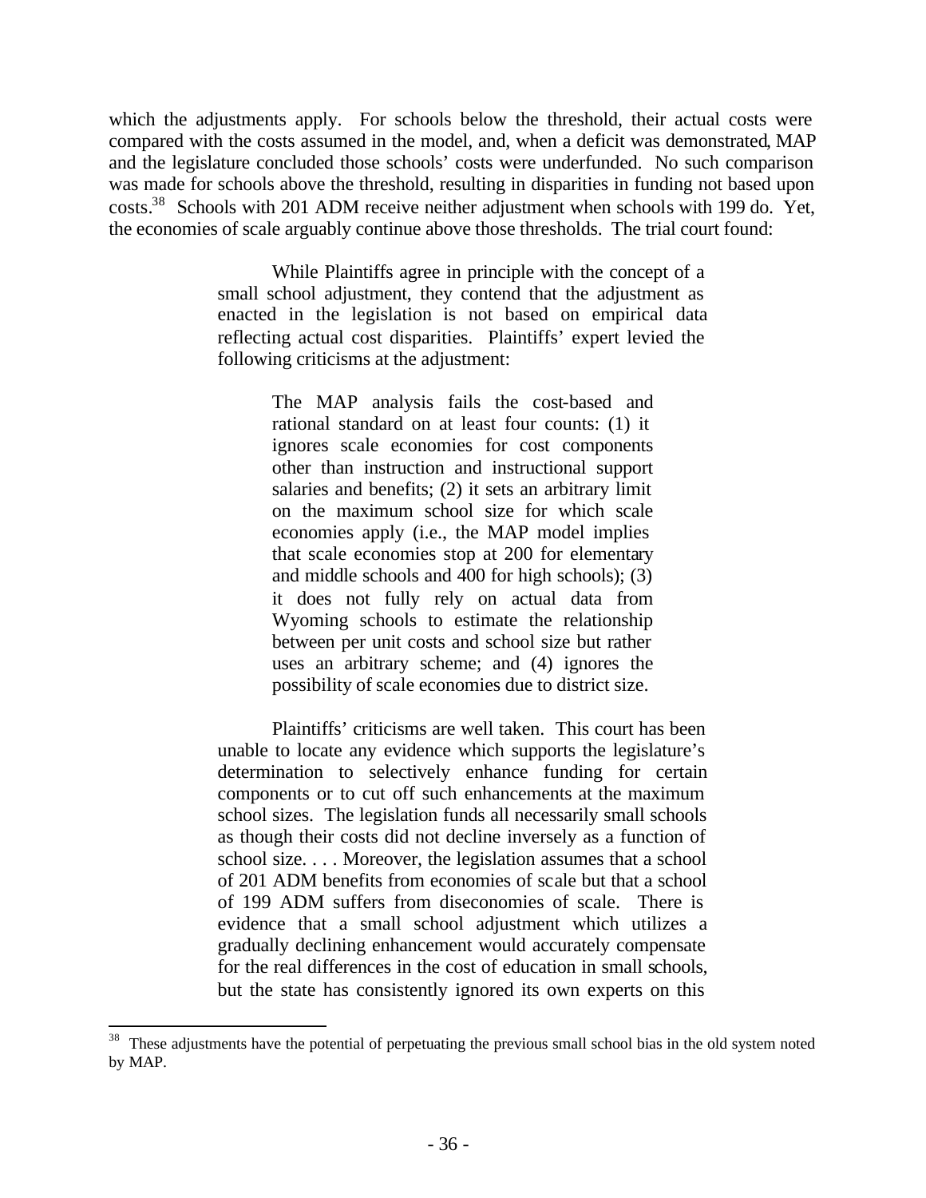which the adjustments apply. For schools below the threshold, their actual costs were compared with the costs assumed in the model, and, when a deficit was demonstrated, MAP and the legislature concluded those schools' costs were underfunded. No such comparison was made for schools above the threshold, resulting in disparities in funding not based upon costs.[38] Schools with 201 ADM receive neither adjustment when schools with 199 do. Yet, the economies of scale arguably continue above those thresholds. The trial court found:

> While Plaintiffs agree in principle with the concept of a small school adjustment, they contend that the adjustment as enacted in the legislation is not based on empirical data reflecting actual cost disparities. Plaintiffs' expert levied the following criticisms at the adjustment:
>
> > The MAP analysis fails the cost-based and rational standard on at least four counts: (1) it ignores scale economies for cost components other than instruction and instructional support salaries and benefits; (2) it sets an arbitrary limit on the maximum school size for which scale economies apply (i.e., the MAP model implies that scale economies stop at 200 for elementary and middle schools and 400 for high schools); (3) it does not fully rely on actual data from Wyoming schools to estimate the relationship between per unit costs and school size but rather uses an arbitrary scheme; and (4) ignores the possibility of scale economies due to district size.
>
> Plaintiffs' criticisms are well taken. This court has been unable to locate any evidence which supports the legislature's determination to selectively enhance funding for certain components or to cut off such enhancements at the maximum school sizes. The legislation funds all necessarily small schools as though their costs did not decline inversely as a function of school size. . . . Moreover, the legislation assumes that a school of 201 ADM benefits from economies of scale but that a school of 199 ADM suffers from diseconomies of scale. There is evidence that a small school adjustment which utilizes a gradually declining enhancement would accurately compensate for the real differences in the cost of education in small schools, but the state has consistently ignored its own experts on this

---

[38] These adjustments have the potential of perpetuating the previous small school bias in the old system noted by MAP.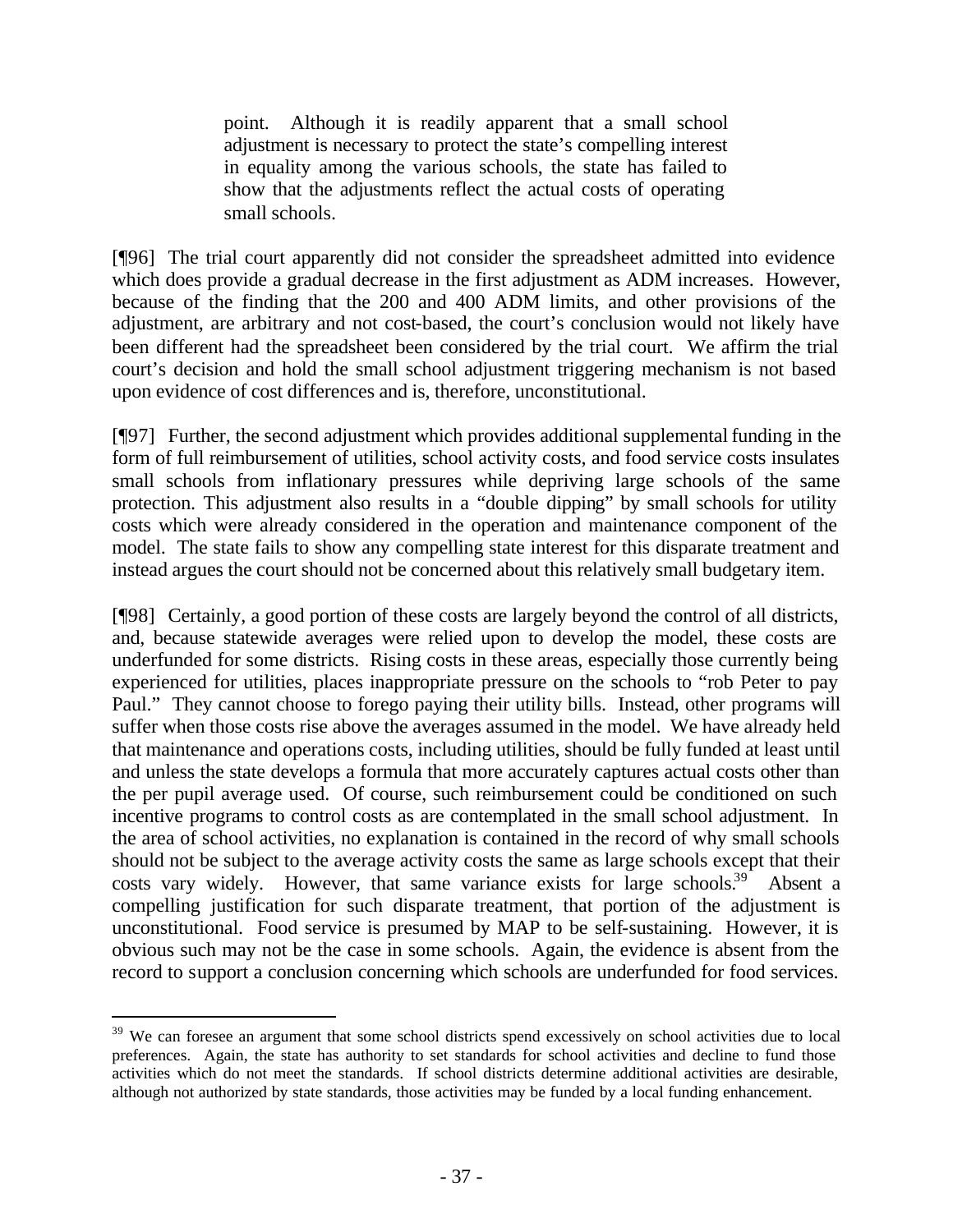> point. Although it is readily apparent that a small school adjustment is necessary to protect the state's compelling interest in equality among the various schools, the state has failed to show that the adjustments reflect the actual costs of operating small schools.

[¶96] The trial court apparently did not consider the spreadsheet admitted into evidence which does provide a gradual decrease in the first adjustment as ADM increases. However, because of the finding that the 200 and 400 ADM limits, and other provisions of the adjustment, are arbitrary and not cost-based, the court's conclusion would not likely have been different had the spreadsheet been considered by the trial court. We affirm the trial court's decision and hold the small school adjustment triggering mechanism is not based upon evidence of cost differences and is, therefore, unconstitutional.

[¶97] Further, the second adjustment which provides additional supplemental funding in the form of full reimbursement of utilities, school activity costs, and food service costs insulates small schools from inflationary pressures while depriving large schools of the same protection. This adjustment also results in a "double dipping" by small schools for utility costs which were already considered in the operation and maintenance component of the model. The state fails to show any compelling state interest for this disparate treatment and instead argues the court should not be concerned about this relatively small budgetary item.

[¶98] Certainly, a good portion of these costs are largely beyond the control of all districts, and, because statewide averages were relied upon to develop the model, these costs are underfunded for some districts. Rising costs in these areas, especially those currently being experienced for utilities, places inappropriate pressure on the schools to "rob Peter to pay Paul." They cannot choose to forego paying their utility bills. Instead, other programs will suffer when those costs rise above the averages assumed in the model. We have already held that maintenance and operations costs, including utilities, should be fully funded at least until and unless the state develops a formula that more accurately captures actual costs other than the per pupil average used. Of course, such reimbursement could be conditioned on such incentive programs to control costs as are contemplated in the small school adjustment. In the area of school activities, no explanation is contained in the record of why small schools should not be subject to the average activity costs the same as large schools except that their costs vary widely. However, that same variance exists for large schools.[39] Absent a compelling justification for such disparate treatment, that portion of the adjustment is unconstitutional. Food service is presumed by MAP to be self-sustaining. However, it is obvious such may not be the case in some schools. Again, the evidence is absent from the record to support a conclusion concerning which schools are underfunded for food services.

---

[39] We can foresee an argument that some school districts spend excessively on school activities due to local preferences. Again, the state has authority to set standards for school activities and decline to fund those activities which do not meet the standards. If school districts determine additional activities are desirable, although not authorized by state standards, those activities may be funded by a local funding enhancement.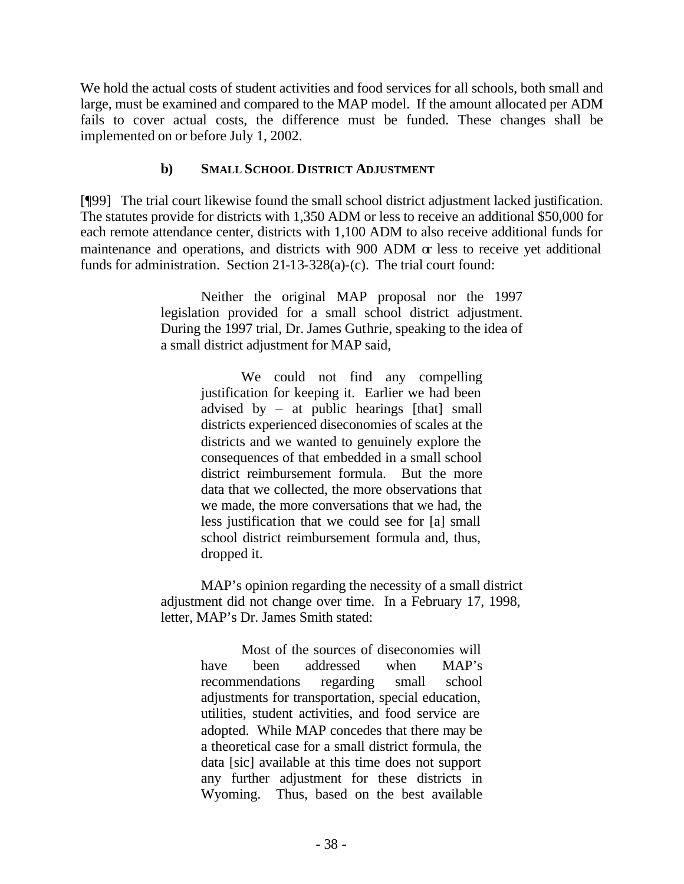We hold the actual costs of student activities and food services for all schools, both small and large, must be examined and compared to the MAP model. If the amount allocated per ADM fails to cover actual costs, the difference must be funded. These changes shall be implemented on or before July 1, 2002.

### b) SMALL SCHOOL DISTRICT ADJUSTMENT

[¶99] The trial court likewise found the small school district adjustment lacked justification. The statutes provide for districts with 1,350 ADM or less to receive an additional $50,000 for each remote attendance center, districts with 1,100 ADM to also receive additional funds for maintenance and operations, and districts with 900 ADM or less to receive yet additional funds for administration. Section 21-13-328(a)-(c). The trial court found:

> Neither the original MAP proposal nor the 1997 legislation provided for a small school district adjustment. During the 1997 trial, Dr. James Guthrie, speaking to the idea of a small district adjustment for MAP said,
>
> > We could not find any compelling justification for keeping it. Earlier we had been advised by – at public hearings [that] small districts experienced diseconomies of scales at the districts and we wanted to genuinely explore the consequences of that embedded in a small school district reimbursement formula. But the more data that we collected, the more observations that we made, the more conversations that we had, the less justification that we could see for [a] small school district reimbursement formula and, thus, dropped it.
>
> MAP's opinion regarding the necessity of a small district adjustment did not change over time. In a February 17, 1998, letter, MAP's Dr. James Smith stated:
>
> > Most of the sources of diseconomies will have been addressed when MAP's recommendations regarding small school adjustments for transportation, special education, utilities, student activities, and food service are adopted. While MAP concedes that there may be a theoretical case for a small district formula, the data [sic] available at this time does not support any further adjustment for these districts in Wyoming. Thus, based on the best available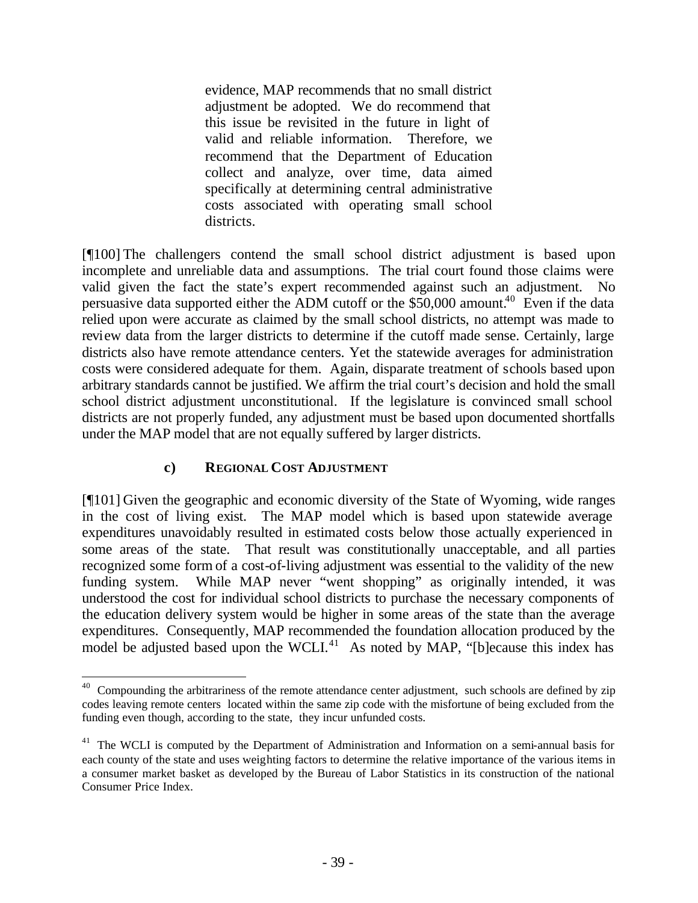> evidence, MAP recommends that no small district adjustment be adopted. We do recommend that this issue be revisited in the future in light of valid and reliable information. Therefore, we recommend that the Department of Education collect and analyze, over time, data aimed specifically at determining central administrative costs associated with operating small school districts.

[¶100] The challengers contend the small school district adjustment is based upon incomplete and unreliable data and assumptions. The trial court found those claims were valid given the fact the state's expert recommended against such an adjustment. No persuasive data supported either the ADM cutoff or the $50,000 amount.[40] Even if the data relied upon were accurate as claimed by the small school districts, no attempt was made to review data from the larger districts to determine if the cutoff made sense. Certainly, large districts also have remote attendance centers. Yet the statewide averages for administration costs were considered adequate for them. Again, disparate treatment of schools based upon arbitrary standards cannot be justified. We affirm the trial court's decision and hold the small school district adjustment unconstitutional. If the legislature is convinced small school districts are not properly funded, any adjustment must be based upon documented shortfalls under the MAP model that are not equally suffered by larger districts.

### c) REGIONAL COST ADJUSTMENT

[¶101] Given the geographic and economic diversity of the State of Wyoming, wide ranges in the cost of living exist. The MAP model which is based upon statewide average expenditures unavoidably resulted in estimated costs below those actually experienced in some areas of the state. That result was constitutionally unacceptable, and all parties recognized some form of a cost-of-living adjustment was essential to the validity of the new funding system. While MAP never "went shopping" as originally intended, it was understood the cost for individual school districts to purchase the necessary components of the education delivery system would be higher in some areas of the state than the average expenditures. Consequently, MAP recommended the foundation allocation produced by the model be adjusted based upon the WCLI.[41] As noted by MAP, "[b]ecause this index has

---

[40] Compounding the arbitrariness of the remote attendance center adjustment, such schools are defined by zip codes leaving remote centers located within the same zip code with the misfortune of being excluded from the funding even though, according to the state, they incur unfunded costs.

[41] The WCLI is computed by the Department of Administration and Information on a semi-annual basis for each county of the state and uses weighting factors to determine the relative importance of the various items in a consumer market basket as developed by the Bureau of Labor Statistics in its construction of the national Consumer Price Index.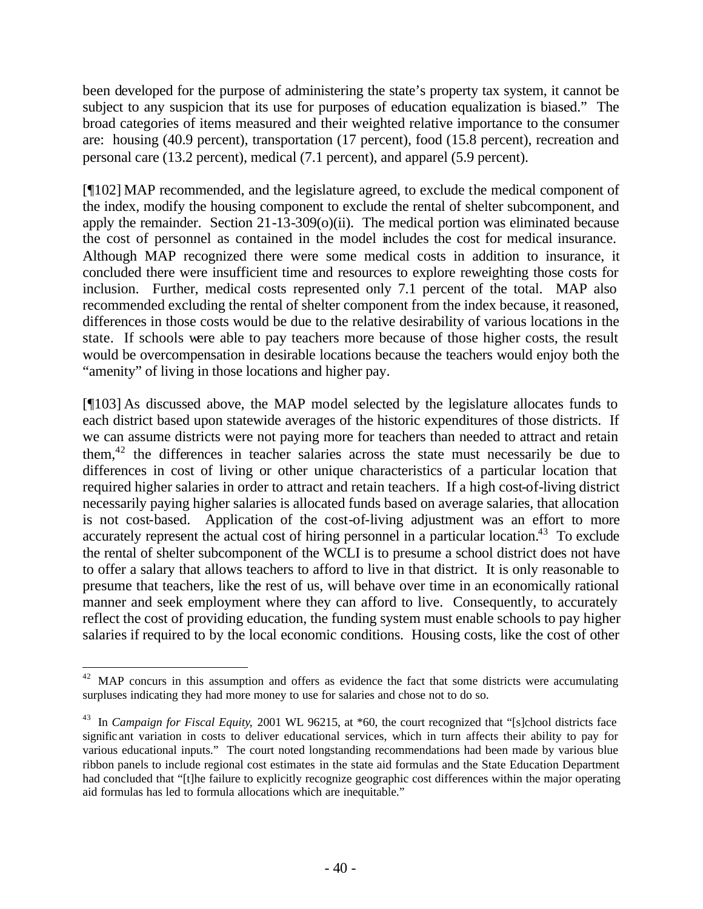been developed for the purpose of administering the state's property tax system, it cannot be subject to any suspicion that its use for purposes of education equalization is biased." The broad categories of items measured and their weighted relative importance to the consumer are: housing (40.9 percent), transportation (17 percent), food (15.8 percent), recreation and personal care (13.2 percent), medical (7.1 percent), and apparel (5.9 percent).

[¶102] MAP recommended, and the legislature agreed, to exclude the medical component of the index, modify the housing component to exclude the rental of shelter subcomponent, and apply the remainder. Section 21-13-309(o)(ii). The medical portion was eliminated because the cost of personnel as contained in the model includes the cost for medical insurance. Although MAP recognized there were some medical costs in addition to insurance, it concluded there were insufficient time and resources to explore reweighting those costs for inclusion. Further, medical costs represented only 7.1 percent of the total. MAP also recommended excluding the rental of shelter component from the index because, it reasoned, differences in those costs would be due to the relative desirability of various locations in the state. If schools were able to pay teachers more because of those higher costs, the result would be overcompensation in desirable locations because the teachers would enjoy both the "amenity" of living in those locations and higher pay.

[¶103] As discussed above, the MAP model selected by the legislature allocates funds to each district based upon statewide averages of the historic expenditures of those districts. If we can assume districts were not paying more for teachers than needed to attract and retain them,[42] the differences in teacher salaries across the state must necessarily be due to differences in cost of living or other unique characteristics of a particular location that required higher salaries in order to attract and retain teachers. If a high cost-of-living district necessarily paying higher salaries is allocated funds based on average salaries, that allocation is not cost-based. Application of the cost-of-living adjustment was an effort to more accurately represent the actual cost of hiring personnel in a particular location.[43] To exclude the rental of shelter subcomponent of the WCLI is to presume a school district does not have to offer a salary that allows teachers to afford to live in that district. It is only reasonable to presume that teachers, like the rest of us, will behave over time in an economically rational manner and seek employment where they can afford to live. Consequently, to accurately reflect the cost of providing education, the funding system must enable schools to pay higher salaries if required to by the local economic conditions. Housing costs, like the cost of other

---

[42] MAP concurs in this assumption and offers as evidence the fact that some districts were accumulating surpluses indicating they had more money to use for salaries and chose not to do so.

[43] In *Campaign for Fiscal Equity*, 2001 WL 96215, at *60, the court recognized that "[s]chool districts face significant variation in costs to deliver educational services, which in turn affects their ability to pay for various educational inputs." The court noted longstanding recommendations had been made by various blue ribbon panels to include regional cost estimates in the state aid formulas and the State Education Department had concluded that "[t]he failure to explicitly recognize geographic cost differences within the major operating aid formulas has led to formula allocations which are inequitable."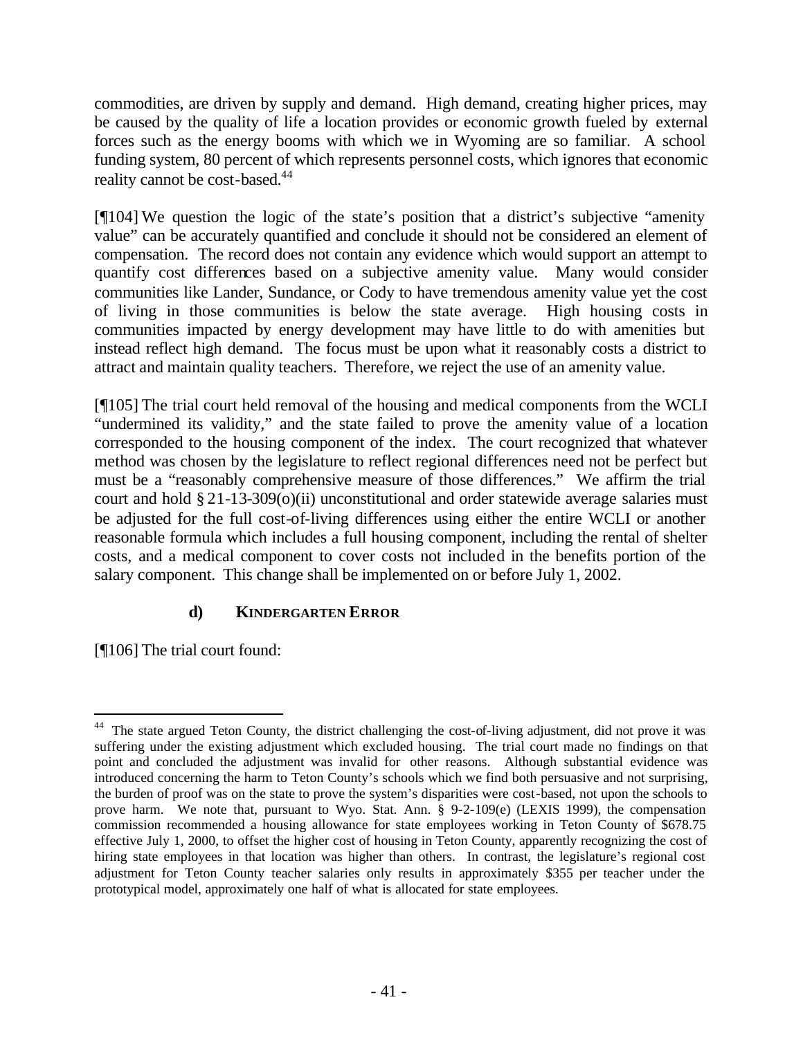commodities, are driven by supply and demand. High demand, creating higher prices, may be caused by the quality of life a location provides or economic growth fueled by external forces such as the energy booms with which we in Wyoming are so familiar. A school funding system, 80 percent of which represents personnel costs, which ignores that economic reality cannot be cost-based.[44]

[¶104] We question the logic of the state's position that a district's subjective "amenity value" can be accurately quantified and conclude it should not be considered an element of compensation. The record does not contain any evidence which would support an attempt to quantify cost differences based on a subjective amenity value. Many would consider communities like Lander, Sundance, or Cody to have tremendous amenity value yet the cost of living in those communities is below the state average. High housing costs in communities impacted by energy development may have little to do with amenities but instead reflect high demand. The focus must be upon what it reasonably costs a district to attract and maintain quality teachers. Therefore, we reject the use of an amenity value.

[¶105] The trial court held removal of the housing and medical components from the WCLI "undermined its validity," and the state failed to prove the amenity value of a location corresponded to the housing component of the index. The court recognized that whatever method was chosen by the legislature to reflect regional differences need not be perfect but must be a "reasonably comprehensive measure of those differences." We affirm the trial court and hold § 21-13-309(o)(ii) unconstitutional and order statewide average salaries must be adjusted for the full cost-of-living differences using either the entire WCLI or another reasonable formula which includes a full housing component, including the rental of shelter costs, and a medical component to cover costs not included in the benefits portion of the salary component. This change shall be implemented on or before July 1, 2002.

#### d) KINDERGARTEN ERROR

[¶106] The trial court found:

---

[44] The state argued Teton County, the district challenging the cost-of-living adjustment, did not prove it was suffering under the existing adjustment which excluded housing. The trial court made no findings on that point and concluded the adjustment was invalid for other reasons. Although substantial evidence was introduced concerning the harm to Teton County's schools which we find both persuasive and not surprising, the burden of proof was on the state to prove the system's disparities were cost-based, not upon the schools to prove harm. We note that, pursuant to Wyo. Stat. Ann. § 9-2-109(e) (LEXIS 1999), the compensation commission recommended a housing allowance for state employees working in Teton County of $678.75 effective July 1, 2000, to offset the higher cost of housing in Teton County, apparently recognizing the cost of hiring state employees in that location was higher than others. In contrast, the legislature's regional cost adjustment for Teton County teacher salaries only results in approximately $355 per teacher under the prototypical model, approximately one half of what is allocated for state employees.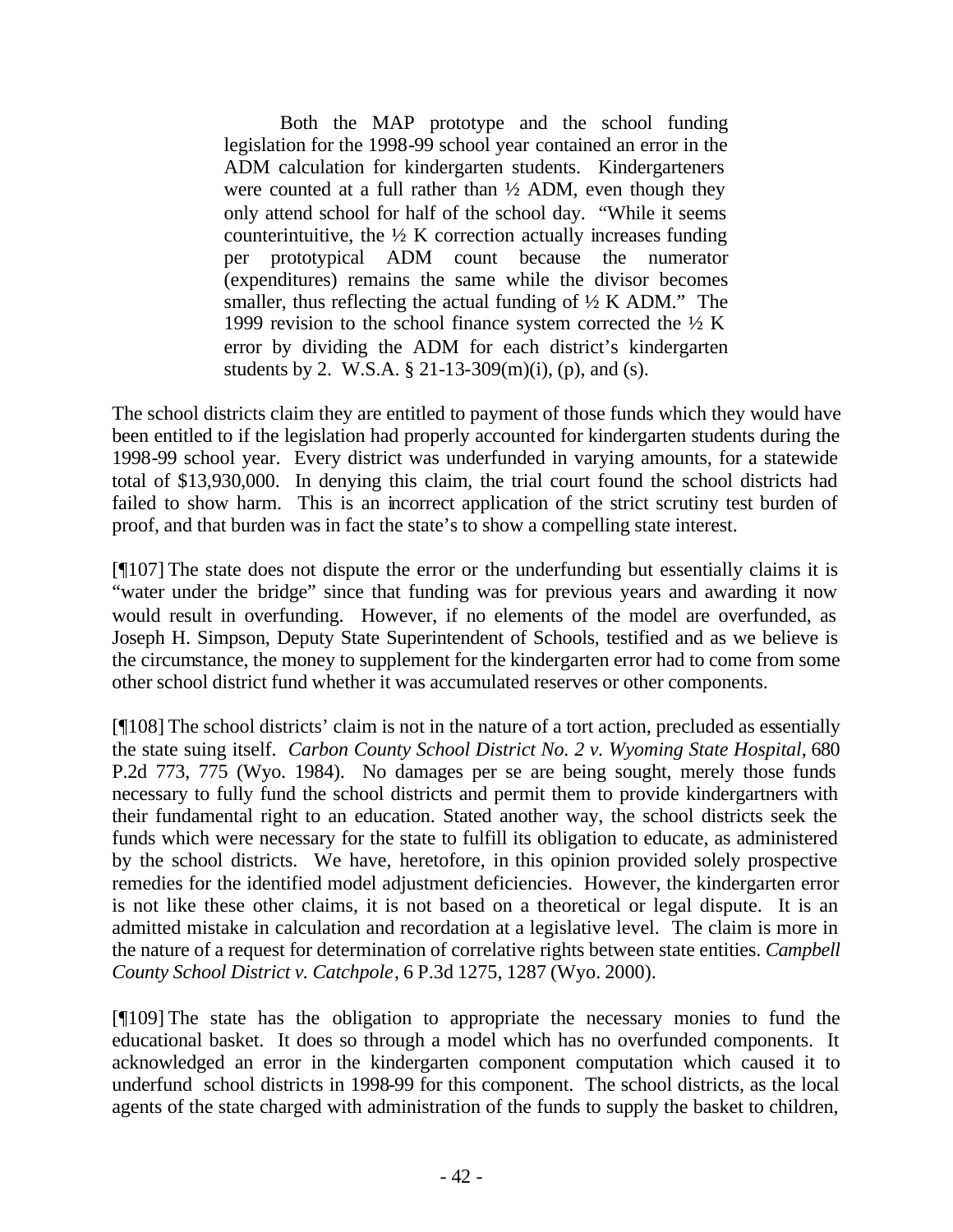> Both the MAP prototype and the school funding legislation for the 1998-99 school year contained an error in the ADM calculation for kindergarten students. Kindergarteners were counted at a full rather than ½ ADM, even though they only attend school for half of the school day. "While it seems counterintuitive, the ½ K correction actually increases funding per prototypical ADM count because the numerator (expenditures) remains the same while the divisor becomes smaller, thus reflecting the actual funding of ½ K ADM." The 1999 revision to the school finance system corrected the ½ K error by dividing the ADM for each district's kindergarten students by 2. W.S.A. § 21-13-309(m)(i), (p), and (s).

The school districts claim they are entitled to payment of those funds which they would have been entitled to if the legislation had properly accounted for kindergarten students during the 1998-99 school year. Every district was underfunded in varying amounts, for a statewide total of $13,930,000. In denying this claim, the trial court found the school districts had failed to show harm. This is an incorrect application of the strict scrutiny test burden of proof, and that burden was in fact the state's to show a compelling state interest.

[¶107] The state does not dispute the error or the underfunding but essentially claims it is "water under the bridge" since that funding was for previous years and awarding it now would result in overfunding. However, if no elements of the model are overfunded, as Joseph H. Simpson, Deputy State Superintendent of Schools, testified and as we believe is the circumstance, the money to supplement for the kindergarten error had to come from some other school district fund whether it was accumulated reserves or other components.

[¶108] The school districts' claim is not in the nature of a tort action, precluded as essentially the state suing itself. *Carbon County School District No. 2 v. Wyoming State Hospital*, 680 P.2d 773, 775 (Wyo. 1984). No damages per se are being sought, merely those funds necessary to fully fund the school districts and permit them to provide kindergartners with their fundamental right to an education. Stated another way, the school districts seek the funds which were necessary for the state to fulfill its obligation to educate, as administered by the school districts. We have, heretofore, in this opinion provided solely prospective remedies for the identified model adjustment deficiencies. However, the kindergarten error is not like these other claims, it is not based on a theoretical or legal dispute. It is an admitted mistake in calculation and recordation at a legislative level. The claim is more in the nature of a request for determination of correlative rights between state entities. *Campbell County School District v. Catchpole*, 6 P.3d 1275, 1287 (Wyo. 2000).

[¶109] The state has the obligation to appropriate the necessary monies to fund the educational basket. It does so through a model which has no overfunded components. It acknowledged an error in the kindergarten component computation which caused it to underfund school districts in 1998-99 for this component. The school districts, as the local agents of the state charged with administration of the funds to supply the basket to children,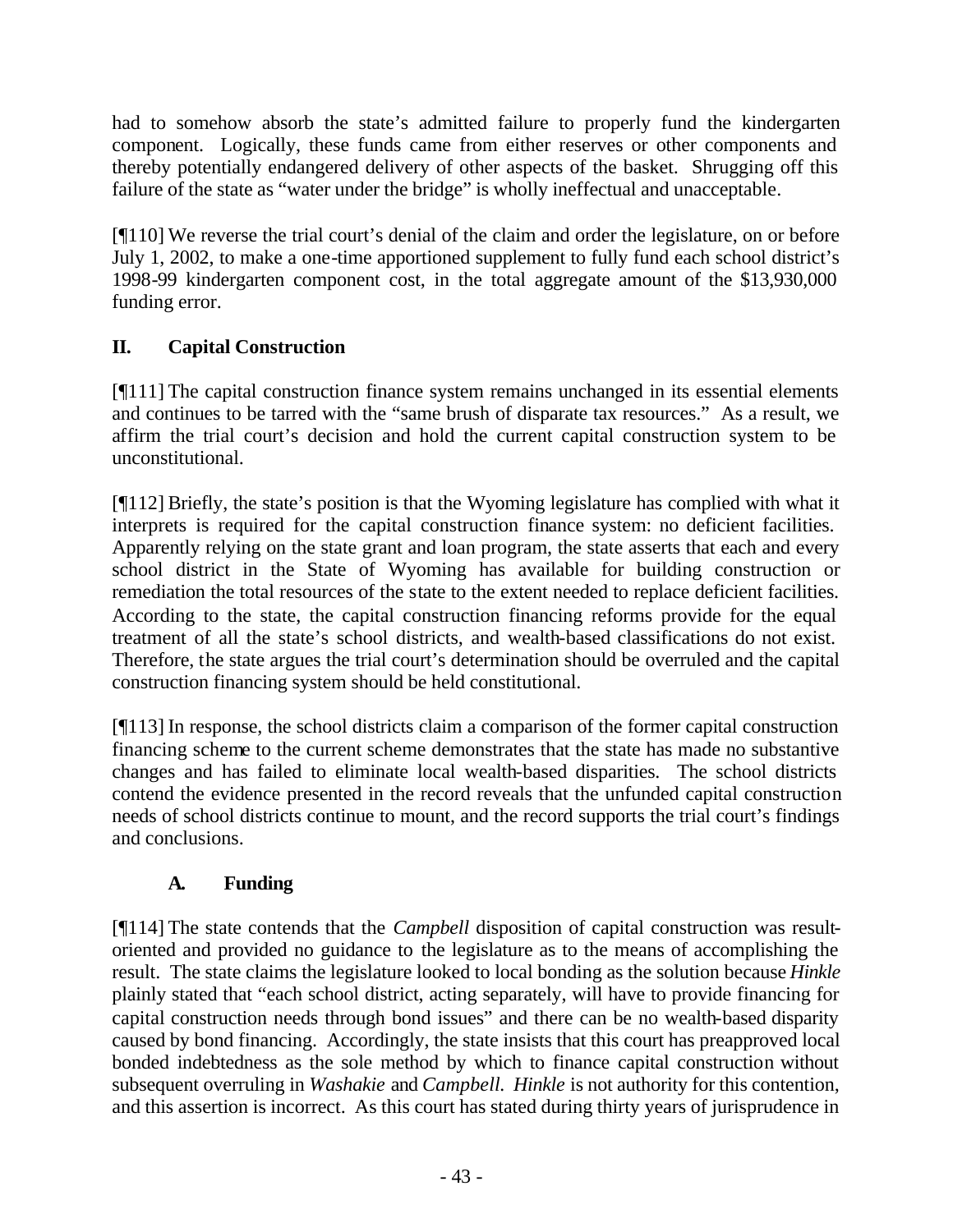had to somehow absorb the state's admitted failure to properly fund the kindergarten component. Logically, these funds came from either reserves or other components and thereby potentially endangered delivery of other aspects of the basket. Shrugging off this failure of the state as "water under the bridge" is wholly ineffectual and unacceptable.

[¶110] We reverse the trial court's denial of the claim and order the legislature, on or before July 1, 2002, to make a one-time apportioned supplement to fully fund each school district's 1998-99 kindergarten component cost, in the total aggregate amount of the $13,930,000 funding error.

## II. Capital Construction

[¶111] The capital construction finance system remains unchanged in its essential elements and continues to be tarred with the "same brush of disparate tax resources." As a result, we affirm the trial court's decision and hold the current capital construction system to be unconstitutional.

[¶112] Briefly, the state's position is that the Wyoming legislature has complied with what it interprets is required for the capital construction finance system: no deficient facilities. Apparently relying on the state grant and loan program, the state asserts that each and every school district in the State of Wyoming has available for building construction or remediation the total resources of the state to the extent needed to replace deficient facilities. According to the state, the capital construction financing reforms provide for the equal treatment of all the state's school districts, and wealth-based classifications do not exist. Therefore, the state argues the trial court's determination should be overruled and the capital construction financing system should be held constitutional.

[¶113] In response, the school districts claim a comparison of the former capital construction financing scheme to the current scheme demonstrates that the state has made no substantive changes and has failed to eliminate local wealth-based disparities. The school districts contend the evidence presented in the record reveals that the unfunded capital construction needs of school districts continue to mount, and the record supports the trial court's findings and conclusions.

### A. Funding

[¶114] The state contends that the *Campbell* disposition of capital construction was result-oriented and provided no guidance to the legislature as to the means of accomplishing the result. The state claims the legislature looked to local bonding as the solution because *Hinkle* plainly stated that "each school district, acting separately, will have to provide financing for capital construction needs through bond issues" and there can be no wealth-based disparity caused by bond financing. Accordingly, the state insists that this court has preapproved local bonded indebtedness as the sole method by which to finance capital construction without subsequent overruling in *Washakie* and *Campbell*. *Hinkle* is not authority for this contention, and this assertion is incorrect. As this court has stated during thirty years of jurisprudence in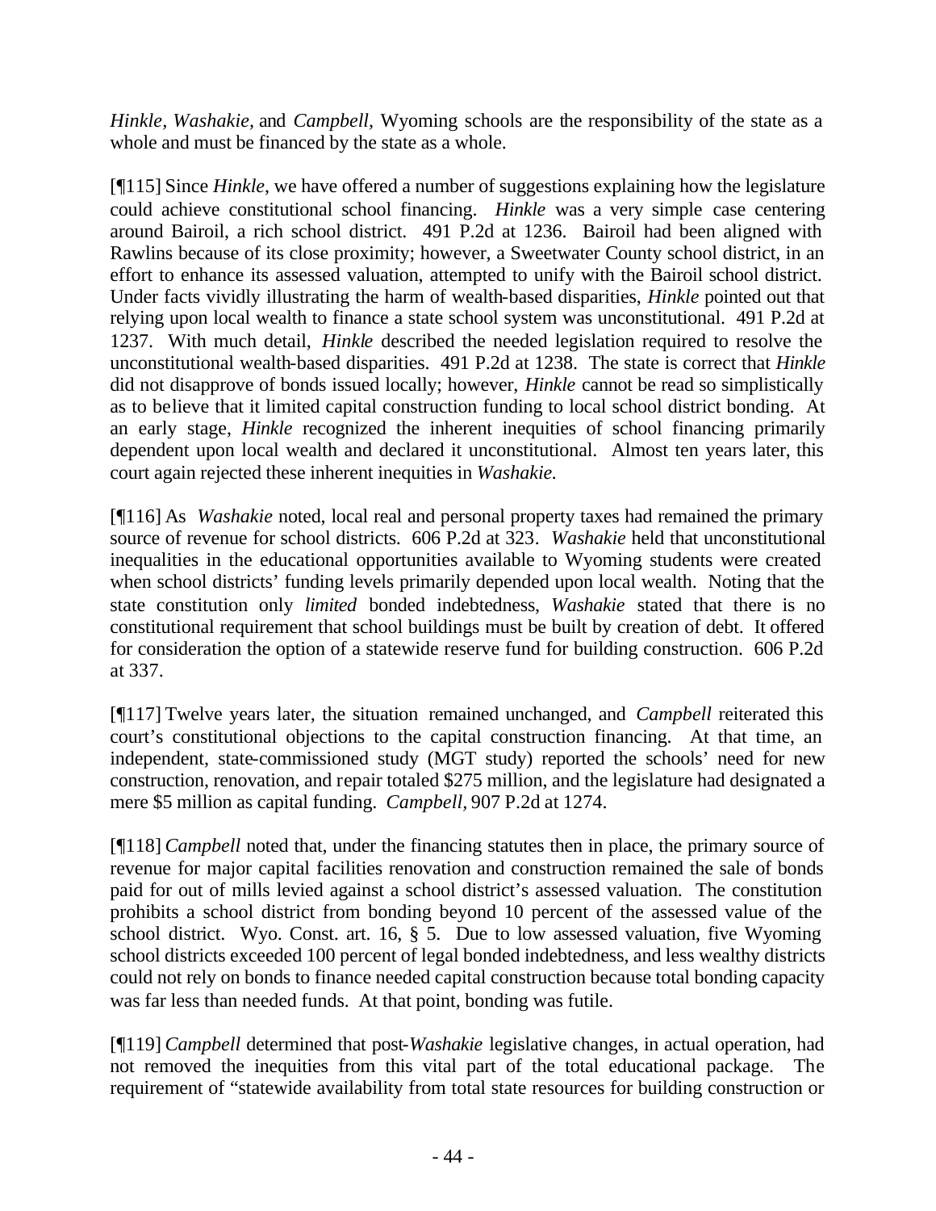*Hinkle, Washakie,* and *Campbell,* Wyoming schools are the responsibility of the state as a whole and must be financed by the state as a whole.

[¶115] Since *Hinkle*, we have offered a number of suggestions explaining how the legislature could achieve constitutional school financing. *Hinkle* was a very simple case centering around Bairoil, a rich school district. 491 P.2d at 1236. Bairoil had been aligned with Rawlins because of its close proximity; however, a Sweetwater County school district, in an effort to enhance its assessed valuation, attempted to unify with the Bairoil school district. Under facts vividly illustrating the harm of wealth-based disparities, *Hinkle* pointed out that relying upon local wealth to finance a state school system was unconstitutional. 491 P.2d at 1237. With much detail, *Hinkle* described the needed legislation required to resolve the unconstitutional wealth-based disparities. 491 P.2d at 1238. The state is correct that *Hinkle* did not disapprove of bonds issued locally; however, *Hinkle* cannot be read so simplistically as to believe that it limited capital construction funding to local school district bonding. At an early stage, *Hinkle* recognized the inherent inequities of school financing primarily dependent upon local wealth and declared it unconstitutional. Almost ten years later, this court again rejected these inherent inequities in *Washakie.*

[¶116] As *Washakie* noted, local real and personal property taxes had remained the primary source of revenue for school districts. 606 P.2d at 323. *Washakie* held that unconstitutional inequalities in the educational opportunities available to Wyoming students were created when school districts' funding levels primarily depended upon local wealth. Noting that the state constitution only *limited* bonded indebtedness, *Washakie* stated that there is no constitutional requirement that school buildings must be built by creation of debt. It offered for consideration the option of a statewide reserve fund for building construction. 606 P.2d at 337.

[¶117] Twelve years later, the situation remained unchanged, and *Campbell* reiterated this court's constitutional objections to the capital construction financing. At that time, an independent, state-commissioned study (MGT study) reported the schools' need for new construction, renovation, and repair totaled $275 million, and the legislature had designated a mere $5 million as capital funding. *Campbell,* 907 P.2d at 1274.

[¶118] *Campbell* noted that, under the financing statutes then in place, the primary source of revenue for major capital facilities renovation and construction remained the sale of bonds paid for out of mills levied against a school district's assessed valuation. The constitution prohibits a school district from bonding beyond 10 percent of the assessed value of the school district. Wyo. Const. art. 16, § 5. Due to low assessed valuation, five Wyoming school districts exceeded 100 percent of legal bonded indebtedness, and less wealthy districts could not rely on bonds to finance needed capital construction because total bonding capacity was far less than needed funds. At that point, bonding was futile.

[¶119] *Campbell* determined that post-*Washakie* legislative changes, in actual operation, had not removed the inequities from this vital part of the total educational package. The requirement of "statewide availability from total state resources for building construction or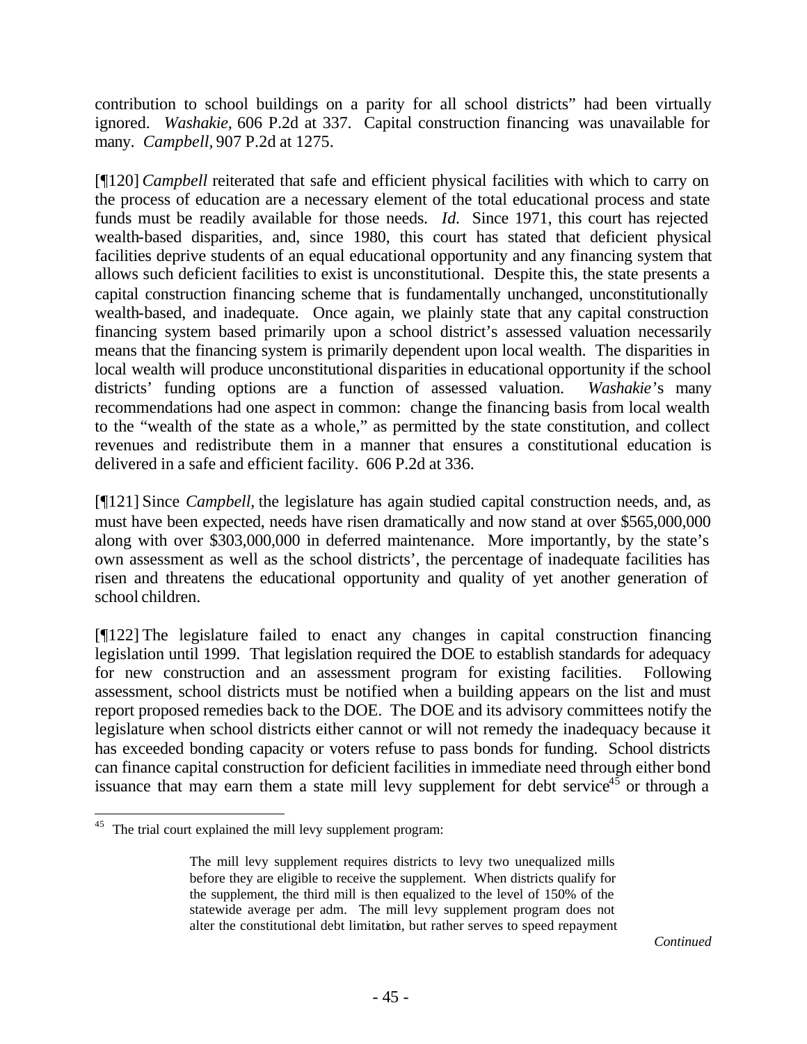contribution to school buildings on a parity for all school districts" had been virtually ignored. *Washakie,* 606 P.2d at 337. Capital construction financing was unavailable for many. *Campbell,* 907 P.2d at 1275.

[¶120] *Campbell* reiterated that safe and efficient physical facilities with which to carry on the process of education are a necessary element of the total educational process and state funds must be readily available for those needs. *Id.* Since 1971, this court has rejected wealth-based disparities, and, since 1980, this court has stated that deficient physical facilities deprive students of an equal educational opportunity and any financing system that allows such deficient facilities to exist is unconstitutional. Despite this, the state presents a capital construction financing scheme that is fundamentally unchanged, unconstitutionally wealth-based, and inadequate. Once again, we plainly state that any capital construction financing system based primarily upon a school district's assessed valuation necessarily means that the financing system is primarily dependent upon local wealth. The disparities in local wealth will produce unconstitutional disparities in educational opportunity if the school districts' funding options are a function of assessed valuation. *Washakie*'s many recommendations had one aspect in common: change the financing basis from local wealth to the "wealth of the state as a whole," as permitted by the state constitution, and collect revenues and redistribute them in a manner that ensures a constitutional education is delivered in a safe and efficient facility. 606 P.2d at 336.

[¶121] Since *Campbell,* the legislature has again studied capital construction needs, and, as must have been expected, needs have risen dramatically and now stand at over $565,000,000 along with over $303,000,000 in deferred maintenance. More importantly, by the state's own assessment as well as the school districts', the percentage of inadequate facilities has risen and threatens the educational opportunity and quality of yet another generation of school children.

[¶122] The legislature failed to enact any changes in capital construction financing legislation until 1999. That legislation required the DOE to establish standards for adequacy for new construction and an assessment program for existing facilities. Following assessment, school districts must be notified when a building appears on the list and must report proposed remedies back to the DOE. The DOE and its advisory committees notify the legislature when school districts either cannot or will not remedy the inadequacy because it has exceeded bonding capacity or voters refuse to pass bonds for funding. School districts can finance capital construction for deficient facilities in immediate need through either bond issuance that may earn them a state mill levy supplement for debt service[45] or through a

---

[45] The trial court explained the mill levy supplement program:

> The mill levy supplement requires districts to levy two unequalized mills before they are eligible to receive the supplement. When districts qualify for the supplement, the third mill is then equalized to the level of 150% of the statewide average per adm. The mill levy supplement program does not alter the constitutional debt limitation, but rather serves to speed repayment

*Continued*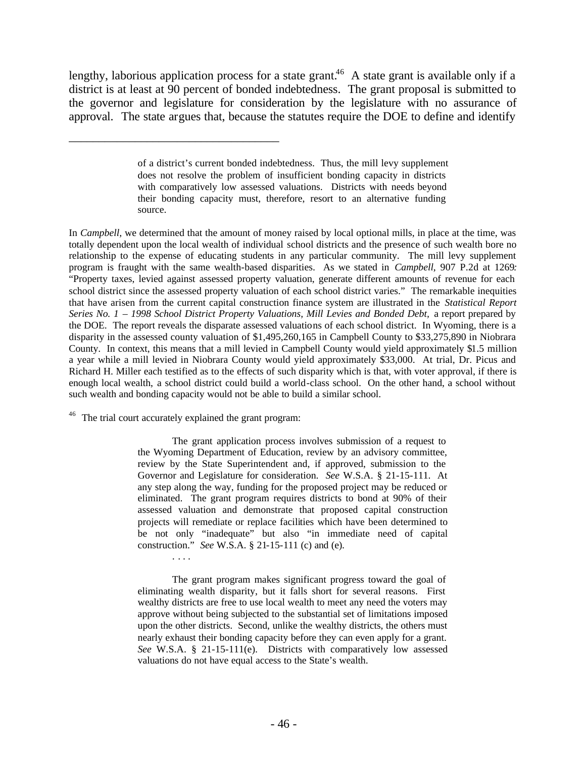lengthy, laborious application process for a state grant.[46] A state grant is available only if a district is at least at 90 percent of bonded indebtedness. The grant proposal is submitted to the governor and legislature for consideration by the legislature with no assurance of approval. The state argues that, because the statutes require the DOE to define and identify

---

> of a district's current bonded indebtedness. Thus, the mill levy supplement does not resolve the problem of insufficient bonding capacity in districts with comparatively low assessed valuations. Districts with needs beyond their bonding capacity must, therefore, resort to an alternative funding source.

In *Campbell*, we determined that the amount of money raised by local optional mills, in place at the time, was totally dependent upon the local wealth of individual school districts and the presence of such wealth bore no relationship to the expense of educating students in any particular community. The mill levy supplement program is fraught with the same wealth-based disparities. As we stated in *Campbell*, 907 P.2d at 1269: "Property taxes, levied against assessed property valuation, generate different amounts of revenue for each school district since the assessed property valuation of each school district varies." The remarkable inequities that have arisen from the current capital construction finance system are illustrated in the *Statistical Report Series No. 1 – 1998 School District Property Valuations, Mill Levies and Bonded Debt*, a report prepared by the DOE. The report reveals the disparate assessed valuations of each school district. In Wyoming, there is a disparity in the assessed county valuation of $1,495,260,165 in Campbell County to $33,275,890 in Niobrara County. In context, this means that a mill levied in Campbell County would yield approximately $1.5 million a year while a mill levied in Niobrara County would yield approximately $33,000. At trial, Dr. Picus and Richard H. Miller each testified as to the effects of such disparity which is that, with voter approval, if there is enough local wealth, a school district could build a world-class school. On the other hand, a school without such wealth and bonding capacity would not be able to build a similar school.

[46] The trial court accurately explained the grant program:

> The grant application process involves submission of a request to the Wyoming Department of Education, review by an advisory committee, review by the State Superintendent and, if approved, submission to the Governor and Legislature for consideration. *See* W.S.A. § 21-15-111. At any step along the way, funding for the proposed project may be reduced or eliminated. The grant program requires districts to bond at 90% of their assessed valuation and demonstrate that proposed capital construction projects will remediate or replace facilities which have been determined to be not only "inadequate" but also "in immediate need of capital construction." *See* W.S.A. § 21-15-111 (c) and (e).
>
> . . . .
>
> The grant program makes significant progress toward the goal of eliminating wealth disparity, but it falls short for several reasons. First wealthy districts are free to use local wealth to meet any need the voters may approve without being subjected to the substantial set of limitations imposed upon the other districts. Second, unlike the wealthy districts, the others must nearly exhaust their bonding capacity before they can even apply for a grant. *See* W.S.A. § 21-15-111(e). Districts with comparatively low assessed valuations do not have equal access to the State's wealth.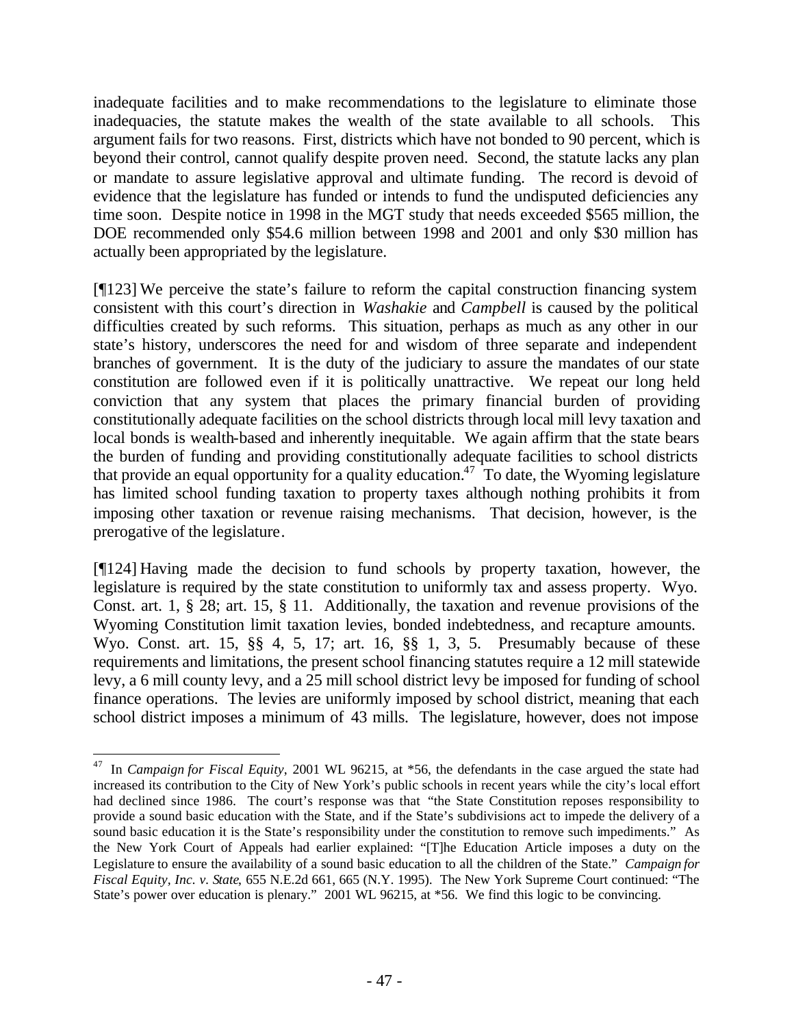inadequate facilities and to make recommendations to the legislature to eliminate those inadequacies, the statute makes the wealth of the state available to all schools. This argument fails for two reasons. First, districts which have not bonded to 90 percent, which is beyond their control, cannot qualify despite proven need. Second, the statute lacks any plan or mandate to assure legislative approval and ultimate funding. The record is devoid of evidence that the legislature has funded or intends to fund the undisputed deficiencies any time soon. Despite notice in 1998 in the MGT study that needs exceeded $565 million, the DOE recommended only $54.6 million between 1998 and 2001 and only $30 million has actually been appropriated by the legislature.

[¶123] We perceive the state's failure to reform the capital construction financing system consistent with this court's direction in *Washakie* and *Campbell* is caused by the political difficulties created by such reforms. This situation, perhaps as much as any other in our state's history, underscores the need for and wisdom of three separate and independent branches of government. It is the duty of the judiciary to assure the mandates of our state constitution are followed even if it is politically unattractive. We repeat our long held conviction that any system that places the primary financial burden of providing constitutionally adequate facilities on the school districts through local mill levy taxation and local bonds is wealth-based and inherently inequitable. We again affirm that the state bears the burden of funding and providing constitutionally adequate facilities to school districts that provide an equal opportunity for a quality education.[47] To date, the Wyoming legislature has limited school funding taxation to property taxes although nothing prohibits it from imposing other taxation or revenue raising mechanisms. That decision, however, is the prerogative of the legislature.

[¶124] Having made the decision to fund schools by property taxation, however, the legislature is required by the state constitution to uniformly tax and assess property. Wyo. Const. art. 1, § 28; art. 15, § 11. Additionally, the taxation and revenue provisions of the Wyoming Constitution limit taxation levies, bonded indebtedness, and recapture amounts. Wyo. Const. art. 15, §§ 4, 5, 17; art. 16, §§ 1, 3, 5. Presumably because of these requirements and limitations, the present school financing statutes require a 12 mill statewide levy, a 6 mill county levy, and a 25 mill school district levy be imposed for funding of school finance operations. The levies are uniformly imposed by school district, meaning that each school district imposes a minimum of 43 mills. The legislature, however, does not impose

---

[47] In *Campaign for Fiscal Equity*, 2001 WL 96215, at \*56, the defendants in the case argued the state had increased its contribution to the City of New York's public schools in recent years while the city's local effort had declined since 1986. The court's response was that "the State Constitution reposes responsibility to provide a sound basic education with the State, and if the State's subdivisions act to impede the delivery of a sound basic education it is the State's responsibility under the constitution to remove such impediments." As the New York Court of Appeals had earlier explained: "[T]he Education Article imposes a duty on the Legislature to ensure the availability of a sound basic education to all the children of the State." *Campaign for Fiscal Equity, Inc. v. State*, 655 N.E.2d 661, 665 (N.Y. 1995). The New York Supreme Court continued: "The State's power over education is plenary." 2001 WL 96215, at \*56. We find this logic to be convincing.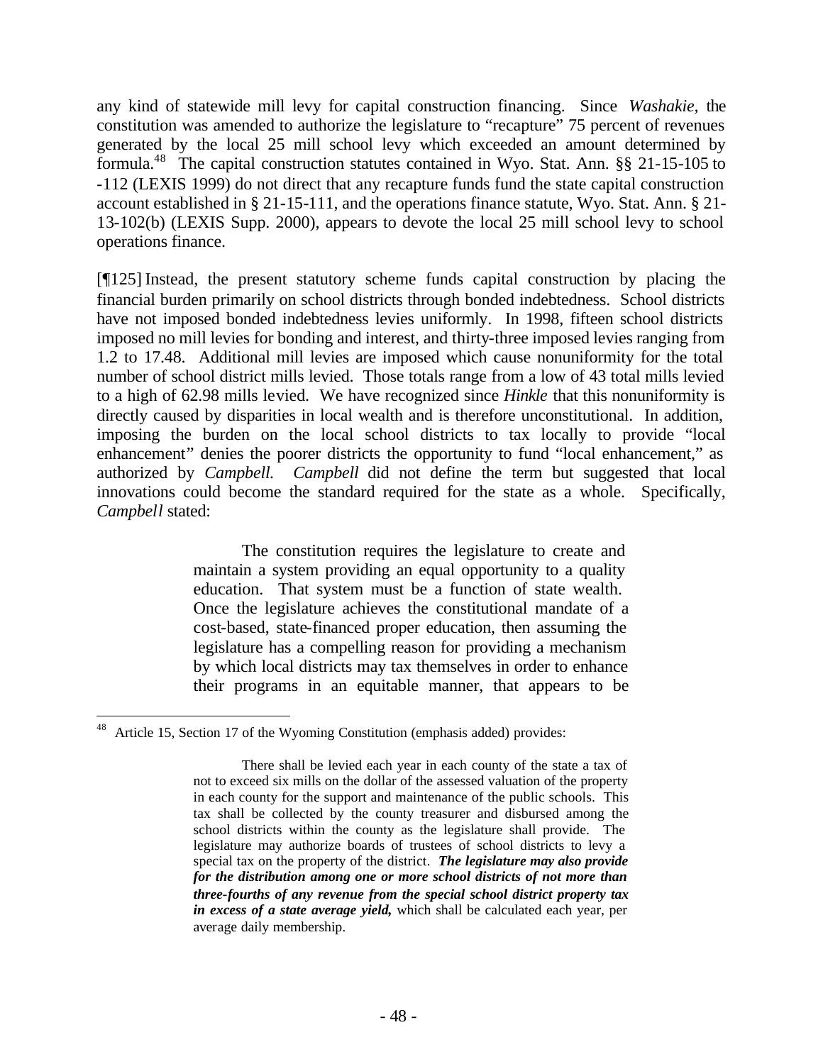any kind of statewide mill levy for capital construction financing. Since *Washakie*, the constitution was amended to authorize the legislature to "recapture" 75 percent of revenues generated by the local 25 mill school levy which exceeded an amount determined by formula.[48] The capital construction statutes contained in Wyo. Stat. Ann. §§ 21-15-105 to -112 (LEXIS 1999) do not direct that any recapture funds fund the state capital construction account established in § 21-15-111, and the operations finance statute, Wyo. Stat. Ann. § 21-13-102(b) (LEXIS Supp. 2000), appears to devote the local 25 mill school levy to school operations finance.

[¶125] Instead, the present statutory scheme funds capital construction by placing the financial burden primarily on school districts through bonded indebtedness. School districts have not imposed bonded indebtedness levies uniformly. In 1998, fifteen school districts imposed no mill levies for bonding and interest, and thirty-three imposed levies ranging from 1.2 to 17.48. Additional mill levies are imposed which cause nonuniformity for the total number of school district mills levied. Those totals range from a low of 43 total mills levied to a high of 62.98 mills levied. We have recognized since *Hinkle* that this nonuniformity is directly caused by disparities in local wealth and is therefore unconstitutional. In addition, imposing the burden on the local school districts to tax locally to provide "local enhancement" denies the poorer districts the opportunity to fund "local enhancement," as authorized by *Campbell. Campbell* did not define the term but suggested that local innovations could become the standard required for the state as a whole. Specifically, *Campbell* stated:

> The constitution requires the legislature to create and maintain a system providing an equal opportunity to a quality education. That system must be a function of state wealth. Once the legislature achieves the constitutional mandate of a cost-based, state-financed proper education, then assuming the legislature has a compelling reason for providing a mechanism by which local districts may tax themselves in order to enhance their programs in an equitable manner, that appears to be

---

[48] Article 15, Section 17 of the Wyoming Constitution (emphasis added) provides:

> There shall be levied each year in each county of the state a tax of not to exceed six mills on the dollar of the assessed valuation of the property in each county for the support and maintenance of the public schools. This tax shall be collected by the county treasurer and disbursed among the school districts within the county as the legislature shall provide. The legislature may authorize boards of trustees of school districts to levy a special tax on the property of the district. ***The legislature may also provide for the distribution among one or more school districts of not more than three-fourths of any revenue from the special school district property tax in excess of a state average yield,*** which shall be calculated each year, per average daily membership.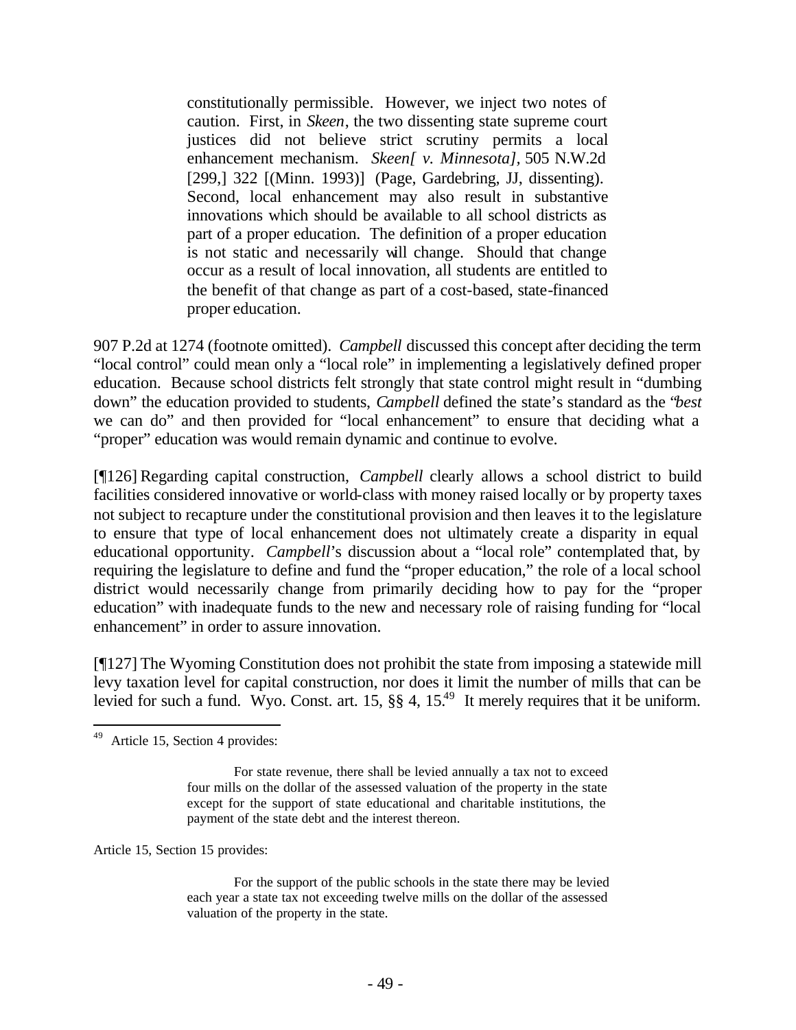> constitutionally permissible. However, we inject two notes of caution. First, in *Skeen*, the two dissenting state supreme court justices did not believe strict scrutiny permits a local enhancement mechanism. *Skeen[ v. Minnesota]*, 505 N.W.2d [299,] 322 [(Minn. 1993)] (Page, Gardebring, JJ, dissenting). Second, local enhancement may also result in substantive innovations which should be available to all school districts as part of a proper education. The definition of a proper education is not static and necessarily will change. Should that change occur as a result of local innovation, all students are entitled to the benefit of that change as part of a cost-based, state-financed proper education.

907 P.2d at 1274 (footnote omitted). *Campbell* discussed this concept after deciding the term "local control" could mean only a "local role" in implementing a legislatively defined proper education. Because school districts felt strongly that state control might result in "dumbing down" the education provided to students, *Campbell* defined the state's standard as the "*best* we can do" and then provided for "local enhancement" to ensure that deciding what a "proper" education was would remain dynamic and continue to evolve.

[¶126] Regarding capital construction, *Campbell* clearly allows a school district to build facilities considered innovative or world-class with money raised locally or by property taxes not subject to recapture under the constitutional provision and then leaves it to the legislature to ensure that type of local enhancement does not ultimately create a disparity in equal educational opportunity. *Campbell*'s discussion about a "local role" contemplated that, by requiring the legislature to define and fund the "proper education," the role of a local school district would necessarily change from primarily deciding how to pay for the "proper education" with inadequate funds to the new and necessary role of raising funding for "local enhancement" in order to assure innovation.

[¶127] The Wyoming Constitution does not prohibit the state from imposing a statewide mill levy taxation level for capital construction, nor does it limit the number of mills that can be levied for such a fund. Wyo. Const. art. 15, §§ 4, 15.[49] It merely requires that it be uniform.

---

[49] Article 15, Section 4 provides:

> For state revenue, there shall be levied annually a tax not to exceed four mills on the dollar of the assessed valuation of the property in the state except for the support of state educational and charitable institutions, the payment of the state debt and the interest thereon.

Article 15, Section 15 provides:

> For the support of the public schools in the state there may be levied each year a state tax not exceeding twelve mills on the dollar of the assessed valuation of the property in the state.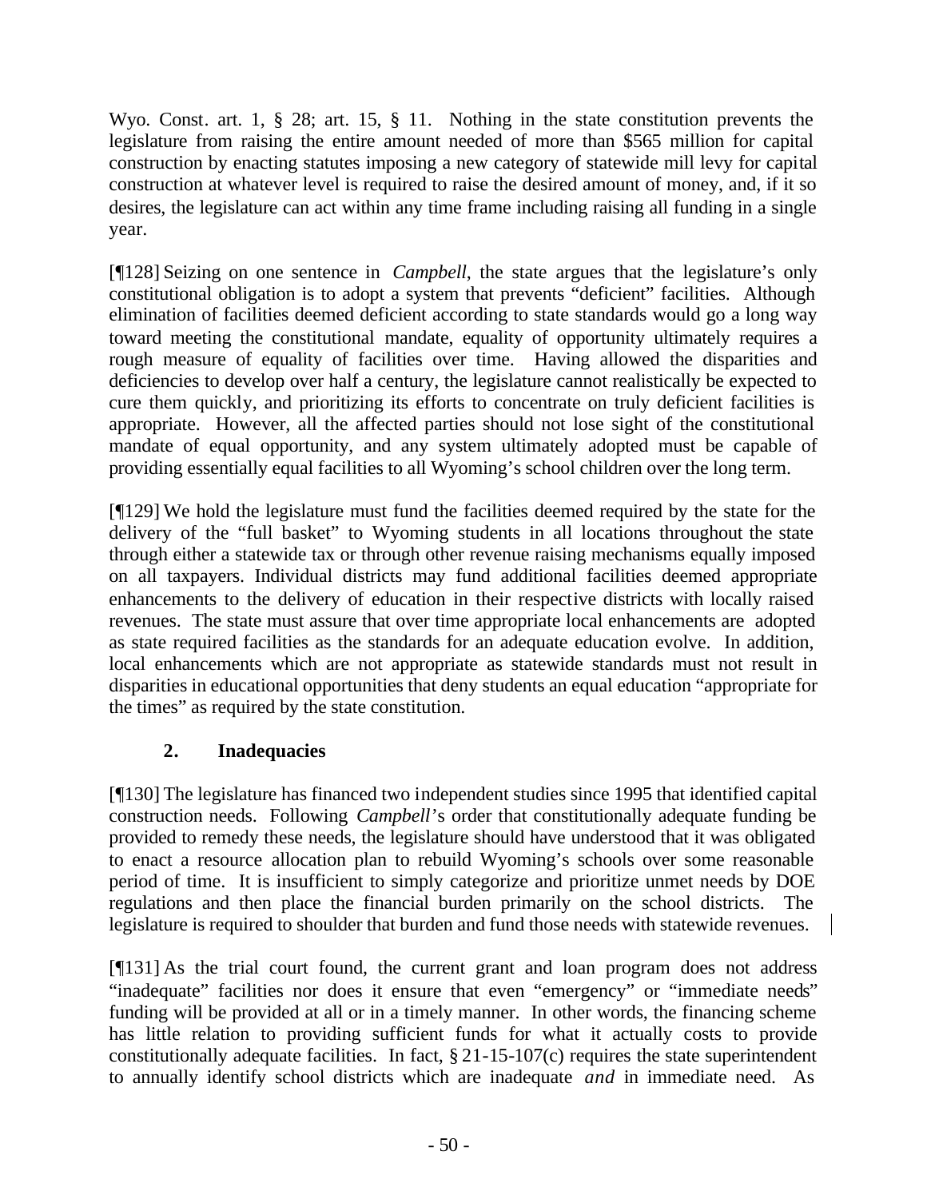Wyo. Const. art. 1, § 28; art. 15, § 11. Nothing in the state constitution prevents the legislature from raising the entire amount needed of more than $565 million for capital construction by enacting statutes imposing a new category of statewide mill levy for capital construction at whatever level is required to raise the desired amount of money, and, if it so desires, the legislature can act within any time frame including raising all funding in a single year.

[¶128] Seizing on one sentence in *Campbell*, the state argues that the legislature's only constitutional obligation is to adopt a system that prevents "deficient" facilities. Although elimination of facilities deemed deficient according to state standards would go a long way toward meeting the constitutional mandate, equality of opportunity ultimately requires a rough measure of equality of facilities over time. Having allowed the disparities and deficiencies to develop over half a century, the legislature cannot realistically be expected to cure them quickly, and prioritizing its efforts to concentrate on truly deficient facilities is appropriate. However, all the affected parties should not lose sight of the constitutional mandate of equal opportunity, and any system ultimately adopted must be capable of providing essentially equal facilities to all Wyoming's school children over the long term.

[¶129] We hold the legislature must fund the facilities deemed required by the state for the delivery of the "full basket" to Wyoming students in all locations throughout the state through either a statewide tax or through other revenue raising mechanisms equally imposed on all taxpayers. Individual districts may fund additional facilities deemed appropriate enhancements to the delivery of education in their respective districts with locally raised revenues. The state must assure that over time appropriate local enhancements are adopted as state required facilities as the standards for an adequate education evolve. In addition, local enhancements which are not appropriate as statewide standards must not result in disparities in educational opportunities that deny students an equal education "appropriate for the times" as required by the state constitution.

### 2. Inadequacies

[¶130] The legislature has financed two independent studies since 1995 that identified capital construction needs. Following *Campbell*'s order that constitutionally adequate funding be provided to remedy these needs, the legislature should have understood that it was obligated to enact a resource allocation plan to rebuild Wyoming's schools over some reasonable period of time. It is insufficient to simply categorize and prioritize unmet needs by DOE regulations and then place the financial burden primarily on the school districts. The legislature is required to shoulder that burden and fund those needs with statewide revenues.

[¶131] As the trial court found, the current grant and loan program does not address "inadequate" facilities nor does it ensure that even "emergency" or "immediate needs" funding will be provided at all or in a timely manner. In other words, the financing scheme has little relation to providing sufficient funds for what it actually costs to provide constitutionally adequate facilities. In fact, § 21-15-107(c) requires the state superintendent to annually identify school districts which are inadequate *and* in immediate need. As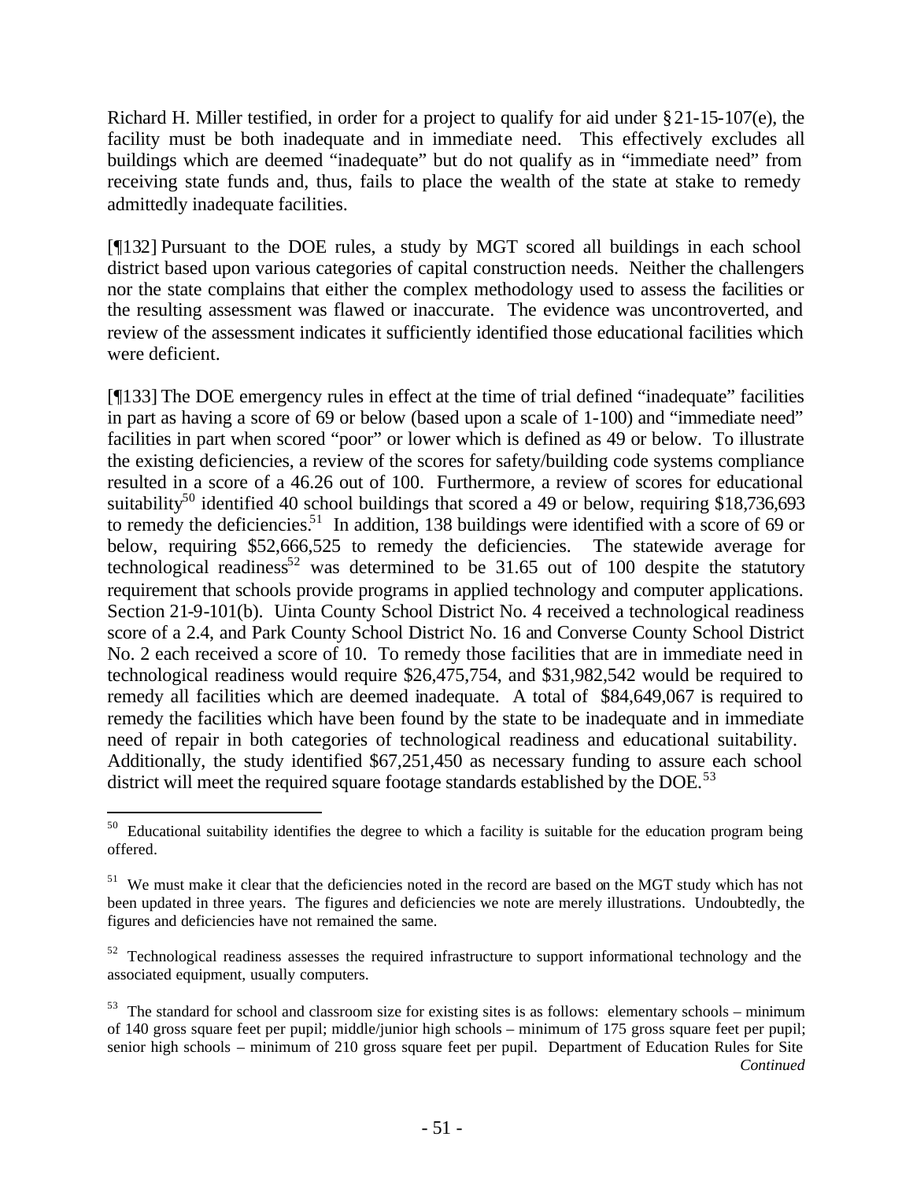Richard H. Miller testified, in order for a project to qualify for aid under § 21-15-107(e), the facility must be both inadequate and in immediate need. This effectively excludes all buildings which are deemed "inadequate" but do not qualify as in "immediate need" from receiving state funds and, thus, fails to place the wealth of the state at stake to remedy admittedly inadequate facilities.

[¶132] Pursuant to the DOE rules, a study by MGT scored all buildings in each school district based upon various categories of capital construction needs. Neither the challengers nor the state complains that either the complex methodology used to assess the facilities or the resulting assessment was flawed or inaccurate. The evidence was uncontroverted, and review of the assessment indicates it sufficiently identified those educational facilities which were deficient.

[¶133] The DOE emergency rules in effect at the time of trial defined "inadequate" facilities in part as having a score of 69 or below (based upon a scale of 1-100) and "immediate need" facilities in part when scored "poor" or lower which is defined as 49 or below. To illustrate the existing deficiencies, a review of the scores for safety/building code systems compliance resulted in a score of a 46.26 out of 100. Furthermore, a review of scores for educational suitability[50] identified 40 school buildings that scored a 49 or below, requiring $18,736,693 to remedy the deficiencies.[51] In addition, 138 buildings were identified with a score of 69 or below, requiring $52,666,525 to remedy the deficiencies. The statewide average for technological readiness[52] was determined to be 31.65 out of 100 despite the statutory requirement that schools provide programs in applied technology and computer applications. Section 21-9-101(b). Uinta County School District No. 4 received a technological readiness score of a 2.4, and Park County School District No. 16 and Converse County School District No. 2 each received a score of 10. To remedy those facilities that are in immediate need in technological readiness would require $26,475,754, and $31,982,542 would be required to remedy all facilities which are deemed inadequate. A total of $84,649,067 is required to remedy the facilities which have been found by the state to be inadequate and in immediate need of repair in both categories of technological readiness and educational suitability. Additionally, the study identified $67,251,450 as necessary funding to assure each school district will meet the required square footage standards established by the DOE.[53]

---

[50] Educational suitability identifies the degree to which a facility is suitable for the education program being offered.

[51] We must make it clear that the deficiencies noted in the record are based on the MGT study which has not been updated in three years. The figures and deficiencies we note are merely illustrations. Undoubtedly, the figures and deficiencies have not remained the same.

[52] Technological readiness assesses the required infrastructure to support informational technology and the associated equipment, usually computers.

[53] The standard for school and classroom size for existing sites is as follows: elementary schools – minimum of 140 gross square feet per pupil; middle/junior high schools – minimum of 175 gross square feet per pupil; senior high schools – minimum of 210 gross square feet per pupil. Department of Education Rules for Site *Continued*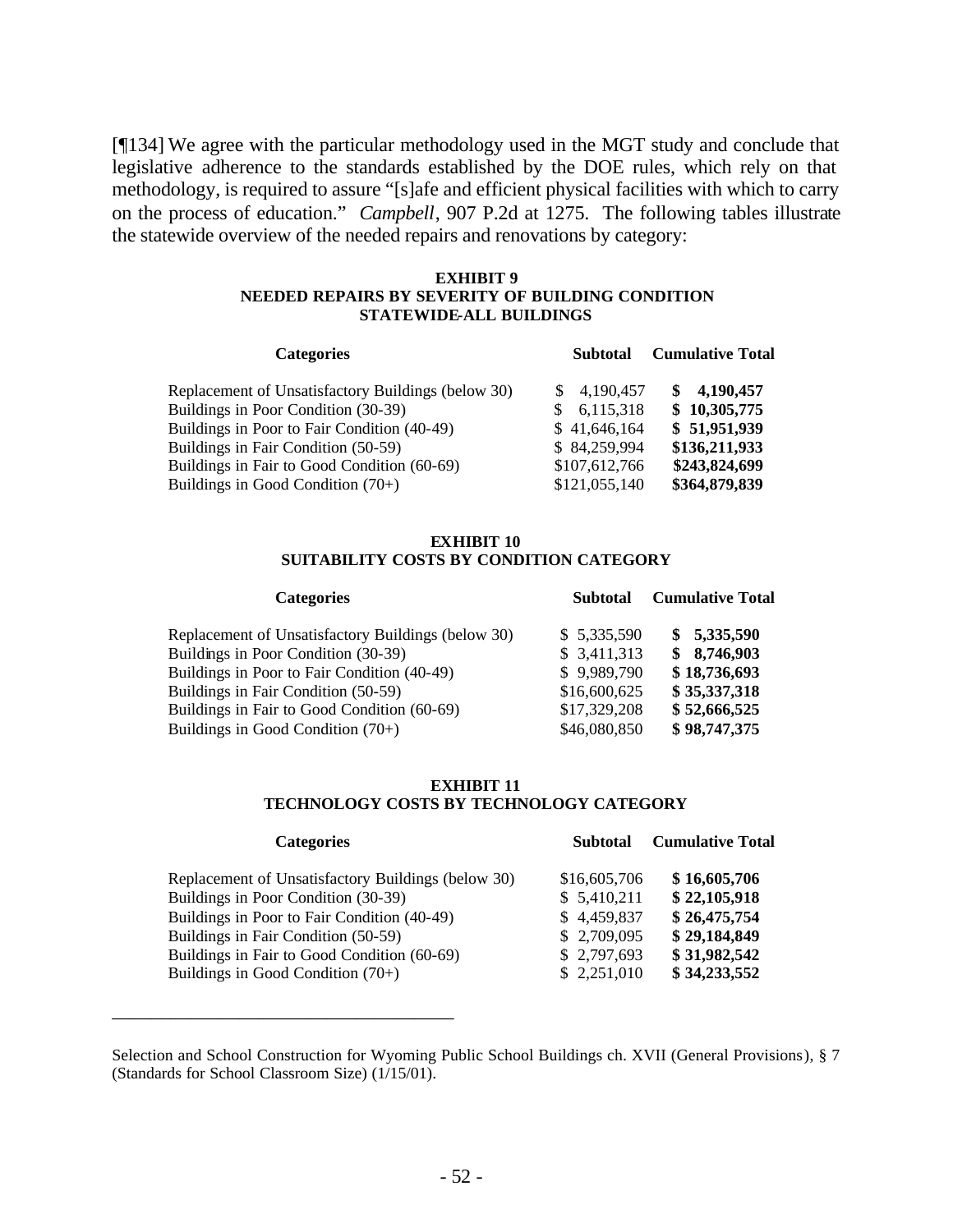[¶134] We agree with the particular methodology used in the MGT study and conclude that legislative adherence to the standards established by the DOE rules, which rely on that methodology, is required to assure "[s]afe and efficient physical facilities with which to carry on the process of education." *Campbell*, 907 P.2d at 1275. The following tables illustrate the statewide overview of the needed repairs and renovations by category:

**EXHIBIT 9**
**NEEDED REPAIRS BY SEVERITY OF BUILDING CONDITION**
**STATEWIDE-ALL BUILDINGS**

| Categories | Subtotal | Cumulative Total |
|---|---|---|
| Replacement of Unsatisfactory Buildings (below 30) | $ 4,190,457 | **$ 4,190,457** |
| Buildings in Poor Condition (30-39) | $ 6,115,318 | **$ 10,305,775** |
| Buildings in Poor to Fair Condition (40-49) | $ 41,646,164 | **$ 51,951,939** |
| Buildings in Fair Condition (50-59) | $ 84,259,994 | **$136,211,933** |
| Buildings in Fair to Good Condition (60-69) | $107,612,766 | **$243,824,699** |
| Buildings in Good Condition (70+) | $121,055,140 | **$364,879,839** |

**EXHIBIT 10**
**SUITABILITY COSTS BY CONDITION CATEGORY**

| Categories | Subtotal | Cumulative Total |
|---|---|---|
| Replacement of Unsatisfactory Buildings (below 30) | $ 5,335,590 | **$ 5,335,590** |
| Buildings in Poor Condition (30-39) | $ 3,411,313 | **$ 8,746,903** |
| Buildings in Poor to Fair Condition (40-49) | $ 9,989,790 | **$ 18,736,693** |
| Buildings in Fair Condition (50-59) | $16,600,625 | **$ 35,337,318** |
| Buildings in Fair to Good Condition (60-69) | $17,329,208 | **$ 52,666,525** |
| Buildings in Good Condition (70+) | $46,080,850 | **$ 98,747,375** |

**EXHIBIT 11**
**TECHNOLOGY COSTS BY TECHNOLOGY CATEGORY**

| Categories | Subtotal | Cumulative Total |
|---|---|---|
| Replacement of Unsatisfactory Buildings (below 30) | $16,605,706 | **$ 16,605,706** |
| Buildings in Poor Condition (30-39) | $ 5,410,211 | **$ 22,105,918** |
| Buildings in Poor to Fair Condition (40-49) | $ 4,459,837 | **$ 26,475,754** |
| Buildings in Fair Condition (50-59) | $ 2,709,095 | **$ 29,184,849** |
| Buildings in Fair to Good Condition (60-69) | $ 2,797,693 | **$ 31,982,542** |
| Buildings in Good Condition (70+) | $ 2,251,010 | **$ 34,233,552** |

---

Selection and School Construction for Wyoming Public School Buildings ch. XVII (General Provisions), § 7 (Standards for School Classroom Size) (1/15/01).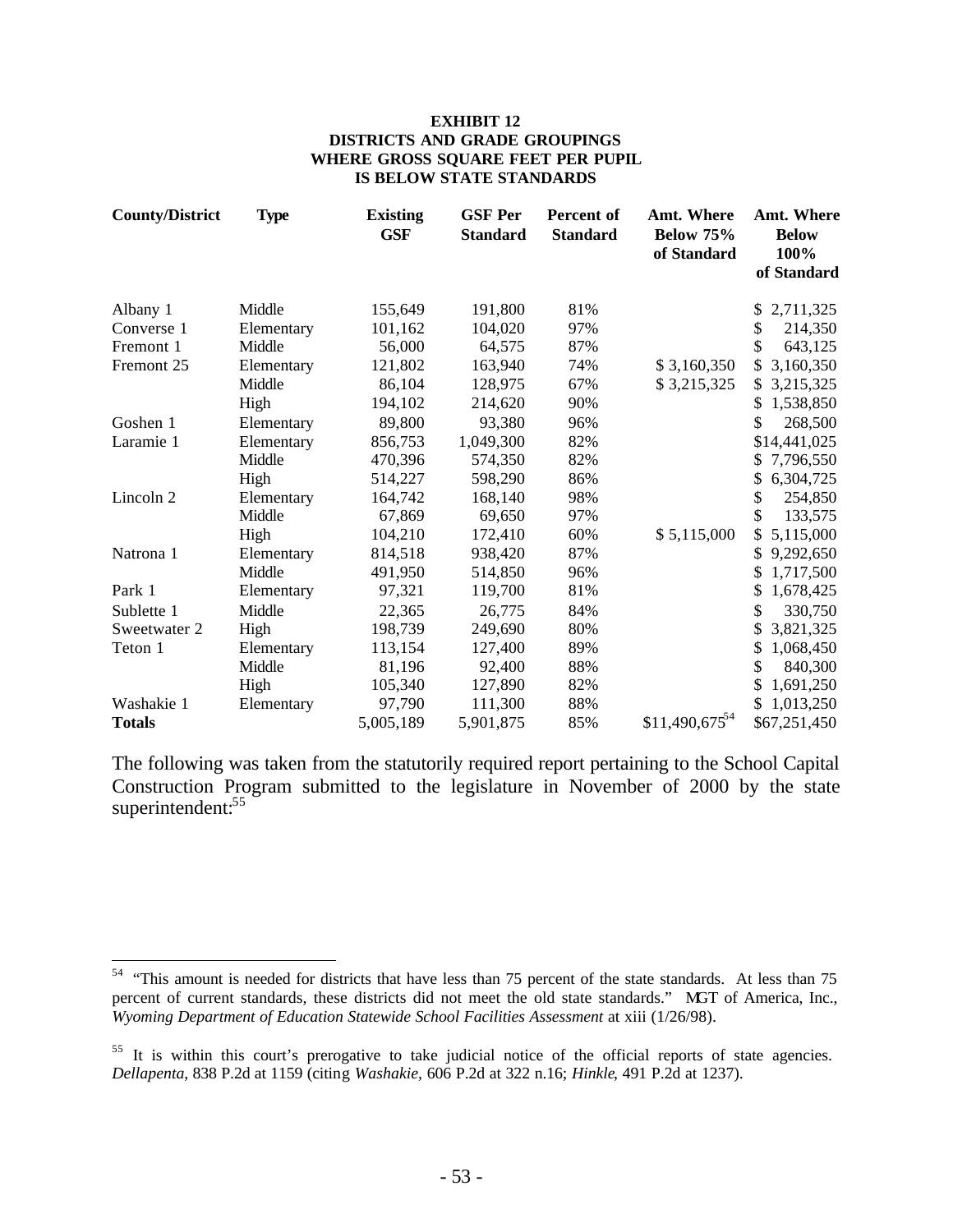**EXHIBIT 12**
**DISTRICTS AND GRADE GROUPINGS WHERE GROSS SQUARE FEET PER PUPIL IS BELOW STATE STANDARDS**

| County/District | Type | Existing GSF | GSF Per Standard | Percent of Standard | Amt. Where Below 75% of Standard | Amt. Where Below 100% of Standard |
|---|---|---|---|---|---|---|
| Albany 1 | Middle | 155,649 | 191,800 | 81% | | $ 2,711,325 |
| Converse 1 | Elementary | 101,162 | 104,020 | 97% | | $ 214,350 |
| Fremont 1 | Middle | 56,000 | 64,575 | 87% | | $ 643,125 |
| Fremont 25 | Elementary | 121,802 | 163,940 | 74% | $ 3,160,350 | $ 3,160,350 |
| | Middle | 86,104 | 128,975 | 67% | $ 3,215,325 | $ 3,215,325 |
| | High | 194,102 | 214,620 | 90% | | $ 1,538,850 |
| Goshen 1 | Elementary | 89,800 | 93,380 | 96% | | $ 268,500 |
| Laramie 1 | Elementary | 856,753 | 1,049,300 | 82% | | $14,441,025 |
| | Middle | 470,396 | 574,350 | 82% | | $ 7,796,550 |
| | High | 514,227 | 598,290 | 86% | | $ 6,304,725 |
| Lincoln 2 | Elementary | 164,742 | 168,140 | 98% | | $ 254,850 |
| | Middle | 67,869 | 69,650 | 97% | | $ 133,575 |
| | High | 104,210 | 172,410 | 60% | $ 5,115,000 | $ 5,115,000 |
| Natrona 1 | Elementary | 814,518 | 938,420 | 87% | | $ 9,292,650 |
| | Middle | 491,950 | 514,850 | 96% | | $ 1,717,500 |
| Park 1 | Elementary | 97,321 | 119,700 | 81% | | $ 1,678,425 |
| Sublette 1 | Middle | 22,365 | 26,775 | 84% | | $ 330,750 |
| Sweetwater 2 | High | 198,739 | 249,690 | 80% | | $ 3,821,325 |
| Teton 1 | Elementary | 113,154 | 127,400 | 89% | | $ 1,068,450 |
| | Middle | 81,196 | 92,400 | 88% | | $ 840,300 |
| | High | 105,340 | 127,890 | 82% | | $ 1,691,250 |
| Washakie 1 | Elementary | 97,790 | 111,300 | 88% | | $ 1,013,250 |
| **Totals** | | 5,005,189 | 5,901,875 | 85% | $11,490,675[54] | $67,251,450 |

The following was taken from the statutorily required report pertaining to the School Capital Construction Program submitted to the legislature in November of 2000 by the state superintendent:[55]

---

[54] "This amount is needed for districts that have less than 75 percent of the state standards. At less than 75 percent of current standards, these districts did not meet the old state standards." MGT of America, Inc., *Wyoming Department of Education Statewide School Facilities Assessment* at xiii (1/26/98).

[55] It is within this court's prerogative to take judicial notice of the official reports of state agencies. *Dellapenta*, 838 P.2d at 1159 (citing *Washakie*, 606 P.2d at 322 n.16; *Hinkle*, 491 P.2d at 1237).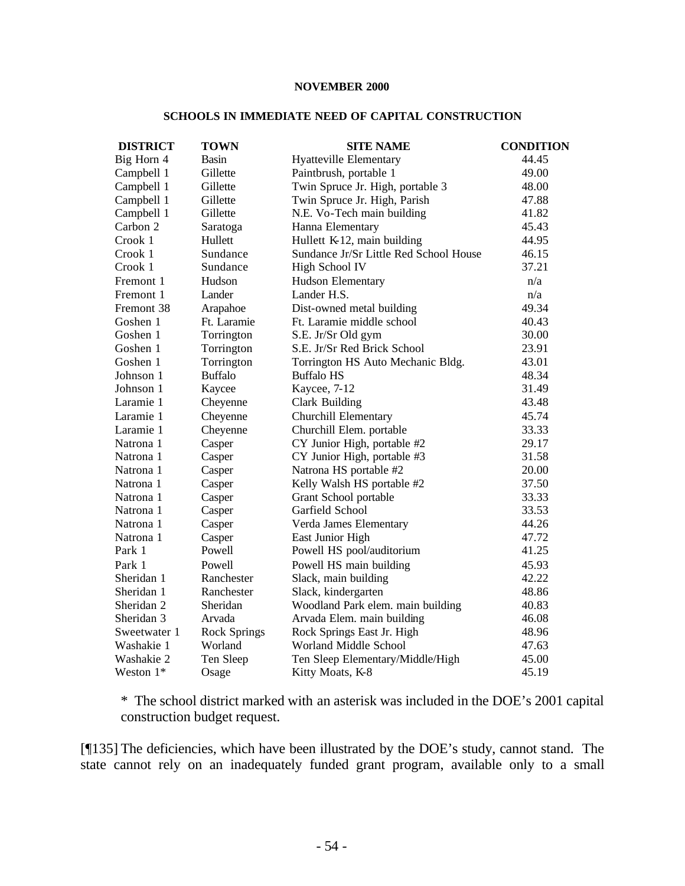**NOVEMBER 2000**

**SCHOOLS IN IMMEDIATE NEED OF CAPITAL CONSTRUCTION**

| DISTRICT | TOWN | SITE NAME | CONDITION |
|---|---|---|---|
| Big Horn 4 | Basin | Hyatteville Elementary | 44.45 |
| Campbell 1 | Gillette | Paintbrush, portable 1 | 49.00 |
| Campbell 1 | Gillette | Twin Spruce Jr. High, portable 3 | 48.00 |
| Campbell 1 | Gillette | Twin Spruce Jr. High, Parish | 47.88 |
| Campbell 1 | Gillette | N.E. Vo-Tech main building | 41.82 |
| Carbon 2 | Saratoga | Hanna Elementary | 45.43 |
| Crook 1 | Hullett | Hullett K-12, main building | 44.95 |
| Crook 1 | Sundance | Sundance Jr/Sr Little Red School House | 46.15 |
| Crook 1 | Sundance | High School IV | 37.21 |
| Fremont 1 | Hudson | Hudson Elementary | n/a |
| Fremont 1 | Lander | Lander H.S. | n/a |
| Fremont 38 | Arapahoe | Dist-owned metal building | 49.34 |
| Goshen 1 | Ft. Laramie | Ft. Laramie middle school | 40.43 |
| Goshen 1 | Torrington | S.E. Jr/Sr Old gym | 30.00 |
| Goshen 1 | Torrington | S.E. Jr/Sr Red Brick School | 23.91 |
| Goshen 1 | Torrington | Torrington HS Auto Mechanic Bldg. | 43.01 |
| Johnson 1 | Buffalo | Buffalo HS | 48.34 |
| Johnson 1 | Kaycee | Kaycee, 7-12 | 31.49 |
| Laramie 1 | Cheyenne | Clark Building | 43.48 |
| Laramie 1 | Cheyenne | Churchill Elementary | 45.74 |
| Laramie 1 | Cheyenne | Churchill Elem. portable | 33.33 |
| Natrona 1 | Casper | CY Junior High, portable #2 | 29.17 |
| Natrona 1 | Casper | CY Junior High, portable #3 | 31.58 |
| Natrona 1 | Casper | Natrona HS portable #2 | 20.00 |
| Natrona 1 | Casper | Kelly Walsh HS portable #2 | 37.50 |
| Natrona 1 | Casper | Grant School portable | 33.33 |
| Natrona 1 | Casper | Garfield School | 33.53 |
| Natrona 1 | Casper | Verda James Elementary | 44.26 |
| Natrona 1 | Casper | East Junior High | 47.72 |
| Park 1 | Powell | Powell HS pool/auditorium | 41.25 |
| Park 1 | Powell | Powell HS main building | 45.93 |
| Sheridan 1 | Ranchester | Slack, main building | 42.22 |
| Sheridan 1 | Ranchester | Slack, kindergarten | 48.86 |
| Sheridan 2 | Sheridan | Woodland Park elem. main building | 40.83 |
| Sheridan 3 | Arvada | Arvada Elem. main building | 46.08 |
| Sweetwater 1 | Rock Springs | Rock Springs East Jr. High | 48.96 |
| Washakie 1 | Worland | Worland Middle School | 47.63 |
| Washakie 2 | Ten Sleep | Ten Sleep Elementary/Middle/High | 45.00 |
| Weston 1* | Osage | Kitty Moats, K-8 | 45.19 |

\* The school district marked with an asterisk was included in the DOE's 2001 capital construction budget request.

[¶135] The deficiencies, which have been illustrated by the DOE's study, cannot stand. The state cannot rely on an inadequately funded grant program, available only to a small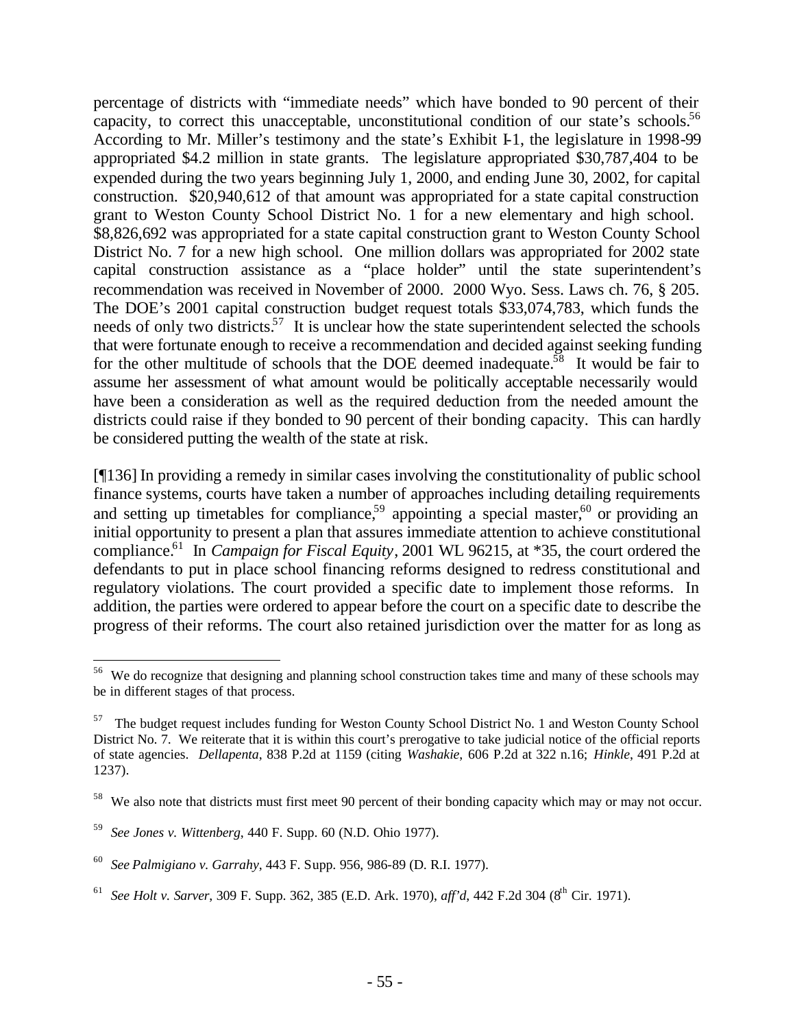percentage of districts with "immediate needs" which have bonded to 90 percent of their capacity, to correct this unacceptable, unconstitutional condition of our state's schools.[56] According to Mr. Miller's testimony and the state's Exhibit I-1, the legislature in 1998-99 appropriated $4.2 million in state grants. The legislature appropriated $30,787,404 to be expended during the two years beginning July 1, 2000, and ending June 30, 2002, for capital construction. $20,940,612 of that amount was appropriated for a state capital construction grant to Weston County School District No. 1 for a new elementary and high school. $8,826,692 was appropriated for a state capital construction grant to Weston County School District No. 7 for a new high school. One million dollars was appropriated for 2002 state capital construction assistance as a "place holder" until the state superintendent's recommendation was received in November of 2000. 2000 Wyo. Sess. Laws ch. 76, § 205. The DOE's 2001 capital construction budget request totals $33,074,783, which funds the needs of only two districts.[57] It is unclear how the state superintendent selected the schools that were fortunate enough to receive a recommendation and decided against seeking funding for the other multitude of schools that the DOE deemed inadequate.[58] It would be fair to assume her assessment of what amount would be politically acceptable necessarily would have been a consideration as well as the required deduction from the needed amount the districts could raise if they bonded to 90 percent of their bonding capacity. This can hardly be considered putting the wealth of the state at risk.

[¶136] In providing a remedy in similar cases involving the constitutionality of public school finance systems, courts have taken a number of approaches including detailing requirements and setting up timetables for compliance,[59] appointing a special master,[60] or providing an initial opportunity to present a plan that assures immediate attention to achieve constitutional compliance.[61] In *Campaign for Fiscal Equity*, 2001 WL 96215, at *35, the court ordered the defendants to put in place school financing reforms designed to redress constitutional and regulatory violations. The court provided a specific date to implement those reforms. In addition, the parties were ordered to appear before the court on a specific date to describe the progress of their reforms. The court also retained jurisdiction over the matter for as long as

---

[56] We do recognize that designing and planning school construction takes time and many of these schools may be in different stages of that process.

[57] The budget request includes funding for Weston County School District No. 1 and Weston County School District No. 7. We reiterate that it is within this court's prerogative to take judicial notice of the official reports of state agencies. *Dellapenta*, 838 P.2d at 1159 (citing *Washakie*, 606 P.2d at 322 n.16; *Hinkle*, 491 P.2d at 1237).

[58] We also note that districts must first meet 90 percent of their bonding capacity which may or may not occur.

[59] *See Jones v. Wittenberg*, 440 F. Supp. 60 (N.D. Ohio 1977).

[60] *See Palmigiano v. Garrahy*, 443 F. Supp. 956, 986-89 (D. R.I. 1977).

[61] *See Holt v. Sarver*, 309 F. Supp. 362, 385 (E.D. Ark. 1970), *aff'd*, 442 F.2d 304 (8th Cir. 1971).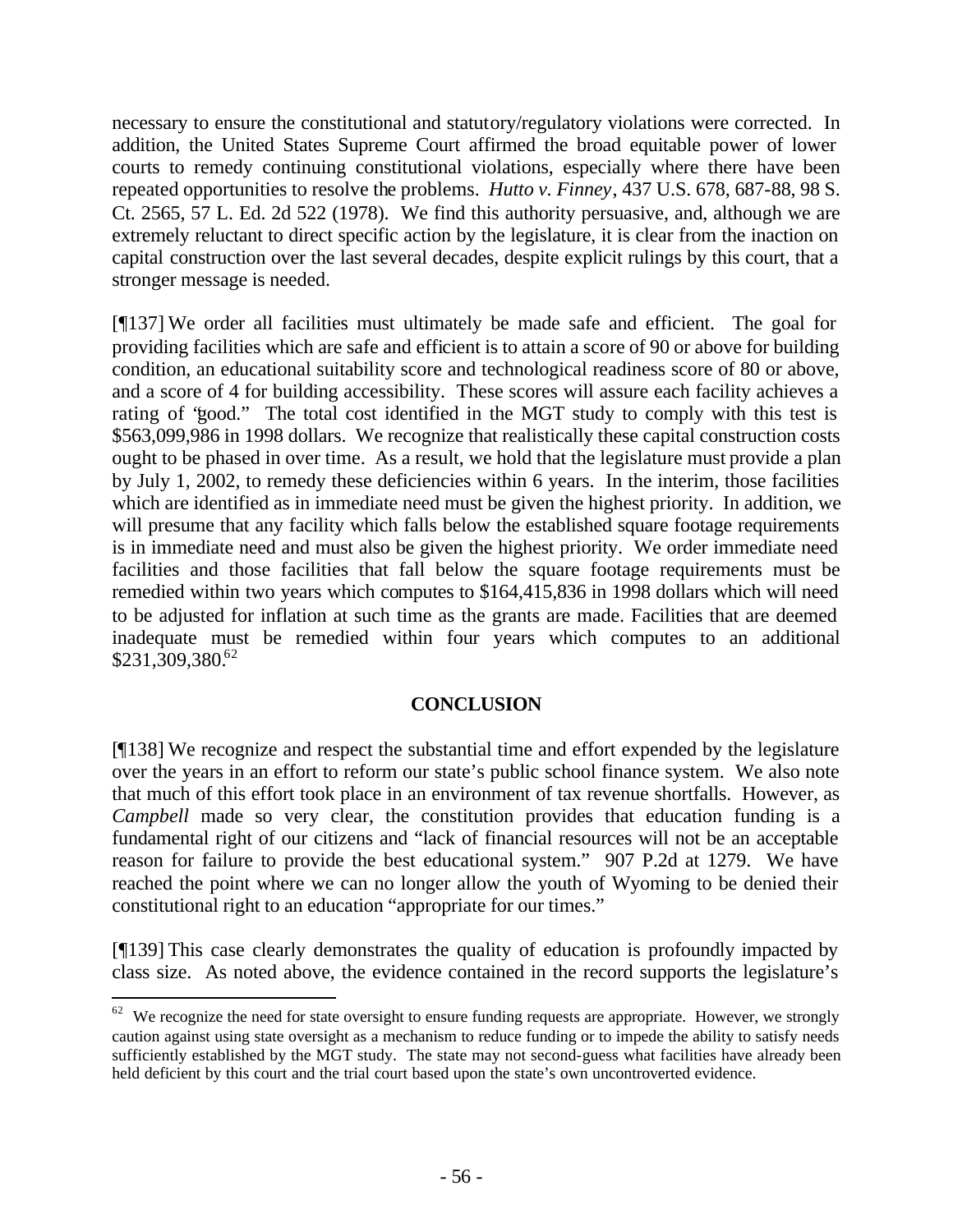necessary to ensure the constitutional and statutory/regulatory violations were corrected. In addition, the United States Supreme Court affirmed the broad equitable power of lower courts to remedy continuing constitutional violations, especially where there have been repeated opportunities to resolve the problems. *Hutto v. Finney*, 437 U.S. 678, 687-88, 98 S. Ct. 2565, 57 L. Ed. 2d 522 (1978). We find this authority persuasive, and, although we are extremely reluctant to direct specific action by the legislature, it is clear from the inaction on capital construction over the last several decades, despite explicit rulings by this court, that a stronger message is needed.

[¶137] We order all facilities must ultimately be made safe and efficient. The goal for providing facilities which are safe and efficient is to attain a score of 90 or above for building condition, an educational suitability score and technological readiness score of 80 or above, and a score of 4 for building accessibility. These scores will assure each facility achieves a rating of "good." The total cost identified in the MGT study to comply with this test is $563,099,986 in 1998 dollars. We recognize that realistically these capital construction costs ought to be phased in over time. As a result, we hold that the legislature must provide a plan by July 1, 2002, to remedy these deficiencies within 6 years. In the interim, those facilities which are identified as in immediate need must be given the highest priority. In addition, we will presume that any facility which falls below the established square footage requirements is in immediate need and must also be given the highest priority. We order immediate need facilities and those facilities that fall below the square footage requirements must be remedied within two years which computes to $164,415,836 in 1998 dollars which will need to be adjusted for inflation at such time as the grants are made. Facilities that are deemed inadequate must be remedied within four years which computes to an additional $231,309,380.[62]

## CONCLUSION

[¶138] We recognize and respect the substantial time and effort expended by the legislature over the years in an effort to reform our state's public school finance system. We also note that much of this effort took place in an environment of tax revenue shortfalls. However, as *Campbell* made so very clear, the constitution provides that education funding is a fundamental right of our citizens and "lack of financial resources will not be an acceptable reason for failure to provide the best educational system." 907 P.2d at 1279. We have reached the point where we can no longer allow the youth of Wyoming to be denied their constitutional right to an education "appropriate for our times."

[¶139] This case clearly demonstrates the quality of education is profoundly impacted by class size. As noted above, the evidence contained in the record supports the legislature's

---

[62] We recognize the need for state oversight to ensure funding requests are appropriate. However, we strongly caution against using state oversight as a mechanism to reduce funding or to impede the ability to satisfy needs sufficiently established by the MGT study. The state may not second-guess what facilities have already been held deficient by this court and the trial court based upon the state's own uncontroverted evidence.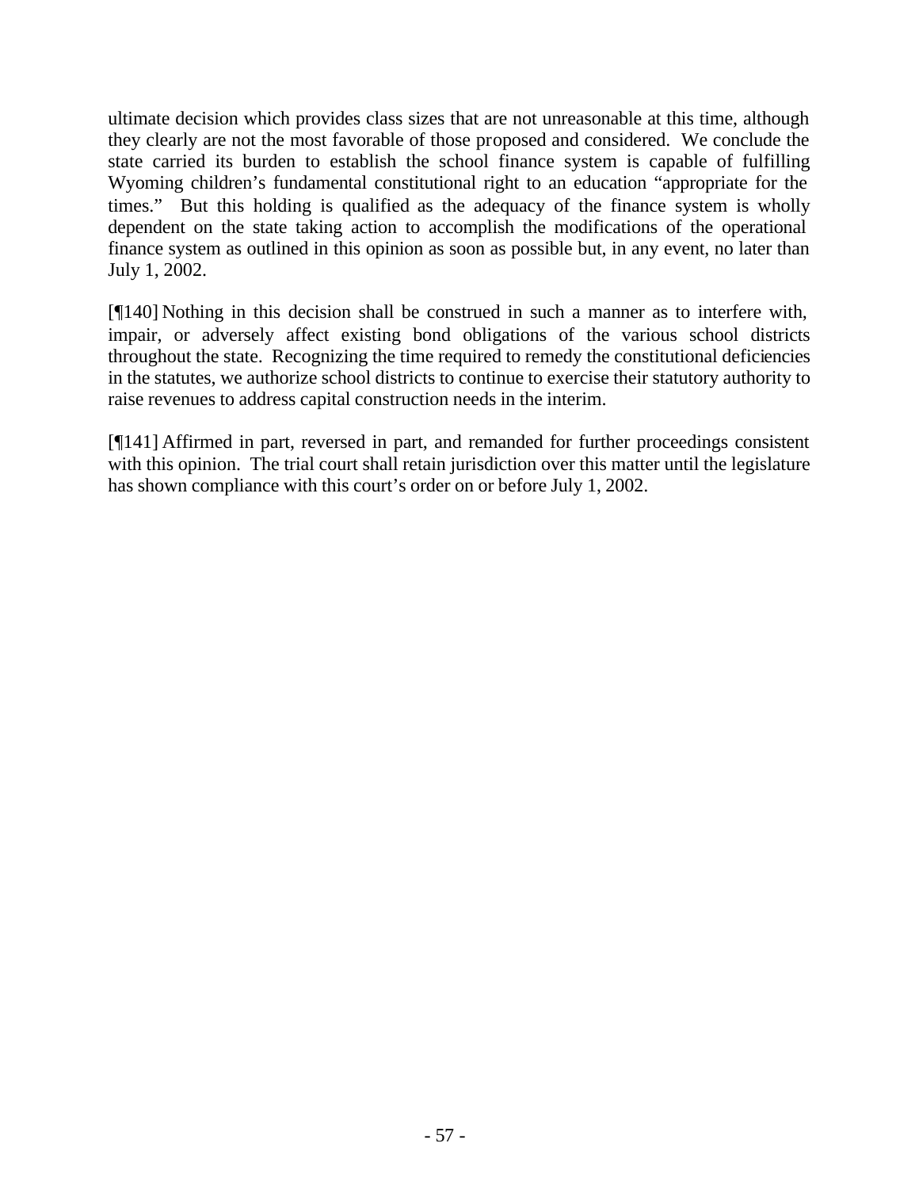ultimate decision which provides class sizes that are not unreasonable at this time, although they clearly are not the most favorable of those proposed and considered. We conclude the state carried its burden to establish the school finance system is capable of fulfilling Wyoming children's fundamental constitutional right to an education "appropriate for the times." But this holding is qualified as the adequacy of the finance system is wholly dependent on the state taking action to accomplish the modifications of the operational finance system as outlined in this opinion as soon as possible but, in any event, no later than July 1, 2002.

[¶140] Nothing in this decision shall be construed in such a manner as to interfere with, impair, or adversely affect existing bond obligations of the various school districts throughout the state. Recognizing the time required to remedy the constitutional deficiencies in the statutes, we authorize school districts to continue to exercise their statutory authority to raise revenues to address capital construction needs in the interim.

[¶141] Affirmed in part, reversed in part, and remanded for further proceedings consistent with this opinion. The trial court shall retain jurisdiction over this matter until the legislature has shown compliance with this court's order on or before July 1, 2002.